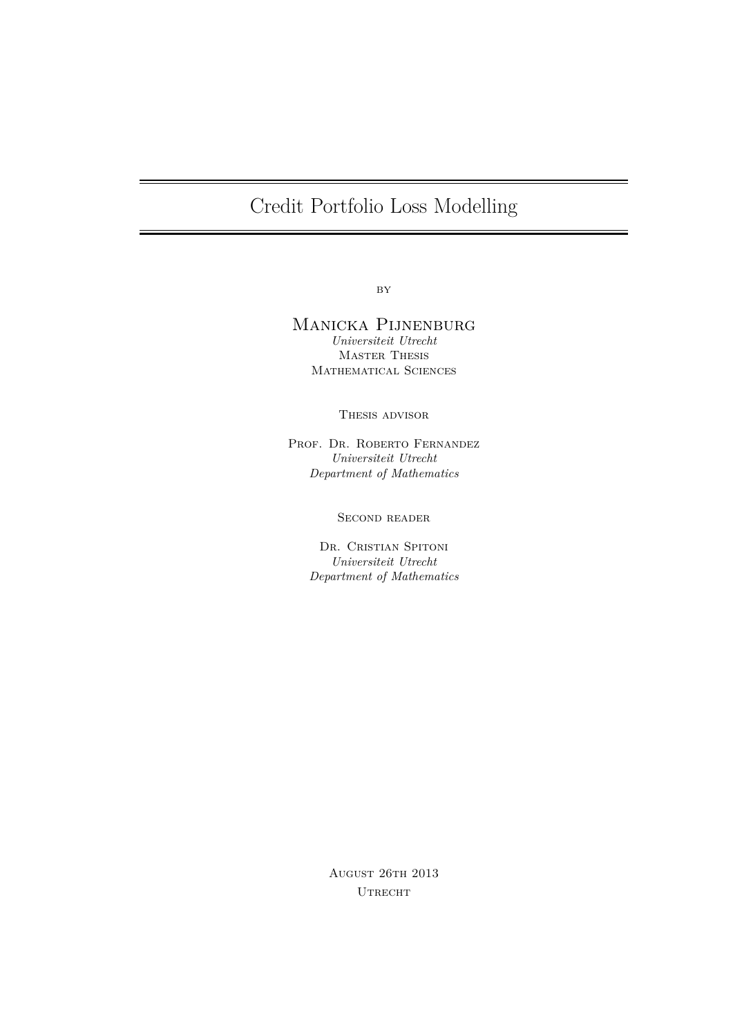# Credit Portfolio Loss Modelling

by

Manicka Pijnenburg

*Universiteit Utrecht*

Master Thesis

Mathematical Sciences

Thesis advisor

Prof. Dr. Roberto Fernandez

*Universiteit Utrecht*

*Department of Mathematics*

Second reader

Dr. Cristian Spitoni

*Universiteit Utrecht*

*Department of Mathematics*

August 26th 2013

Utrecht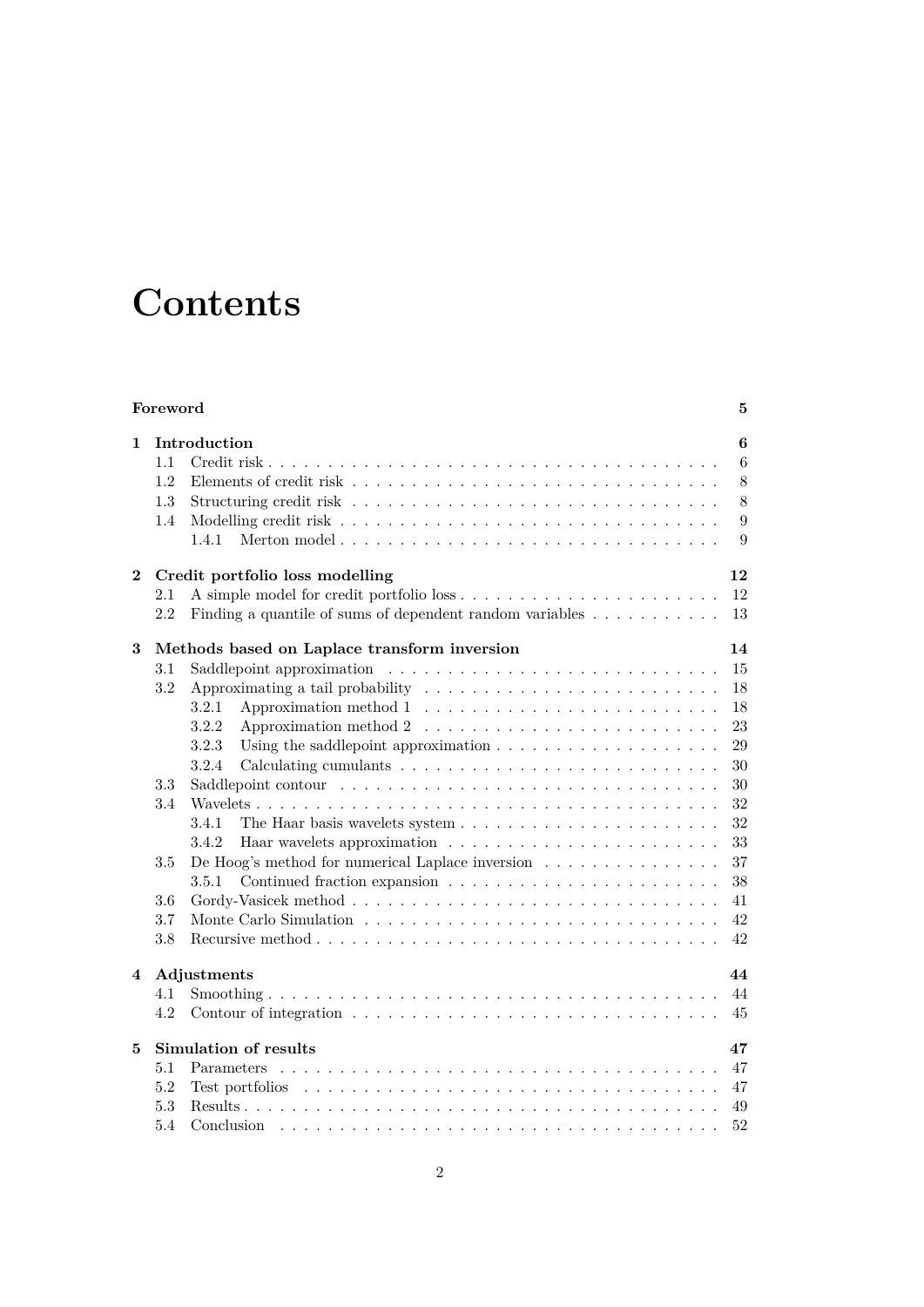# Contents

**Foreword** **5**

**1 Introduction** **6**
- 1.1 Credit risk . . . 6
- 1.2 Elements of credit risk . . . 8
- 1.3 Structuring credit risk . . . 8
- 1.4 Modelling credit risk . . . 9
  - 1.4.1 Merton model . . . 9

**2 Credit portfolio loss modelling** **12**
- 2.1 A simple model for credit portfolio loss . . . 12
- 2.2 Finding a quantile of sums of dependent random variables . . . 13

**3 Methods based on Laplace transform inversion** **14**
- 3.1 Saddlepoint approximation . . . 15
- 3.2 Approximating a tail probability . . . 18
  - 3.2.1 Approximation method 1 . . . 18
  - 3.2.2 Approximation method 2 . . . 23
  - 3.2.3 Using the saddlepoint approximation . . . 29
  - 3.2.4 Calculating cumulants . . . 30
- 3.3 Saddlepoint contour . . . 30
- 3.4 Wavelets . . . 32
  - 3.4.1 The Haar basis wavelets system . . . 32
  - 3.4.2 Haar wavelets approximation . . . 33
- 3.5 De Hoog's method for numerical Laplace inversion . . . 37
  - 3.5.1 Continued fraction expansion . . . 38
- 3.6 Gordy-Vasicek method . . . 41
- 3.7 Monte Carlo Simulation . . . 42
- 3.8 Recursive method . . . 42

**4 Adjustments** **44**
- 4.1 Smoothing . . . 44
- 4.2 Contour of integration . . . 45

**5 Simulation of results** **47**
- 5.1 Parameters . . . 47
- 5.2 Test portfolios . . . 47
- 5.3 Results . . . 49
- 5.4 Conclusion . . . 52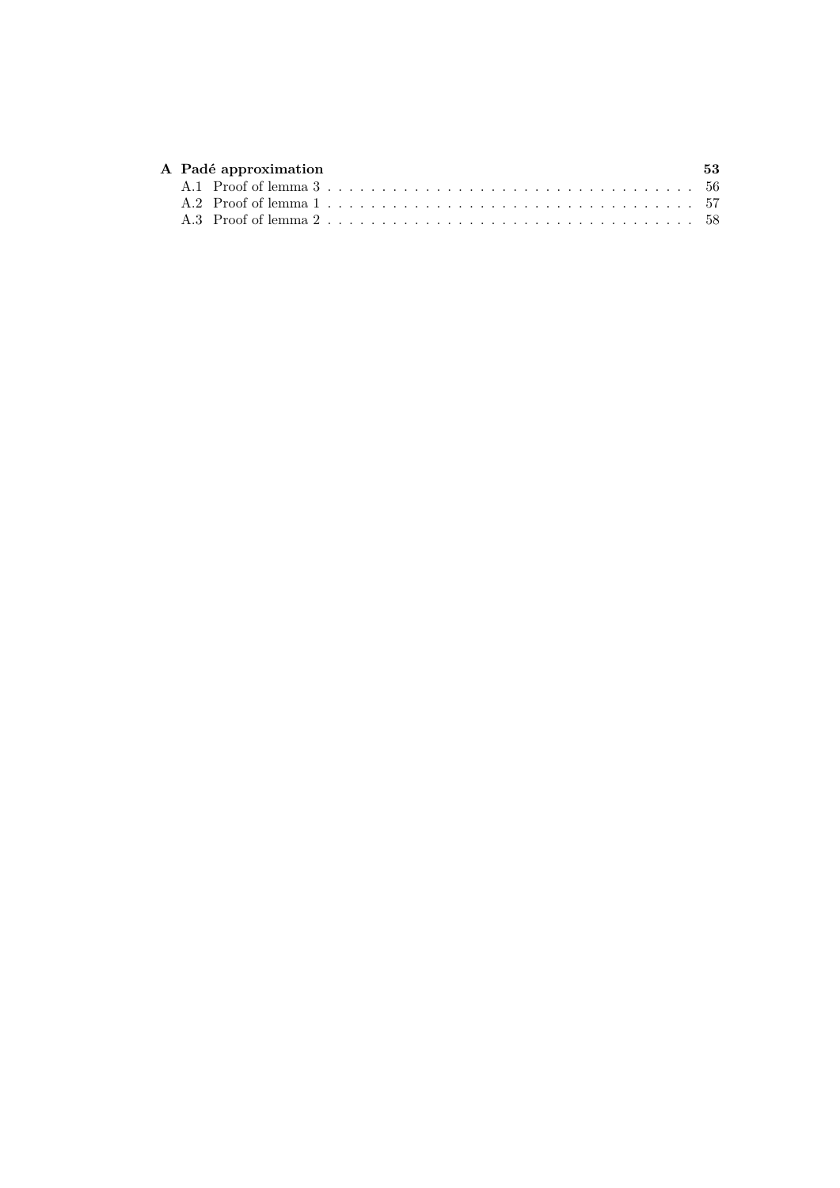**A Padé approximation** **53**

A.1 Proof of lemma 3 . . . . . . . . . . . . . . . . . . . . . . . . . . . . . . . . . 56

A.2 Proof of lemma 1 . . . . . . . . . . . . . . . . . . . . . . . . . . . . . . . . . 57

A.3 Proof of lemma 2 . . . . . . . . . . . . . . . . . . . . . . . . . . . . . . . . . 58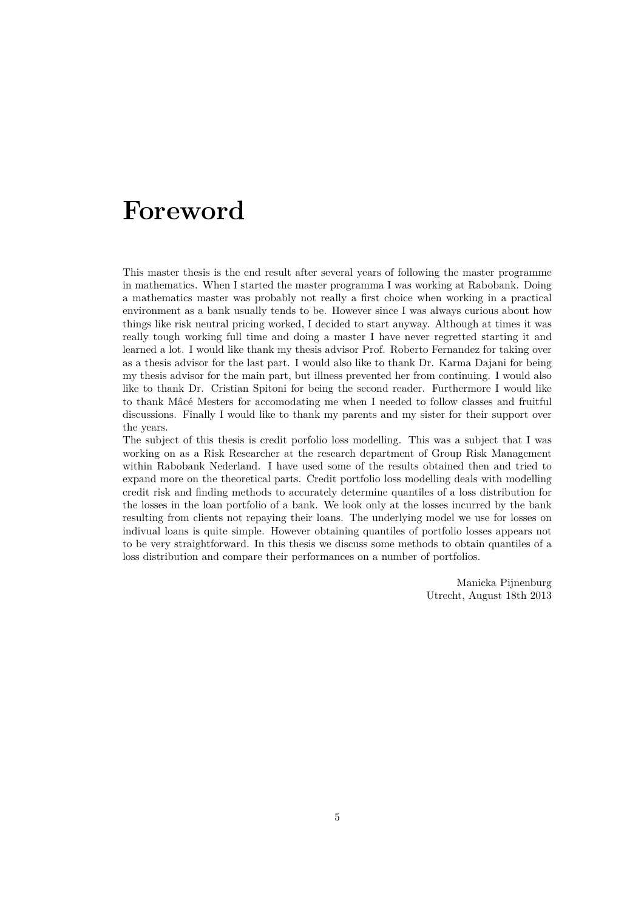# Foreword

This master thesis is the end result after several years of following the master programme in mathematics. When I started the master programma I was working at Rabobank. Doing a mathematics master was probably not really a first choice when working in a practical environment as a bank usually tends to be. However since I was always curious about how things like risk neutral pricing worked, I decided to start anyway. Although at times it was really tough working full time and doing a master I have never regretted starting it and learned a lot. I would like thank my thesis advisor Prof. Roberto Fernandez for taking over as a thesis advisor for the last part. I would also like to thank Dr. Karma Dajani for being my thesis advisor for the main part, but illness prevented her from continuing. I would also like to thank Dr. Cristian Spitoni for being the second reader. Furthermore I would like to thank Mâcé Mesters for accomodating me when I needed to follow classes and fruitful discussions. Finally I would like to thank my parents and my sister for their support over the years.

The subject of this thesis is credit porfolio loss modelling. This was a subject that I was working on as a Risk Researcher at the research department of Group Risk Management within Rabobank Nederland. I have used some of the results obtained then and tried to expand more on the theoretical parts. Credit portfolio loss modelling deals with modelling credit risk and finding methods to accurately determine quantiles of a loss distribution for the losses in the loan portfolio of a bank. We look only at the losses incurred by the bank resulting from clients not repaying their loans. The underlying model we use for losses on indivual loans is quite simple. However obtaining quantiles of portfolio losses appears not to be very straightforward. In this thesis we discuss some methods to obtain quantiles of a loss distribution and compare their performances on a number of portfolios.

Manicka Pijnenburg
Utrecht, August 18th 2013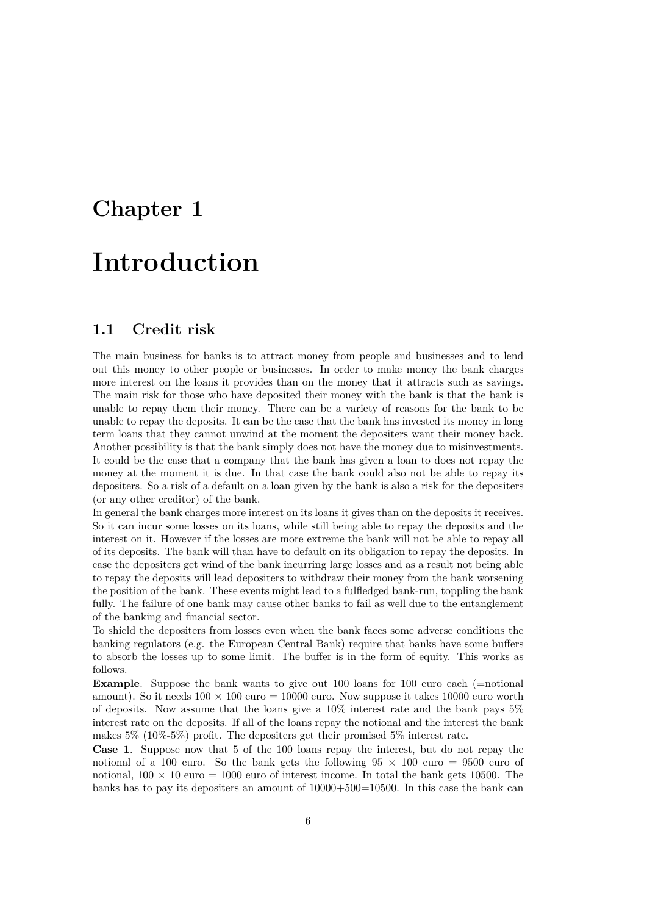# Chapter 1

# Introduction

## 1.1 Credit risk

The main business for banks is to attract money from people and businesses and to lend out this money to other people or businesses. In order to make money the bank charges more interest on the loans it provides than on the money that it attracts such as savings. The main risk for those who have deposited their money with the bank is that the bank is unable to repay them their money. There can be a variety of reasons for the bank to be unable to repay the deposits. It can be the case that the bank has invested its money in long term loans that they cannot unwind at the moment the depositers want their money back. Another possibility is that the bank simply does not have the money due to misinvestments. It could be the case that a company that the bank has given a loan to does not repay the money at the moment it is due. In that case the bank could also not be able to repay its depositers. So a risk of a default on a loan given by the bank is also a risk for the depositers (or any other creditor) of the bank.

In general the bank charges more interest on its loans it gives than on the deposits it receives. So it can incur some losses on its loans, while still being able to repay the deposits and the interest on it. However if the losses are more extreme the bank will not be able to repay all of its deposits. The bank will than have to default on its obligation to repay the deposits. In case the depositers get wind of the bank incurring large losses and as a result not being able to repay the deposits will lead depositers to withdraw their money from the bank worsening the position of the bank. These events might lead to a fulfledged bank-run, toppling the bank fully. The failure of one bank may cause other banks to fail as well due to the entanglement of the banking and financial sector.

To shield the depositers from losses even when the bank faces some adverse conditions the banking regulators (e.g. the European Central Bank) require that banks have some buffers to absorb the losses up to some limit. The buffer is in the form of equity. This works as follows.

**Example**. Suppose the bank wants to give out 100 loans for 100 euro each (=notional amount). So it needs $100 \times 100$ euro = 10000 euro. Now suppose it takes 10000 euro worth of deposits. Now assume that the loans give a 10% interest rate and the bank pays 5% interest rate on the deposits. If all of the loans repay the notional and the interest the bank makes 5% (10%-5%) profit. The depositers get their promised 5% interest rate.

**Case 1**. Suppose now that 5 of the 100 loans repay the interest, but do not repay the notional of a 100 euro. So the bank gets the following $95 \times 100$ euro = 9500 euro of notional, $100 \times 10$ euro = 1000 euro of interest income. In total the bank gets 10500. The banks has to pay its depositers an amount of 10000+500=10500. In this case the bank can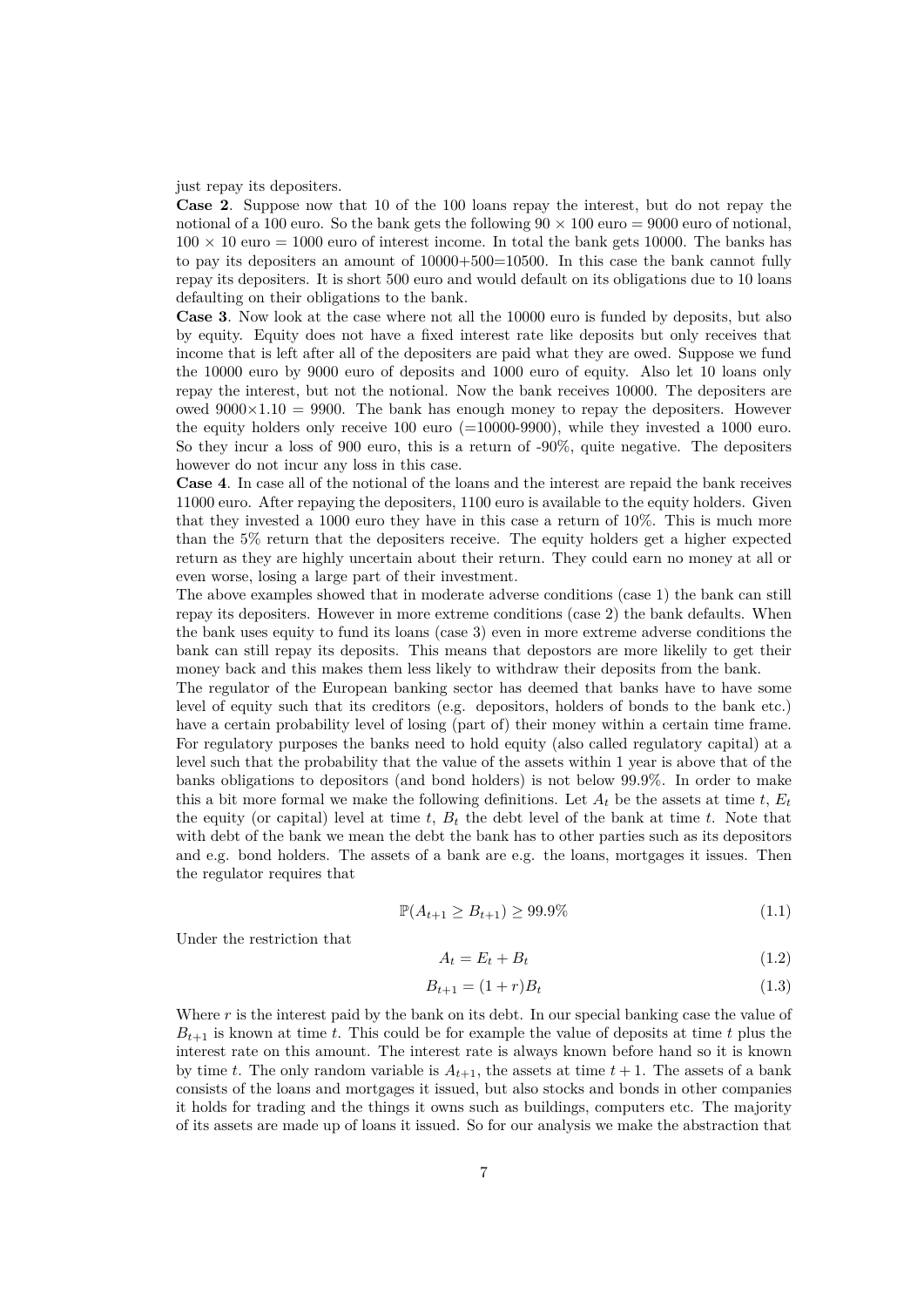just repay its depositers.

**Case 2**. Suppose now that 10 of the 100 loans repay the interest, but do not repay the notional of a 100 euro. So the bank gets the following $90 \times 100$ euro = 9000 euro of notional, $100 \times 10$ euro = 1000 euro of interest income. In total the bank gets 10000. The banks has to pay its depositers an amount of 10000+500=10500. In this case the bank cannot fully repay its depositers. It is short 500 euro and would default on its obligations due to 10 loans defaulting on their obligations to the bank.

**Case 3**. Now look at the case where not all the 10000 euro is funded by deposits, but also by equity. Equity does not have a fixed interest rate like deposits but only receives that income that is left after all of the depositers are paid what they are owed. Suppose we fund the 10000 euro by 9000 euro of deposits and 1000 euro of equity. Also let 10 loans only repay the interest, but not the notional. Now the bank receives 10000. The depositers are owed $9000 \times 1.10$ = 9900. The bank has enough money to repay the depositers. However the equity holders only receive 100 euro (=10000-9900), while they invested a 1000 euro. So they incur a loss of 900 euro, this is a return of -90%, quite negative. The depositers however do not incur any loss in this case.

**Case 4**. In case all of the notional of the loans and the interest are repaid the bank receives 11000 euro. After repaying the depositers, 1100 euro is available to the equity holders. Given that they invested a 1000 euro they have in this case a return of 10%. This is much more than the 5% return that the depositers receive. The equity holders get a higher expected return as they are highly uncertain about their return. They could earn no money at all or even worse, losing a large part of their investment.

The above examples showed that in moderate adverse conditions (case 1) the bank can still repay its depositers. However in more extreme conditions (case 2) the bank defaults. When the bank uses equity to fund its loans (case 3) even in more extreme adverse conditions the bank can still repay its deposits. This means that depostors are more likelily to get their money back and this makes them less likely to withdraw their deposits from the bank.

The regulator of the European banking sector has deemed that banks have to have some level of equity such that its creditors (e.g. depositors, holders of bonds to the bank etc.) have a certain probability level of losing (part of) their money within a certain time frame. For regulatory purposes the banks need to hold equity (also called regulatory capital) at a level such that the probability that the value of the assets within 1 year is above that of the banks obligations to depositors (and bond holders) is not below 99.9%. In order to make this a bit more formal we make the following definitions. Let $A_t$ be the assets at time $t$, $E_t$ the equity (or capital) level at time $t$, $B_t$ the debt level of the bank at time $t$. Note that with debt of the bank we mean the debt the bank has to other parties such as its depositors and e.g. bond holders. The assets of a bank are e.g. the loans, mortgages it issues. Then the regulator requires that

$$\mathbb{P}(A_{t+1} \geq B_{t+1}) \geq 99.9\% \tag{1.1}$$

Under the restriction that

$$A_t = E_t + B_t \tag{1.2}$$

$$B_{t+1} = (1 + r)B_t \tag{1.3}$$

Where $r$ is the interest paid by the bank on its debt. In our special banking case the value of $B_{t+1}$ is known at time $t$. This could be for example the value of deposits at time $t$ plus the interest rate on this amount. The interest rate is always known before hand so it is known by time $t$. The only random variable is $A_{t+1}$, the assets at time $t+1$. The assets of a bank consists of the loans and mortgages it issued, but also stocks and bonds in other companies it holds for trading and the things it owns such as buildings, computers etc. The majority of its assets are made up of loans it issued. So for our analysis we make the abstraction that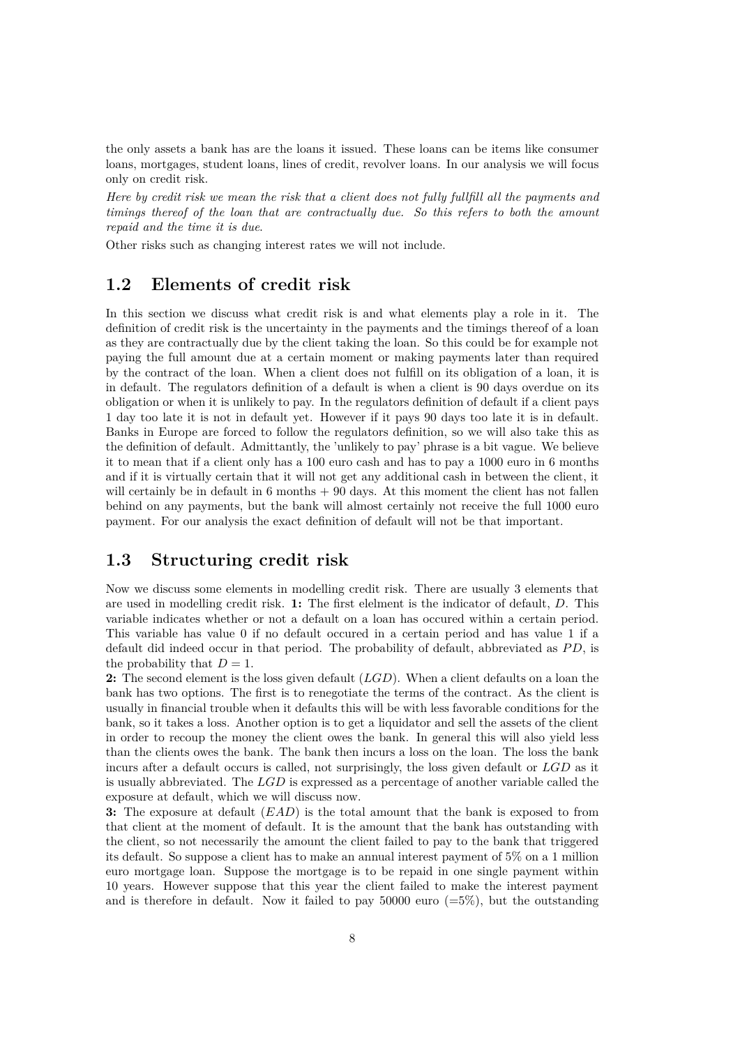the only assets a bank has are the loans it issued. These loans can be items like consumer loans, mortgages, student loans, lines of credit, revolver loans. In our analysis we will focus only on credit risk.

*Here by credit risk we mean the risk that a client does not fully fullfill all the payments and timings thereof of the loan that are contractually due. So this refers to both the amount repaid and the time it is due.*

Other risks such as changing interest rates we will not include.

## 1.2 Elements of credit risk

In this section we discuss what credit risk is and what elements play a role in it. The definition of credit risk is the uncertainty in the payments and the timings thereof of a loan as they are contractually due by the client taking the loan. So this could be for example not paying the full amount due at a certain moment or making payments later than required by the contract of the loan. When a client does not fulfill on its obligation of a loan, it is in default. The regulators definition of a default is when a client is 90 days overdue on its obligation or when it is unlikely to pay. In the regulators definition of default if a client pays 1 day too late it is not in default yet. However if it pays 90 days too late it is in default. Banks in Europe are forced to follow the regulators definition, so we will also take this as the definition of default. Admittantly, the 'unlikely to pay' phrase is a bit vague. We believe it to mean that if a client only has a 100 euro cash and has to pay a 1000 euro in 6 months and if it is virtually certain that it will not get any additional cash in between the client, it will certainly be in default in 6 months + 90 days. At this moment the client has not fallen behind on any payments, but the bank will almost certainly not receive the full 1000 euro payment. For our analysis the exact definition of default will not be that important.

## 1.3 Structuring credit risk

Now we discuss some elements in modelling credit risk. There are usually 3 elements that are used in modelling credit risk. **1:** The first elelment is the indicator of default, $D$. This variable indicates whether or not a default on a loan has occured within a certain period. This variable has value 0 if no default occured in a certain period and has value 1 if a default did indeed occur in that period. The probability of default, abbreviated as $PD$, is the probability that $D = 1$.

**2:** The second element is the loss given default ($LGD$). When a client defaults on a loan the bank has two options. The first is to renegotiate the terms of the contract. As the client is usually in financial trouble when it defaults this will be with less favorable conditions for the bank, so it takes a loss. Another option is to get a liquidator and sell the assets of the client in order to recoup the money the client owes the bank. In general this will also yield less than the clients owes the bank. The bank then incurs a loss on the loan. The loss the bank incurs after a default occurs is called, not surprisingly, the loss given default or $LGD$ as it is usually abbreviated. The $LGD$ is expressed as a percentage of another variable called the exposure at default, which we will discuss now.

**3:** The exposure at default ($EAD$) is the total amount that the bank is exposed to from that client at the moment of default. It is the amount that the bank has outstanding with the client, so not necessarily the amount the client failed to pay to the bank that triggered its default. So suppose a client has to make an annual interest payment of 5% on a 1 million euro mortgage loan. Suppose the mortgage is to be repaid in one single payment within 10 years. However suppose that this year the client failed to make the interest payment and is therefore in default. Now it failed to pay 50000 euro (=5%), but the outstanding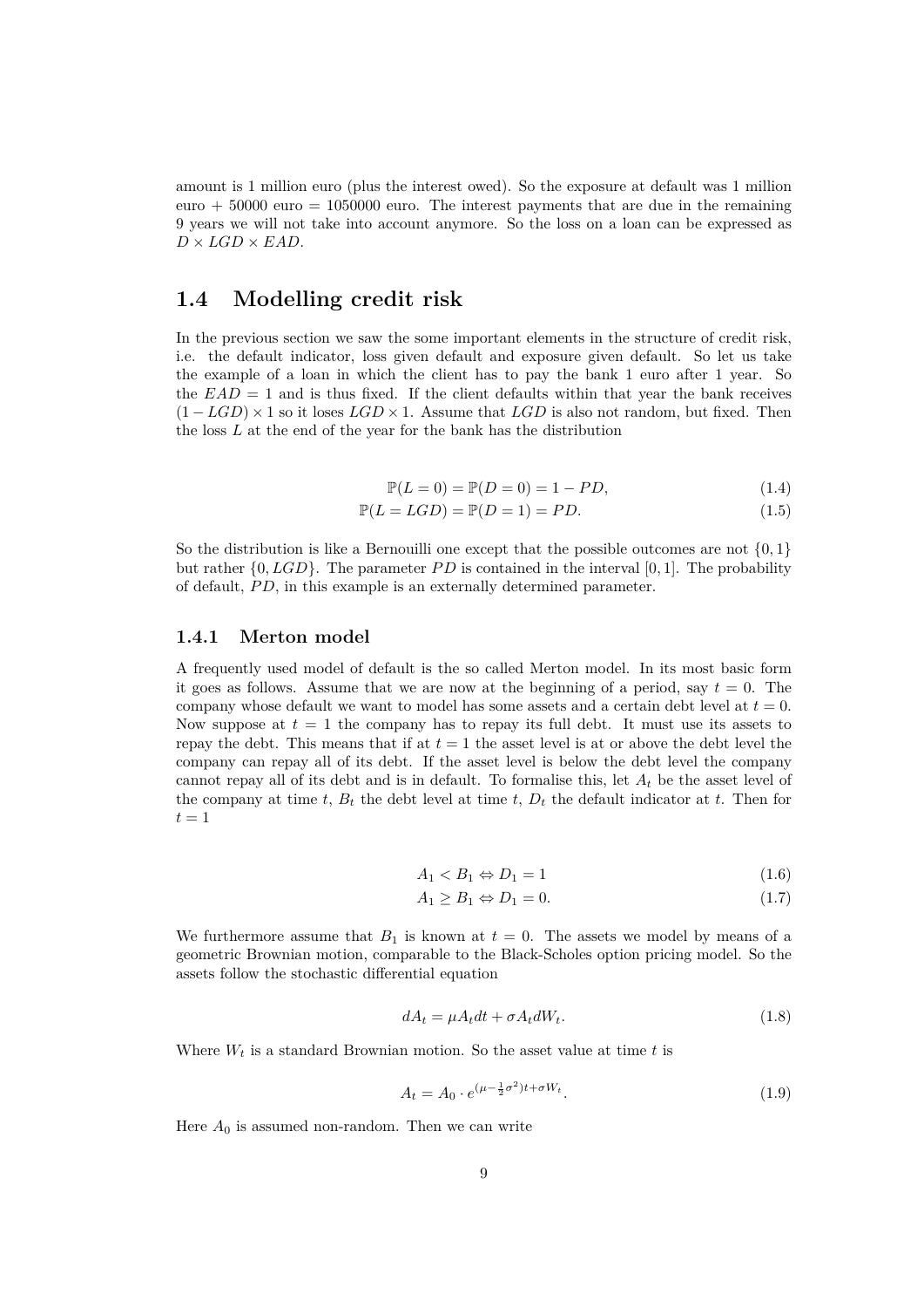amount is 1 million euro (plus the interest owed). So the exposure at default was 1 million euro + 50000 euro = 1050000 euro. The interest payments that are due in the remaining 9 years we will not take into account anymore. So the loss on a loan can be expressed as $D \times LGD \times EAD$.

## 1.4 Modelling credit risk

In the previous section we saw the some important elements in the structure of credit risk, i.e. the default indicator, loss given default and exposure given default. So let us take the example of a loan in which the client has to pay the bank 1 euro after 1 year. So the $EAD = 1$ and is thus fixed. If the client defaults within that year the bank receives $(1 - LGD) \times 1$ so it loses $LGD \times 1$. Assume that $LGD$ is also not random, but fixed. Then the loss $L$ at the end of the year for the bank has the distribution

$$\mathbb{P}(L = 0) = \mathbb{P}(D = 0) = 1 - PD, \tag{1.4}$$

$$\mathbb{P}(L = LGD) = \mathbb{P}(D = 1) = PD. \tag{1.5}$$

So the distribution is like a Bernouilli one except that the possible outcomes are not $\{0, 1\}$ but rather $\{0, LGD\}$. The parameter $PD$ is contained in the interval $[0, 1]$. The probability of default, $PD$, in this example is an externally determined parameter.

### 1.4.1 Merton model

A frequently used model of default is the so called Merton model. In its most basic form it goes as follows. Assume that we are now at the beginning of a period, say $t = 0$. The company whose default we want to model has some assets and a certain debt level at $t = 0$. Now suppose at $t = 1$ the company has to repay its full debt. It must use its assets to repay the debt. This means that if at $t = 1$ the asset level is at or above the debt level the company can repay all of its debt. If the asset level is below the debt level the company cannot repay all of its debt and is in default. To formalise this, let $A_t$ be the asset level of the company at time $t$, $B_t$ the debt level at time $t$, $D_t$ the default indicator at $t$. Then for $t = 1$

$$A_1 < B_1 \Leftrightarrow D_1 = 1 \tag{1.6}$$

$$A_1 \geq B_1 \Leftrightarrow D_1 = 0. \tag{1.7}$$

We furthermore assume that $B_1$ is known at $t = 0$. The assets we model by means of a geometric Brownian motion, comparable to the Black-Scholes option pricing model. So the assets follow the stochastic differential equation

$$dA_t = \mu A_t dt + \sigma A_t dW_t. \tag{1.8}$$

Where $W_t$ is a standard Brownian motion. So the asset value at time $t$ is

$$A_t = A_0 \cdot e^{(\mu - \frac{1}{2}\sigma^2)t + \sigma W_t}. \tag{1.9}$$

Here $A_0$ is assumed non-random. Then we can write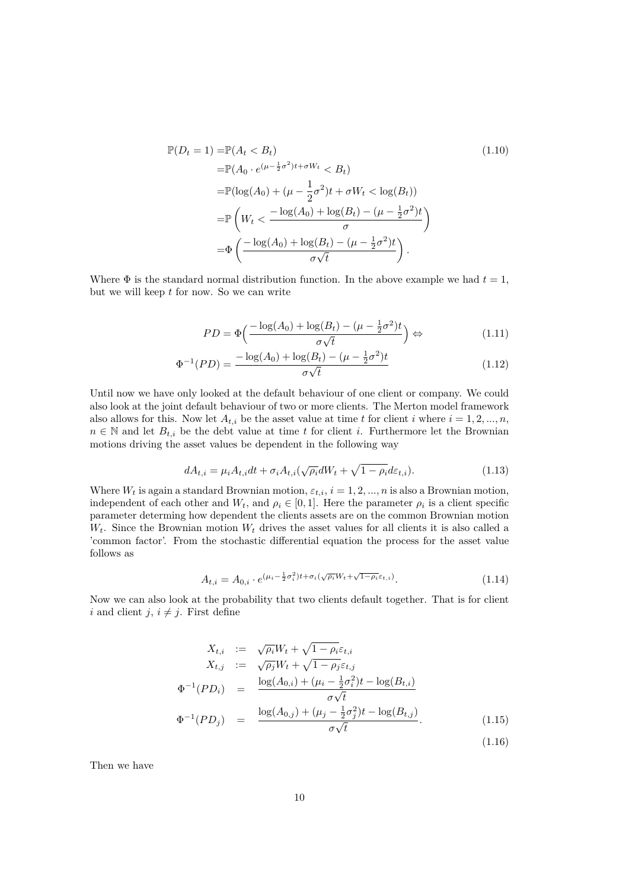$$
\begin{aligned}
\mathbb{P}(D_t = 1) =& \mathbb{P}(A_t < B_t) \\
=& \mathbb{P}(A_0 \cdot e^{(\mu - \frac{1}{2}\sigma^2)t + \sigma W_t} < B_t) \\
=& \mathbb{P}(\log(A_0) + (\mu - \frac{1}{2}\sigma^2)t + \sigma W_t < \log(B_t)) \\
=& \mathbb{P}\left( W_t < \frac{-\log(A_0) + \log(B_t) - (\mu - \frac{1}{2}\sigma^2)t}{\sigma} \right) \\
=& \Phi\left( \frac{-\log(A_0) + \log(B_t) - (\mu - \frac{1}{2}\sigma^2)t}{\sigma\sqrt{t}} \right).
\end{aligned} \tag{1.10}
$$

Where $\Phi$ is the standard normal distribution function. In the above example we had $t = 1$, but we will keep $t$ for now. So we can write

$$
PD = \Phi\Big( \frac{-\log(A_0) + \log(B_t) - (\mu - \frac{1}{2}\sigma^2)t}{\sigma\sqrt{t}} \Big) \Leftrightarrow \tag{1.11}
$$

$$
\Phi^{-1}(PD) = \frac{-\log(A_0) + \log(B_t) - (\mu - \frac{1}{2}\sigma^2)t}{\sigma\sqrt{t}} \tag{1.12}
$$

Until now we have only looked at the default behaviour of one client or company. We could also look at the joint default behaviour of two or more clients. The Merton model framework also allows for this. Now let $A_{t,i}$ be the asset value at time $t$ for client $i$ where $i = 1, 2, ..., n$, $n \in \mathbb{N}$ and let $B_{t,i}$ be the debt value at time $t$ for client $i$. Furthermore let the Brownian motions driving the asset values be dependent in the following way

$$
dA_{t,i} = \mu_i A_{t,i} dt + \sigma_i A_{t,i}(\sqrt{\rho_i} dW_t + \sqrt{1 - \rho_i} d\varepsilon_{t,i}). \tag{1.13}
$$

Where $W_t$ is again a standard Brownian motion, $\varepsilon_{t,i}$, $i = 1, 2, ..., n$ is also a Brownian motion, independent of each other and $W_t$, and $\rho_i \in [0, 1]$. Here the parameter $\rho_i$ is a client specific parameter determing how dependent the clients assets are on the common Brownian motion $W_t$. Since the Brownian motion $W_t$ drives the asset values for all clients it is also called a 'common factor'. From the stochastic differential equation the process for the asset value follows as

$$
A_{t,i} = A_{0,i} \cdot e^{(\mu_i - \frac{1}{2}\sigma_i^2)t + \sigma_i(\sqrt{\rho_i} W_t + \sqrt{1 - \rho_i} \varepsilon_{t,i})}. \tag{1.14}
$$

Now we can also look at the probability that two clients default together. That is for client $i$ and client $j$, $i \neq j$. First define

$$
\begin{aligned}
X_{t,i} &:= \sqrt{\rho_i} W_t + \sqrt{1 - \rho_i} \varepsilon_{t,i} \\
X_{t,j} &:= \sqrt{\rho_j} W_t + \sqrt{1 - \rho_j} \varepsilon_{t,j} \\
\Phi^{-1}(PD_i) &= \frac{\log(A_{0,i}) + (\mu_i - \frac{1}{2}\sigma_i^2)t - \log(B_{t,i})}{\sigma\sqrt{t}} \\
\Phi^{-1}(PD_j) &= \frac{\log(A_{0,j}) + (\mu_j - \frac{1}{2}\sigma_j^2)t - \log(B_{t,j})}{\sigma\sqrt{t}}.
\end{aligned} \tag{1.15}
$$

$$
\tag{1.16}
$$

Then we have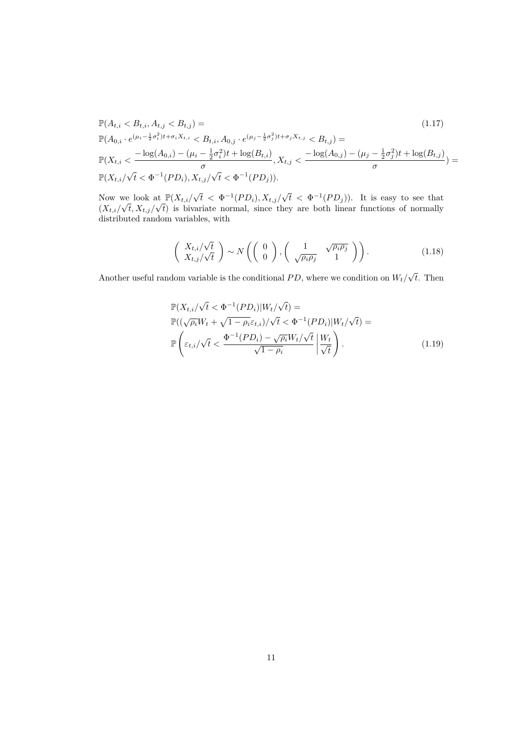$$
\begin{aligned}
&\mathbb{P}(A_{t,i} < B_{t,i}, A_{t,j} < B_{t,j}) = \\
&\mathbb{P}(A_{0,i} \cdot e^{(\mu_i - \frac{1}{2}\sigma_i^2)t + \sigma_i X_{t,i}} < B_{t,i}, A_{0,j} \cdot e^{(\mu_j - \frac{1}{2}\sigma_j^2)t + \sigma_j X_{t,j}} < B_{t,j}) = \\
&\mathbb{P}(X_{t,i} < \frac{-\log(A_{0,i}) - (\mu_i - \frac{1}{2}\sigma_i^2)t + \log(B_{t,i})}{\sigma}, X_{t,j} < \frac{-\log(A_{0,j}) - (\mu_j - \frac{1}{2}\sigma_j^2)t + \log(B_{t,j})}{\sigma}) = \\
&\mathbb{P}(X_{t,i}/\sqrt{t} < \Phi^{-1}(PD_i), X_{t,j}/\sqrt{t} < \Phi^{-1}(PD_j)).
\end{aligned}
\tag{1.17}
$$

Now we look at $\mathbb{P}(X_{t,i}/\sqrt{t} < \Phi^{-1}(PD_i), X_{t,j}/\sqrt{t} < \Phi^{-1}(PD_j))$. It is easy to see that $(X_{t,i}/\sqrt{t}, X_{t,j}/\sqrt{t})$ is bivariate normal, since they are both linear functions of normally distributed random variables, with

$$
\left( \begin{array}{c} X_{t,i}/\sqrt{t} \\ X_{t,j}/\sqrt{t} \end{array} \right) \sim N\left( \left( \begin{array}{c} 0 \\ 0 \end{array} \right), \left( \begin{array}{cc} 1 & \sqrt{\rho_i \rho_j} \\ \sqrt{\rho_i \rho_j} & 1 \end{array} \right) \right).
\tag{1.18}
$$

Another useful random variable is the conditional $PD$, where we condition on $W_t/\sqrt{t}$. Then

$$
\begin{aligned}
&\mathbb{P}(X_{t,i}/\sqrt{t} < \Phi^{-1}(PD_i) | W_t/\sqrt{t}) = \\
&\mathbb{P}((\sqrt{\rho_i} W_t + \sqrt{1-\rho_i}\varepsilon_{t,i})/\sqrt{t} < \Phi^{-1}(PD_i) | W_t/\sqrt{t}) = \\
&\mathbb{P}\left( \varepsilon_{t,i}/\sqrt{t} < \frac{\Phi^{-1}(PD_i) - \sqrt{\rho_i} W_t/\sqrt{t}}{\sqrt{1-\rho_i}} \,\middle|\, \frac{W_t}{\sqrt{t}} \right).
\end{aligned}
\tag{1.19}
$$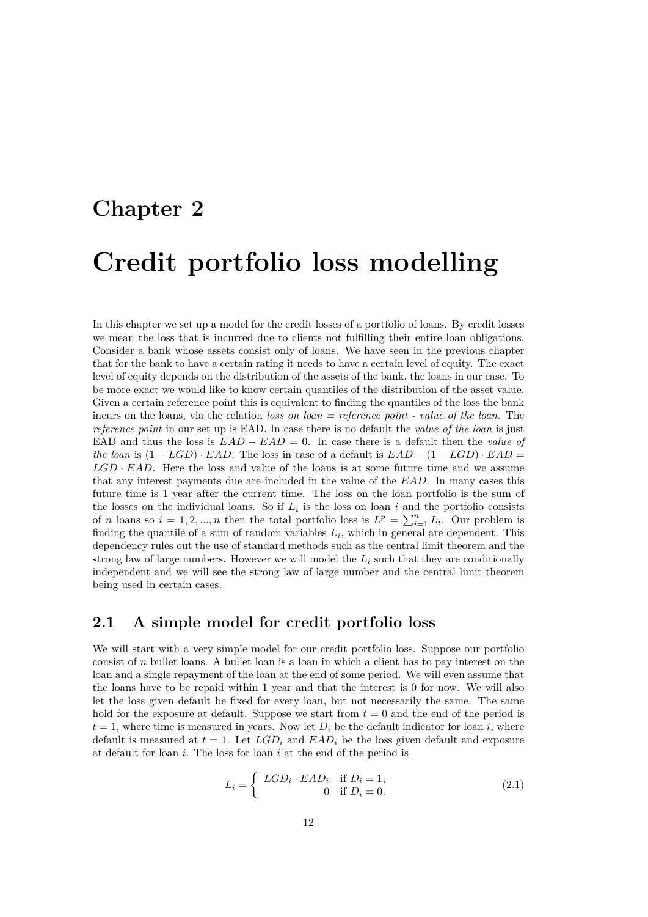# Chapter 2

# Credit portfolio loss modelling

In this chapter we set up a model for the credit losses of a portfolio of loans. By credit losses we mean the loss that is incurred due to clients not fulfilling their entire loan obligations. Consider a bank whose assets consist only of loans. We have seen in the previous chapter that for the bank to have a certain rating it needs to have a certain level of equity. The exact level of equity depends on the distribution of the assets of the bank, the loans in our case. To be more exact we would like to know certain quantiles of the distribution of the asset value. Given a certain reference point this is equivalent to finding the quantiles of the loss the bank incurs on the loans, via the relation *loss on loan = reference point - value of the loan*. The *reference point* in our set up is EAD. In case there is no default the *value of the loan* is just EAD and thus the loss is $EAD - EAD = 0$. In case there is a default then the *value of the loan* is $(1 - LGD) \cdot EAD$. The loss in case of a default is $EAD - (1 - LGD) \cdot EAD = LGD \cdot EAD$. Here the loss and value of the loans is at some future time and we assume that any interest payments due are included in the value of the $EAD$. In many cases this future time is 1 year after the current time. The loss on the loan portfolio is the sum of the losses on the individual loans. So if $L_i$ is the loss on loan $i$ and the portfolio consists of $n$ loans so $i = 1, 2, ..., n$ then the total portfolio loss is $L^p = \sum_{i=1}^{n} L_i$. Our problem is finding the quantile of a sum of random variables $L_i$, which in general are dependent. This dependency rules out the use of standard methods such as the central limit theorem and the strong law of large numbers. However we will model the $L_i$ such that they are conditionally independent and we will see the strong law of large number and the central limit theorem being used in certain cases.

## 2.1 A simple model for credit portfolio loss

We will start with a very simple model for our credit portfolio loss. Suppose our portfolio consist of $n$ bullet loans. A bullet loan is a loan in which a client has to pay interest on the loan and a single repayment of the loan at the end of some period. We will even assume that the loans have to be repaid within 1 year and that the interest is 0 for now. We will also let the loss given default be fixed for every loan, but not necessarily the same. The same hold for the exposure at default. Suppose we start from $t = 0$ and the end of the period is $t = 1$, where time is measured in years. Now let $D_i$ be the default indicator for loan $i$, where default is measured at $t = 1$. Let $LGD_i$ and $EAD_i$ be the loss given default and exposure at default for loan $i$. The loss for loan $i$ at the end of the period is

$$L_i = \begin{cases} LGD_i \cdot EAD_i & \text{if } D_i = 1, \\ 0 & \text{if } D_i = 0. \end{cases} \tag{2.1}$$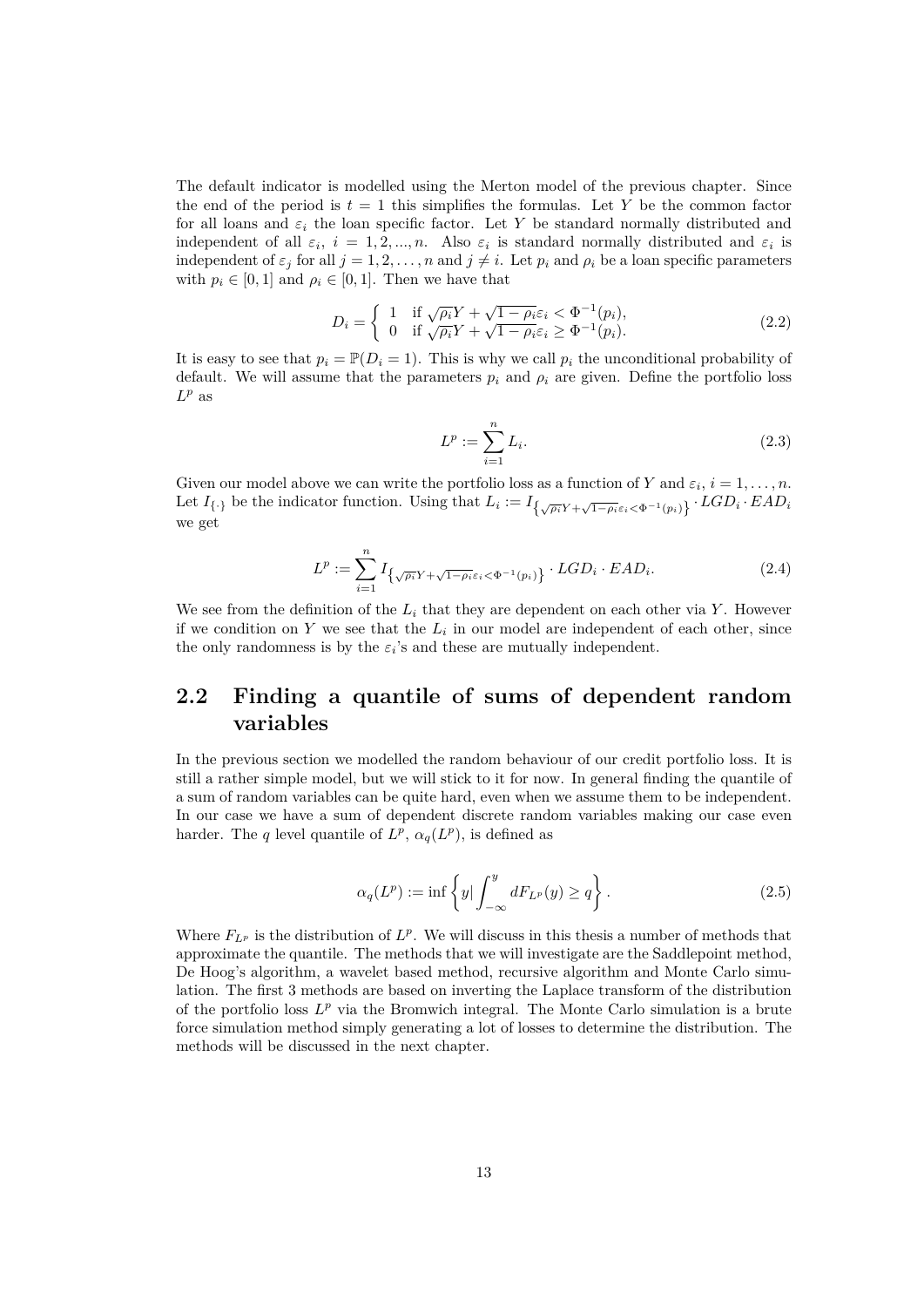The default indicator is modelled using the Merton model of the previous chapter. Since the end of the period is $t = 1$ this simplifies the formulas. Let $Y$ be the common factor for all loans and $\varepsilon_i$ the loan specific factor. Let $Y$ be standard normally distributed and independent of all $\varepsilon_i$, $i = 1, 2, ..., n$. Also $\varepsilon_i$ is standard normally distributed and $\varepsilon_i$ is independent of $\varepsilon_j$ for all $j = 1, 2, \ldots, n$ and $j \neq i$. Let $p_i$ and $\rho_i$ be a loan specific parameters with $p_i \in [0, 1]$ and $\rho_i \in [0, 1]$. Then we have that

$$D_i = \begin{cases} 1 & \text{if } \sqrt{\rho_i} Y + \sqrt{1-\rho_i}\varepsilon_i < \Phi^{-1}(p_i), \\ 0 & \text{if } \sqrt{\rho_i} Y + \sqrt{1-\rho_i}\varepsilon_i \geq \Phi^{-1}(p_i). \end{cases} \tag{2.2}$$

It is easy to see that $p_i = \mathbb{P}(D_i = 1)$. This is why we call $p_i$ the unconditional probability of default. We will assume that the parameters $p_i$ and $\rho_i$ are given. Define the portfolio loss $L^p$ as

$$L^p := \sum_{i=1}^{n} L_i. \tag{2.3}$$

Given our model above we can write the portfolio loss as a function of $Y$ and $\varepsilon_i$, $i = 1, \ldots, n$. Let $I_{\{\cdot\}}$ be the indicator function. Using that $L_i := I_{\left\{\sqrt{\rho_i}Y + \sqrt{1-\rho_i}\varepsilon_i < \Phi^{-1}(p_i)\right\}} \cdot LGD_i \cdot EAD_i$ we get

$$L^p := \sum_{i=1}^{n} I_{\left\{\sqrt{\rho_i}Y + \sqrt{1-\rho_i}\varepsilon_i < \Phi^{-1}(p_i)\right\}} \cdot LGD_i \cdot EAD_i. \tag{2.4}$$

We see from the definition of the $L_i$ that they are dependent on each other via $Y$. However if we condition on $Y$ we see that the $L_i$ in our model are independent of each other, since the only randomness is by the $\varepsilon_i$'s and these are mutually independent.

## 2.2 Finding a quantile of sums of dependent random variables

In the previous section we modelled the random behaviour of our credit portfolio loss. It is still a rather simple model, but we will stick to it for now. In general finding the quantile of a sum of random variables can be quite hard, even when we assume them to be independent. In our case we have a sum of dependent discrete random variables making our case even harder. The $q$ level quantile of $L^p$, $\alpha_q(L^p)$, is defined as

$$\alpha_q(L^p) := \inf\left\{ y | \int_{-\infty}^{y} dF_{L^p}(y) \geq q \right\}. \tag{2.5}$$

Where $F_{L^p}$ is the distribution of $L^p$. We will discuss in this thesis a number of methods that approximate the quantile. The methods that we will investigate are the Saddlepoint method, De Hoog's algorithm, a wavelet based method, recursive algorithm and Monte Carlo simulation. The first 3 methods are based on inverting the Laplace transform of the distribution of the portfolio loss $L^p$ via the Bromwich integral. The Monte Carlo simulation is a brute force simulation method simply generating a lot of losses to determine the distribution. The methods will be discussed in the next chapter.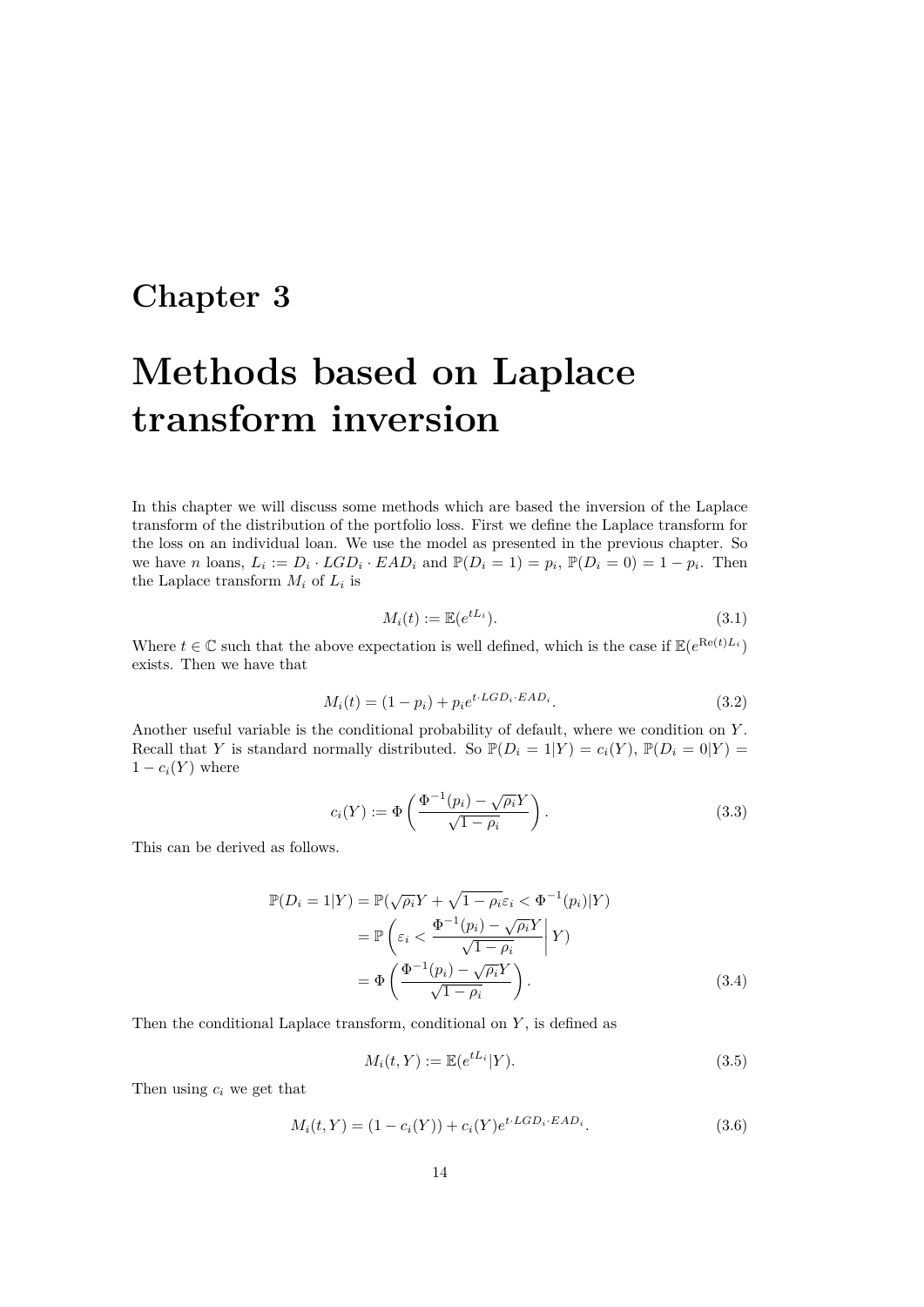# Chapter 3

# Methods based on Laplace transform inversion

In this chapter we will discuss some methods which are based the inversion of the Laplace transform of the distribution of the portfolio loss. First we define the Laplace transform for the loss on an individual loan. We use the model as presented in the previous chapter. So we have $n$ loans, $L_i := D_i \cdot LGD_i \cdot EAD_i$ and $\mathbb{P}(D_i = 1) = p_i$, $\mathbb{P}(D_i = 0) = 1 - p_i$. Then the Laplace transform $M_i$ of $L_i$ is

$$M_i(t) := \mathbb{E}(e^{tL_i}). \tag{3.1}$$

Where $t \in \mathbb{C}$ such that the above expectation is well defined, which is the case if $\mathbb{E}(e^{\mathrm{Re}(t)L_i})$ exists. Then we have that

$$M_i(t) = (1 - p_i) + p_i e^{t \cdot LGD_i \cdot EAD_i}. \tag{3.2}$$

Another useful variable is the conditional probability of default, where we condition on $Y$. Recall that $Y$ is standard normally distributed. So $\mathbb{P}(D_i = 1|Y) = c_i(Y)$, $\mathbb{P}(D_i = 0|Y) = 1 - c_i(Y)$ where

$$c_i(Y) := \Phi\left(\frac{\Phi^{-1}(p_i) - \sqrt{\rho_i}Y}{\sqrt{1-\rho_i}}\right). \tag{3.3}$$

This can be derived as follows.

$$\begin{aligned}
\mathbb{P}(D_i = 1|Y) &= \mathbb{P}(\sqrt{\rho_i}Y + \sqrt{1-\rho_i}\varepsilon_i < \Phi^{-1}(p_i)|Y) \\
&= \mathbb{P}\left(\varepsilon_i < \frac{\Phi^{-1}(p_i) - \sqrt{\rho_i}Y}{\sqrt{1-\rho_i}} \middle| Y\right) \\
&= \Phi\left(\frac{\Phi^{-1}(p_i) - \sqrt{\rho_i}Y}{\sqrt{1-\rho_i}}\right).
\end{aligned} \tag{3.4}$$

Then the conditional Laplace transform, conditional on $Y$, is defined as

$$M_i(t, Y) := \mathbb{E}(e^{tL_i}|Y). \tag{3.5}$$

Then using $c_i$ we get that

$$M_i(t, Y) = (1 - c_i(Y)) + c_i(Y)e^{t \cdot LGD_i \cdot EAD_i}. \tag{3.6}$$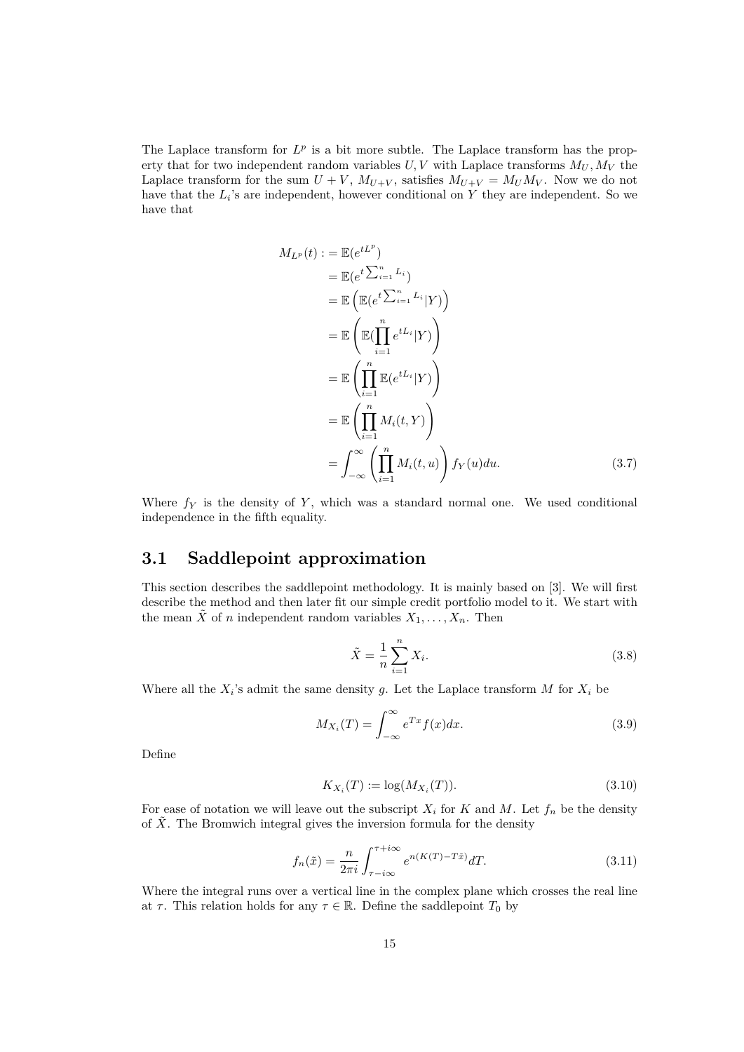The Laplace transform for $L^p$ is a bit more subtle. The Laplace transform has the property that for two independent random variables $U, V$ with Laplace transforms $M_U, M_V$ the Laplace transform for the sum $U+V$, $M_{U+V}$, satisfies $M_{U+V} = M_U M_V$. Now we do not have that the $L_i$'s are independent, however conditional on $Y$ they are independent. So we have that

$$
\begin{aligned}
M_{L^p}(t) :&= \mathbb{E}(e^{tL^p}) \\
&= \mathbb{E}(e^{t\sum_{i=1}^n L_i}) \\
&= \mathbb{E}\left(\mathbb{E}(e^{t\sum_{i=1}^n L_i}|Y)\right) \\
&= \mathbb{E}\left(\mathbb{E}(\prod_{i=1}^n e^{tL_i}|Y)\right) \\
&= \mathbb{E}\left(\prod_{i=1}^n \mathbb{E}(e^{tL_i}|Y)\right) \\
&= \mathbb{E}\left(\prod_{i=1}^n M_i(t, Y)\right) \\
&= \int_{-\infty}^{\infty}\left(\prod_{i=1}^n M_i(t, u)\right) f_Y(u)du. \qquad (3.7)
\end{aligned}
$$

Where $f_Y$ is the density of $Y$, which was a standard normal one. We used conditional independence in the fifth equality.

## 3.1 Saddlepoint approximation

This section describes the saddlepoint methodology. It is mainly based on [3]. We will first describe the method and then later fit our simple credit portfolio model to it. We start with the mean $\tilde{X}$ of $n$ independent random variables $X_1, \ldots, X_n$. Then

$$
\tilde{X} = \frac{1}{n}\sum_{i=1}^n X_i. \qquad (3.8)
$$

Where all the $X_i$'s admit the same density $g$. Let the Laplace transform $M$ for $X_i$ be

$$
M_{X_i}(T) = \int_{-\infty}^{\infty} e^{Tx} f(x)dx. \qquad (3.9)
$$

Define

$$
K_{X_i}(T) := \log(M_{X_i}(T)). \qquad (3.10)
$$

For ease of notation we will leave out the subscript $X_i$ for $K$ and $M$. Let $f_n$ be the density of $\tilde{X}$. The Bromwich integral gives the inversion formula for the density

$$
f_n(\tilde{x}) = \frac{n}{2\pi i}\int_{\tau - i\infty}^{\tau + i\infty} e^{n(K(T) - T\tilde{x})}dT. \qquad (3.11)
$$

Where the integral runs over a vertical line in the complex plane which crosses the real line at $\tau$. This relation holds for any $\tau \in \mathbb{R}$. Define the saddlepoint $T_0$ by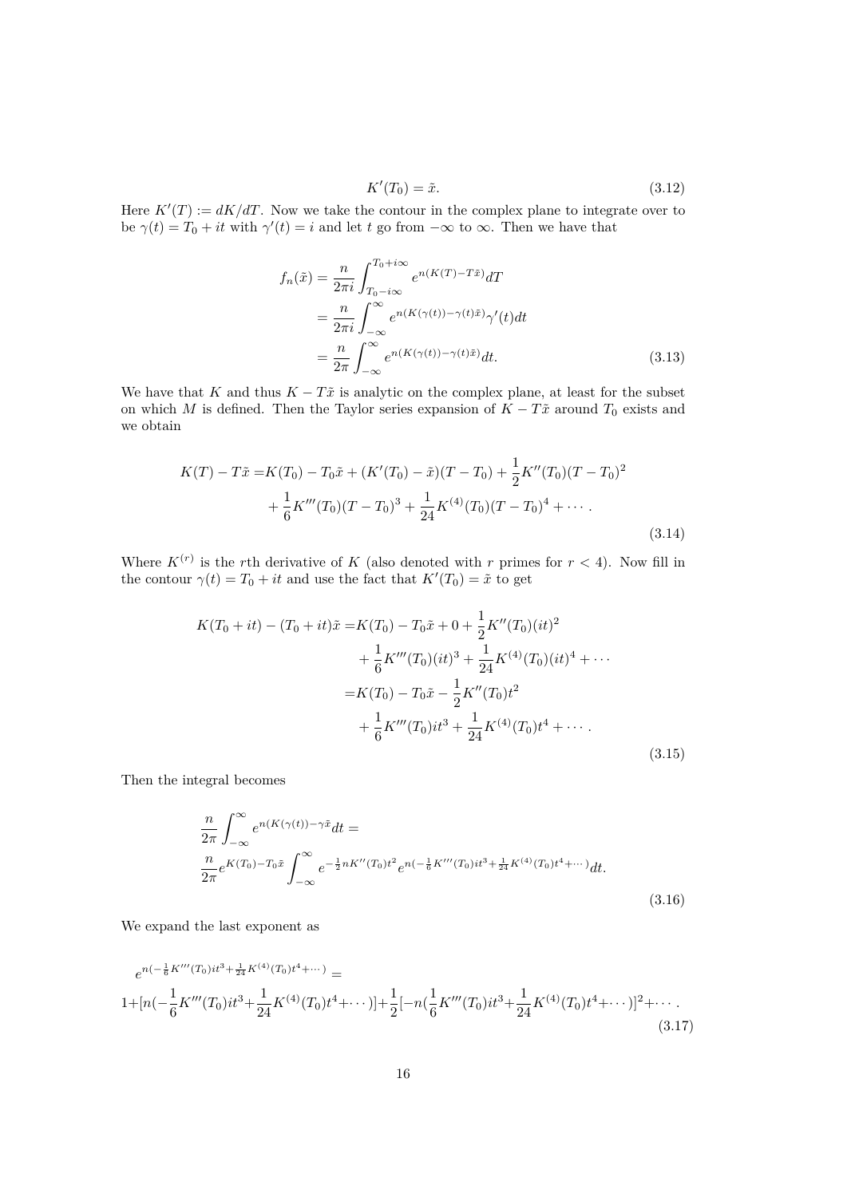$$K'(T_0) = \tilde{x}. \tag{3.12}$$

Here $K'(T) := dK/dT$. Now we take the contour in the complex plane to integrate over to be $\gamma(t) = T_0 + it$ with $\gamma'(t) = i$ and let $t$ go from $-\infty$ to $\infty$. Then we have that

$$\begin{aligned} f_n(\tilde{x}) &= \frac{n}{2\pi i}\int_{T_0 - i\infty}^{T_0 + i\infty} e^{n(K(T) - T\tilde{x})} dT \\ &= \frac{n}{2\pi i}\int_{-\infty}^{\infty} e^{n(K(\gamma(t)) - \gamma(t)\tilde{x})}\gamma'(t) dt \\ &= \frac{n}{2\pi}\int_{-\infty}^{\infty} e^{n(K(\gamma(t)) - \gamma(t)\tilde{x})} dt. \end{aligned} \tag{3.13}$$

We have that $K$ and thus $K - T\tilde{x}$ is analytic on the complex plane, at least for the subset on which $M$ is defined. Then the Taylor series expansion of $K - T\tilde{x}$ around $T_0$ exists and we obtain

$$\begin{aligned} K(T) - T\tilde{x} =& K(T_0) - T_0\tilde{x} + (K'(T_0) - \tilde{x})(T - T_0) + \frac{1}{2}K''(T_0)(T - T_0)^2 \\ &+ \frac{1}{6}K'''(T_0)(T - T_0)^3 + \frac{1}{24}K^{(4)}(T_0)(T - T_0)^4 + \cdots. \end{aligned} \tag{3.14}$$

Where $K^{(r)}$ is the $r$th derivative of $K$ (also denoted with $r$ primes for $r < 4$). Now fill in the contour $\gamma(t) = T_0 + it$ and use the fact that $K'(T_0) = \tilde{x}$ to get

$$\begin{aligned} K(T_0 + it) - (T_0 + it)\tilde{x} =& K(T_0) - T_0\tilde{x} + 0 + \frac{1}{2}K''(T_0)(it)^2 \\ &+ \frac{1}{6}K'''(T_0)(it)^3 + \frac{1}{24}K^{(4)}(T_0)(it)^4 + \cdots \\ =& K(T_0) - T_0\tilde{x} - \frac{1}{2}K''(T_0)t^2 \\ &+ \frac{1}{6}K'''(T_0)it^3 + \frac{1}{24}K^{(4)}(T_0)t^4 + \cdots. \end{aligned} \tag{3.15}$$

Then the integral becomes

$$\begin{aligned} &\frac{n}{2\pi}\int_{-\infty}^{\infty} e^{n(K(\gamma(t)) - \gamma\tilde{x}} dt = \\ &\frac{n}{2\pi}e^{K(T_0) - T_0\tilde{x}}\int_{-\infty}^{\infty} e^{-\frac{1}{2}nK''(T_0)t^2} e^{n(-\frac{1}{6}K'''(T_0)it^3 + \frac{1}{24}K^{(4)}(T_0)t^4 + \cdots)} dt. \end{aligned} \tag{3.16}$$

We expand the last exponent as

$$\begin{aligned} &e^{n(-\frac{1}{6}K'''(T_0)it^3 + \frac{1}{24}K^{(4)}(T_0)t^4 + \cdots)} = \\ &1 + [n(-\frac{1}{6}K'''(T_0)it^3 + \frac{1}{24}K^{(4)}(T_0)t^4 + \cdots)] + \frac{1}{2}[-n(\frac{1}{6}K'''(T_0)it^3 + \frac{1}{24}K^{(4)}(T_0)t^4 + \cdots)]^2 + \cdots. \end{aligned} \tag{3.17}$$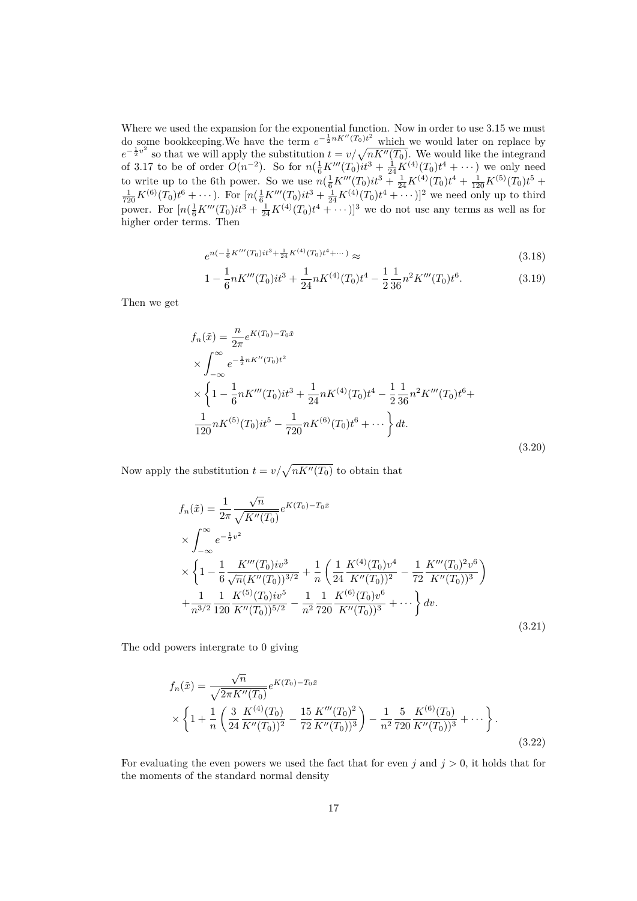Where we used the expansion for the exponential function. Now in order to use 3.15 we must do some bookkeeping.We have the term $e^{-\frac{1}{2}nK''(T_0)t^2}$ which we would later on replace by $e^{-\frac{1}{2}v^2}$ so that we will apply the substitution $t = v/\sqrt{nK''(T_0)}$. We would like the integrand of 3.17 to be of order $O(n^{-2})$. So for $n(\frac{1}{6}K'''(T_0)it^3 + \frac{1}{24}K^{(4)}(T_0)t^4 + \cdots)$ we only need to write up to the 6th power. So we use $n(\frac{1}{6}K'''(T_0)it^3 + \frac{1}{24}K^{(4)}(T_0)t^4 + \frac{1}{120}K^{(5)}(T_0)t^5 + \frac{1}{720}K^{(6)}(T_0)t^6 + \cdots)$. For $[n(\frac{1}{6}K'''(T_0)it^3 + \frac{1}{24}K^{(4)}(T_0)t^4 + \cdots)]^2$ we need only up to third power. For $[n(\frac{1}{6}K'''(T_0)it^3 + \frac{1}{24}K^{(4)}(T_0)t^4 + \cdots)]^3$ we do not use any terms as well as for higher order terms. Then

$$e^{n(-\frac{1}{6}K'''(T_0)it^3 + \frac{1}{24}K^{(4)}(T_0)t^4 + \cdots)} \approx \tag{3.18}$$

$$1 - \frac{1}{6}nK'''(T_0)it^3 + \frac{1}{24}nK^{(4)}(T_0)t^4 - \frac{1}{2}\frac{1}{36}n^2K'''(T_0)t^6. \tag{3.19}$$

Then we get

$$\begin{aligned}
f_n(\tilde{x}) &= \frac{n}{2\pi}e^{K(T_0) - T_0\tilde{x}} \\
&\times \int_{-\infty}^{\infty} e^{-\frac{1}{2}nK''(T_0)t^2} \\
&\times \left\{ 1 - \frac{1}{6}nK'''(T_0)it^3 + \frac{1}{24}nK^{(4)}(T_0)t^4 - \frac{1}{2}\frac{1}{36}n^2K'''(T_0)t^6 + \right. \\
&\left. \frac{1}{120}nK^{(5)}(T_0)it^5 - \frac{1}{720}nK^{(6)}(T_0)t^6 + \cdots \right\} dt.
\end{aligned} \tag{3.20}$$

Now apply the substitution $t = v/\sqrt{nK''(T_0)}$ to obtain that

$$\begin{aligned}
f_n(\tilde{x}) &= \frac{1}{2\pi}\frac{\sqrt{n}}{\sqrt{K''(T_0)}}e^{K(T_0) - T_0\tilde{x}} \\
&\times \int_{-\infty}^{\infty} e^{-\frac{1}{2}v^2} \\
&\times \left\{ 1 - \frac{1}{6}\frac{K'''(T_0)iv^3}{\sqrt{n}(K''(T_0))^{3/2}} + \frac{1}{n}\left( \frac{1}{24}\frac{K^{(4)}(T_0)v^4}{K''(T_0))^2} - \frac{1}{72}\frac{K'''(T_0)^2v^6}{K''(T_0))^3} \right) \right. \\
&\left. + \frac{1}{n^{3/2}}\frac{1}{120}\frac{K^{(5)}(T_0)iv^5}{K''(T_0))^{5/2}} - \frac{1}{n^2}\frac{1}{720}\frac{K^{(6)}(T_0)v^6}{K''(T_0))^3} + \cdots \right\} dv.
\end{aligned} \tag{3.21}$$

The odd powers intergrate to 0 giving

$$\begin{aligned}
f_n(\tilde{x}) &= \frac{\sqrt{n}}{\sqrt{2\pi K''(T_0)}}e^{K(T_0) - T_0\tilde{x}} \\
&\times \left\{ 1 + \frac{1}{n}\left( \frac{3}{24}\frac{K^{(4)}(T_0)}{K''(T_0))^2} - \frac{15}{72}\frac{K'''(T_0)^2}{K''(T_0))^3} \right) - \frac{1}{n^2}\frac{5}{720}\frac{K^{(6)}(T_0)}{K''(T_0))^3} + \cdots \right\}.
\end{aligned} \tag{3.22}$$

For evaluating the even powers we used the fact that for even $j$ and $j > 0$, it holds that for the moments of the standard normal density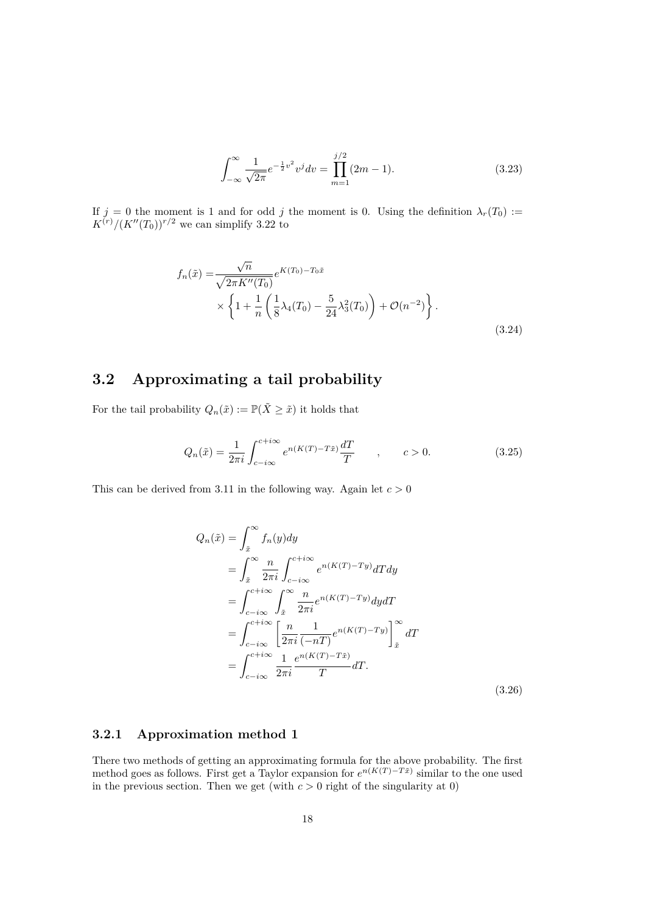$$\int_{-\infty}^{\infty} \frac{1}{\sqrt{2\pi}} e^{-\frac{1}{2}v^2} v^j dv = \prod_{m=1}^{j/2} (2m-1). \tag{3.23}$$

If $j = 0$ the moment is 1 and for odd $j$ the moment is 0. Using the definition $\lambda_r(T_0) := K^{(r)}/(K''(T_0))^{r/2}$ we can simplify 3.22 to

$$\begin{aligned} f_n(\tilde{x}) =& \frac{\sqrt{n}}{\sqrt{2\pi K''(T_0)}} e^{K(T_0) - T_0 \tilde{x}} \\ & \times \left\{ 1 + \frac{1}{n} \left( \frac{1}{8} \lambda_4(T_0) - \frac{5}{24} \lambda_3^2(T_0) \right) + \mathcal{O}(n^{-2}) \right\}. \end{aligned} \tag{3.24}$$

## 3.2 Approximating a tail probability

For the tail probability $Q_n(\tilde{x}) := \mathbb{P}(\tilde{X} \geq \tilde{x})$ it holds that

$$Q_n(\tilde{x}) = \frac{1}{2\pi i} \int_{c-i\infty}^{c+i\infty} e^{n(K(T) - T\tilde{x})} \frac{dT}{T} \qquad , \qquad c > 0. \tag{3.25}$$

This can be derived from 3.11 in the following way. Again let $c > 0$

$$\begin{aligned} Q_n(\tilde{x}) &= \int_{\tilde{x}}^{\infty} f_n(y) dy \\ &= \int_{\tilde{x}}^{\infty} \frac{n}{2\pi i} \int_{c-i\infty}^{c+i\infty} e^{n(K(T) - Ty)} dT dy \\ &= \int_{c-i\infty}^{c+i\infty} \int_{\tilde{x}}^{\infty} \frac{n}{2\pi i} e^{n(K(T) - Ty)} dy dT \\ &= \int_{c-i\infty}^{c+i\infty} \left[ \frac{n}{2\pi i} \frac{1}{(-nT)} e^{n(K(T) - Ty)} \right]_{\tilde{x}}^{\infty} dT \\ &= \int_{c-i\infty}^{c+i\infty} \frac{1}{2\pi i} \frac{e^{n(K(T) - T\tilde{x})}}{T} dT. \end{aligned} \tag{3.26}$$

### 3.2.1 Approximation method 1

There two methods of getting an approximating formula for the above probability. The first method goes as follows. First get a Taylor expansion for $e^{n(K(T) - T\tilde{x})}$ similar to the one used in the previous section. Then we get (with $c > 0$ right of the singularity at 0)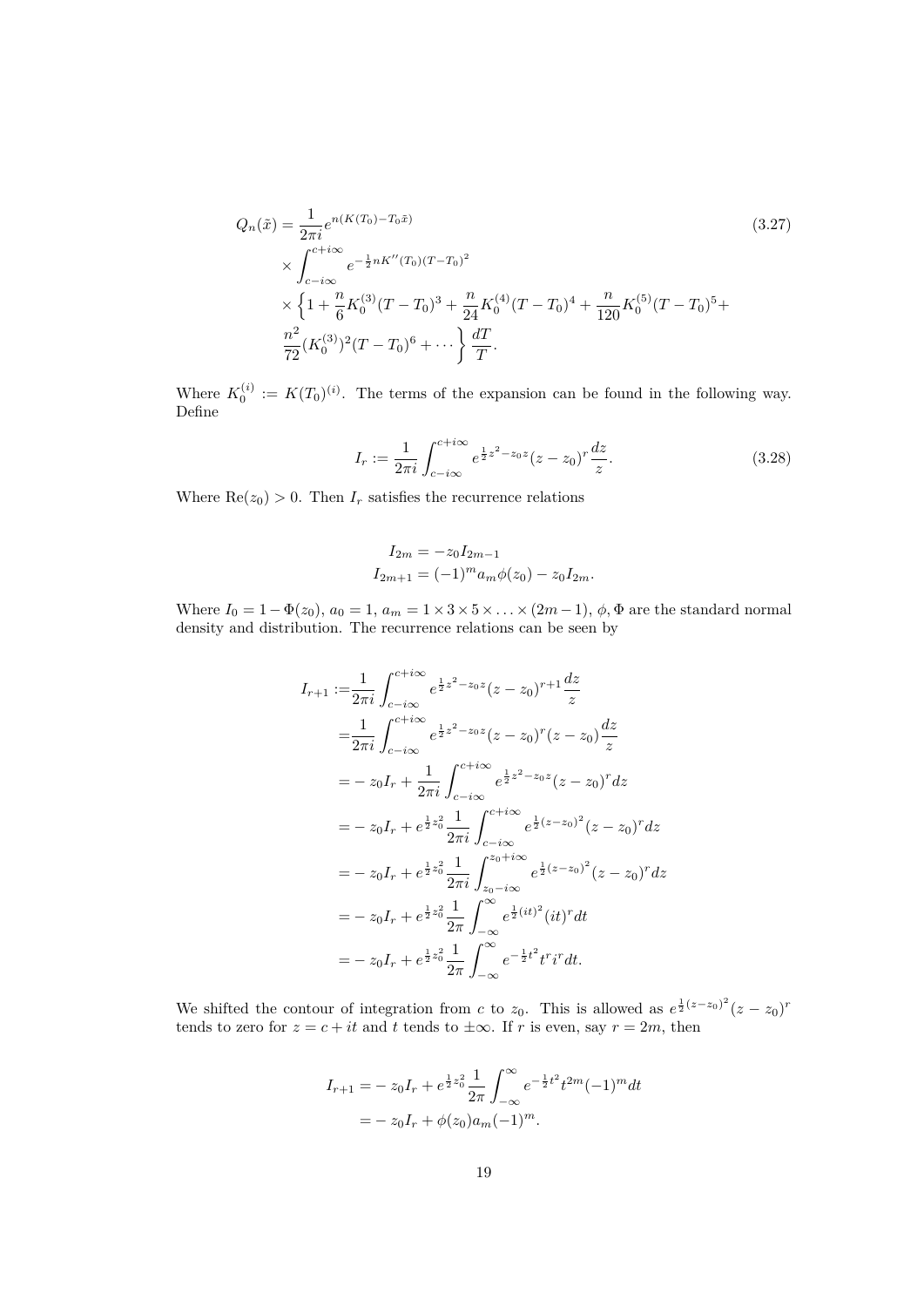$$
\begin{aligned}
Q_n(\tilde{x}) = &\frac{1}{2\pi i} e^{n(K(T_0) - T_0\tilde{x})} \\
&\times \int_{c-i\infty}^{c+i\infty} e^{-\frac{1}{2}nK''(T_0)(T-T_0)^2} \\
&\times \Big\{ 1 + \frac{n}{6}K_0^{(3)}(T-T_0)^3 + \frac{n}{24}K_0^{(4)}(T-T_0)^4 + \frac{n}{120}K_0^{(5)}(T-T_0)^5 + \\
&\frac{n^2}{72}(K_0^{(3)})^2(T-T_0)^6 + \cdots \Big\} \frac{dT}{T}.
\end{aligned}
\tag{3.27}
$$

Where $K_0^{(i)} := K(T_0)^{(i)}$. The terms of the expansion can be found in the following way. Define

$$
I_r := \frac{1}{2\pi i} \int_{c-i\infty}^{c+i\infty} e^{\frac{1}{2}z^2 - z_0 z}(z - z_0)^r \frac{dz}{z}. \tag{3.28}
$$

Where $\mathrm{Re}(z_0) > 0$. Then $I_r$ satisfies the recurrence relations

$$
\begin{aligned}
I_{2m} &= -z_0 I_{2m-1} \\
I_{2m+1} &= (-1)^m a_m \phi(z_0) - z_0 I_{2m}.
\end{aligned}
$$

Where $I_0 = 1 - \Phi(z_0)$, $a_0 = 1$, $a_m = 1 \times 3 \times 5 \times \ldots \times (2m-1)$, $\phi, \Phi$ are the standard normal density and distribution. The recurrence relations can be seen by

$$
\begin{aligned}
I_{r+1} :=& \frac{1}{2\pi i} \int_{c-i\infty}^{c+i\infty} e^{\frac{1}{2}z^2 - z_0 z}(z - z_0)^{r+1} \frac{dz}{z} \\
=& \frac{1}{2\pi i} \int_{c-i\infty}^{c+i\infty} e^{\frac{1}{2}z^2 - z_0 z}(z - z_0)^r (z - z_0) \frac{dz}{z} \\
=& -z_0 I_r + \frac{1}{2\pi i} \int_{c-i\infty}^{c+i\infty} e^{\frac{1}{2}z^2 - z_0 z}(z - z_0)^r dz \\
=& -z_0 I_r + e^{\frac{1}{2}z_0^2} \frac{1}{2\pi i} \int_{c-i\infty}^{c+i\infty} e^{\frac{1}{2}(z-z_0)^2}(z - z_0)^r dz \\
=& -z_0 I_r + e^{\frac{1}{2}z_0^2} \frac{1}{2\pi i} \int_{z_0-i\infty}^{z_0+i\infty} e^{\frac{1}{2}(z-z_0)^2}(z - z_0)^r dz \\
=& -z_0 I_r + e^{\frac{1}{2}z_0^2} \frac{1}{2\pi} \int_{-\infty}^{\infty} e^{\frac{1}{2}(it)^2}(it)^r dt \\
=& -z_0 I_r + e^{\frac{1}{2}z_0^2} \frac{1}{2\pi} \int_{-\infty}^{\infty} e^{-\frac{1}{2}t^2} t^r i^r dt.
\end{aligned}
$$

We shifted the contour of integration from $c$ to $z_0$. This is allowed as $e^{\frac{1}{2}(z-z_0)^2}(z-z_0)^r$ tends to zero for $z = c + it$ and $t$ tends to $\pm\infty$. If $r$ is even, say $r = 2m$, then

$$
\begin{aligned}
I_{r+1} =& -z_0 I_r + e^{\frac{1}{2}z_0^2} \frac{1}{2\pi} \int_{-\infty}^{\infty} e^{-\frac{1}{2}t^2} t^{2m} (-1)^m dt \\
=& -z_0 I_r + \phi(z_0) a_m (-1)^m.
\end{aligned}
$$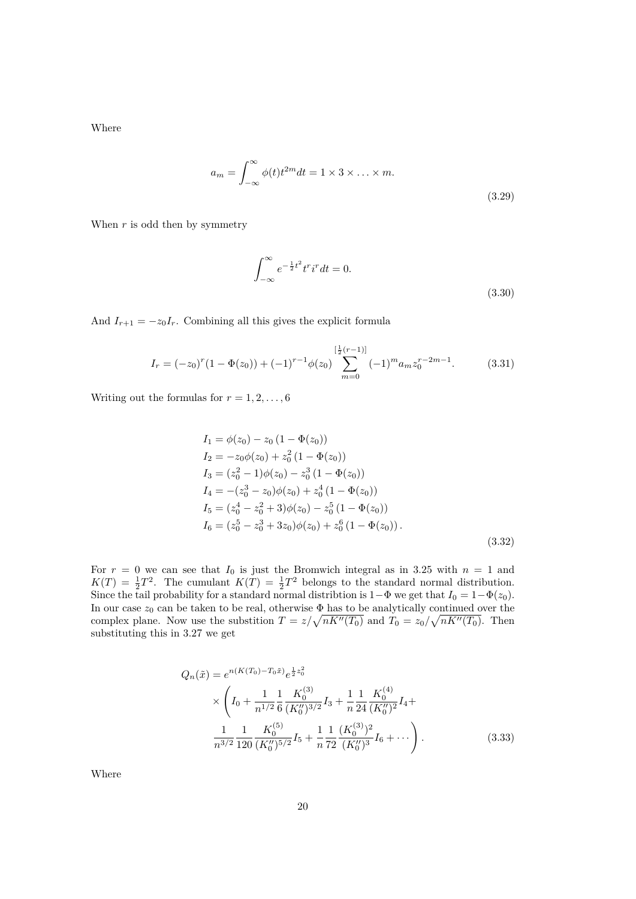Where

$$a_m = \int_{-\infty}^{\infty} \phi(t) t^{2m} dt = 1 \times 3 \times \ldots \times m. \tag{3.29}$$

When $r$ is odd then by symmetry

$$\int_{-\infty}^{\infty} e^{-\frac{1}{2}t^2} t^r i^r dt = 0. \tag{3.30}$$

And $I_{r+1} = -z_0 I_r$. Combining all this gives the explicit formula

$$I_r = (-z_0)^r (1 - \Phi(z_0)) + (-1)^{r-1} \phi(z_0) \sum_{m=0}^{[\frac{1}{2}(r-1)]} (-1)^m a_m z_0^{r-2m-1}. \tag{3.31}$$

Writing out the formulas for $r = 1, 2, \ldots, 6$

$$\begin{aligned}
I_1 &= \phi(z_0) - z_0 \left(1 - \Phi(z_0)\right) \\
I_2 &= -z_0 \phi(z_0) + z_0^2 \left(1 - \Phi(z_0)\right) \\
I_3 &= (z_0^2 - 1)\phi(z_0) - z_0^3 \left(1 - \Phi(z_0)\right) \\
I_4 &= -(z_0^3 - z_0)\phi(z_0) + z_0^4 \left(1 - \Phi(z_0)\right) \\
I_5 &= (z_0^4 - z_0^2 + 3)\phi(z_0) - z_0^5 \left(1 - \Phi(z_0)\right) \\
I_6 &= (z_0^5 - z_0^3 + 3z_0)\phi(z_0) + z_0^6 \left(1 - \Phi(z_0)\right).
\end{aligned} \tag{3.32}$$

For $r = 0$ we can see that $I_0$ is just the Bromwich integral as in 3.25 with $n = 1$ and $K(T) = \frac{1}{2}T^2$. The cumulant $K(T) = \frac{1}{2}T^2$ belongs to the standard normal distribution. Since the tail probability for a standard normal distribtion is $1-\Phi$ we get that $I_0 = 1-\Phi(z_0)$. In our case $z_0$ can be taken to be real, otherwise $\Phi$ has to be analytically continued over the complex plane. Now use the substition $T = z/\sqrt{nK''(T_0)}$ and $T_0 = z_0/\sqrt{nK''(T_0)}$. Then substituting this in 3.27 we get

$$\begin{aligned}
Q_n(\tilde{x}) = e^{n(K(T_0) - T_0\tilde{x})} e^{\frac{1}{2}z_0^2} \\
\times \Bigg( I_0 + \frac{1}{n^{1/2}} \frac{1}{6} \frac{K_0^{(3)}}{(K_0'')^{3/2}} I_3 + \frac{1}{n} \frac{1}{24} \frac{K_0^{(4)}}{(K_0'')^2} I_4 + \\
\frac{1}{n^{3/2}} \frac{1}{120} \frac{K_0^{(5)}}{(K_0'')^{5/2}} I_5 + \frac{1}{n} \frac{1}{72} \frac{(K_0^{(3)})^2}{(K_0'')^3} I_6 + \cdots \Bigg).
\end{aligned} \tag{3.33}$$

Where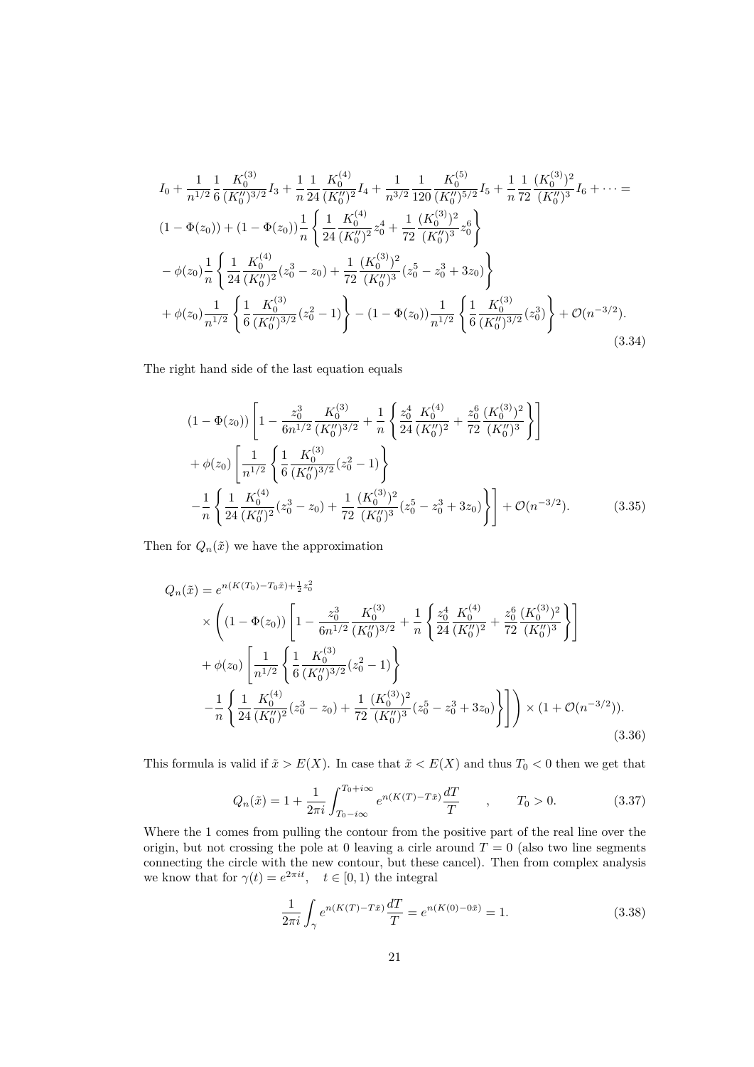$$
\begin{aligned}
&I_0 + \frac{1}{n^{1/2}}\frac{1}{6}\frac{K_0^{(3)}}{(K_0'')^{3/2}}I_3 + \frac{1}{n}\frac{1}{24}\frac{K_0^{(4)}}{(K_0'')^2}I_4 + \frac{1}{n^{3/2}}\frac{1}{120}\frac{K_0^{(5)}}{(K_0'')^{5/2}}I_5 + \frac{1}{n}\frac{1}{72}\frac{(K_0^{(3)})^2}{(K_0'')^3}I_6 + \cdots = \\
&(1-\Phi(z_0)) + (1-\Phi(z_0))\frac{1}{n}\left\{\frac{1}{24}\frac{K_0^{(4)}}{(K_0'')^2}z_0^4 + \frac{1}{72}\frac{(K_0^{(3)})^2}{(K_0'')^3}z_0^6\right\} \\
&-\phi(z_0)\frac{1}{n}\left\{\frac{1}{24}\frac{K_0^{(4)}}{(K_0'')^2}(z_0^3 - z_0) + \frac{1}{72}\frac{(K_0^{(3)})^2}{(K_0'')^3}(z_0^5 - z_0^3 + 3z_0)\right\} \\
&+\phi(z_0)\frac{1}{n^{1/2}}\left\{\frac{1}{6}\frac{K_0^{(3)}}{(K_0'')^{3/2}}(z_0^2 - 1)\right\} - (1-\Phi(z_0))\frac{1}{n^{1/2}}\left\{\frac{1}{6}\frac{K_0^{(3)}}{(K_0'')^{3/2}}(z_0^3)\right\} + \mathcal{O}(n^{-3/2}).
\end{aligned}
\tag{3.34}
$$

The right hand side of the last equation equals

$$
\begin{aligned}
&(1-\Phi(z_0))\left[1 - \frac{z_0^3}{6n^{1/2}}\frac{K_0^{(3)}}{(K_0'')^{3/2}} + \frac{1}{n}\left\{\frac{z_0^4}{24}\frac{K_0^{(4)}}{(K_0'')^2} + \frac{z_0^6}{72}\frac{(K_0^{(3)})^2}{(K_0'')^3}\right\}\right] \\
&+\phi(z_0)\left[\frac{1}{n^{1/2}}\left\{\frac{1}{6}\frac{K_0^{(3)}}{(K_0'')^{3/2}}(z_0^2 - 1)\right\}\right. \\
&\left.-\frac{1}{n}\left\{\frac{1}{24}\frac{K_0^{(4)}}{(K_0'')^2}(z_0^3 - z_0) + \frac{1}{72}\frac{(K_0^{(3)})^2}{(K_0'')^3}(z_0^5 - z_0^3 + 3z_0)\right\}\right] + \mathcal{O}(n^{-3/2}).
\end{aligned}
\tag{3.35}
$$

Then for $Q_n(\tilde{x})$ we have the approximation

$$
\begin{aligned}
Q_n(\tilde{x}) &= e^{n(K(T_0) - T_0\tilde{x}) + \frac{1}{2}z_0^2} \\
&\times\left((1-\Phi(z_0))\left[1 - \frac{z_0^3}{6n^{1/2}}\frac{K_0^{(3)}}{(K_0'')^{3/2}} + \frac{1}{n}\left\{\frac{z_0^4}{24}\frac{K_0^{(4)}}{(K_0'')^2} + \frac{z_0^6}{72}\frac{(K_0^{(3)})^2}{(K_0'')^3}\right\}\right]\right. \\
&+\phi(z_0)\left[\frac{1}{n^{1/2}}\left\{\frac{1}{6}\frac{K_0^{(3)}}{(K_0'')^{3/2}}(z_0^2 - 1)\right\}\right. \\
&\left.\left.-\frac{1}{n}\left\{\frac{1}{24}\frac{K_0^{(4)}}{(K_0'')^2}(z_0^3 - z_0) + \frac{1}{72}\frac{(K_0^{(3)})^2}{(K_0'')^3}(z_0^5 - z_0^3 + 3z_0)\right\}\right]\right) \times (1 + \mathcal{O}(n^{-3/2})).
\end{aligned}
\tag{3.36}
$$

This formula is valid if $\tilde{x} > E(X)$. In case that $\tilde{x} < E(X)$ and thus $T_0 < 0$ then we get that

$$
Q_n(\tilde{x}) = 1 + \frac{1}{2\pi i}\int_{T_0 - i\infty}^{T_0 + i\infty} e^{n(K(T) - T\tilde{x})}\frac{dT}{T} \quad , \quad T_0 > 0. \tag{3.37}
$$

Where the 1 comes from pulling the contour from the positive part of the real line over the origin, but not crossing the pole at 0 leaving a cirle around $T = 0$ (also two line segments connecting the circle with the new contour, but these cancel). Then from complex analysis we know that for $\gamma(t) = e^{2\pi i t}, \quad t \in [0, 1)$ the integral

$$
\frac{1}{2\pi i}\int_\gamma e^{n(K(T) - T\tilde{x})}\frac{dT}{T} = e^{n(K(0) - 0\tilde{x})} = 1. \tag{3.38}
$$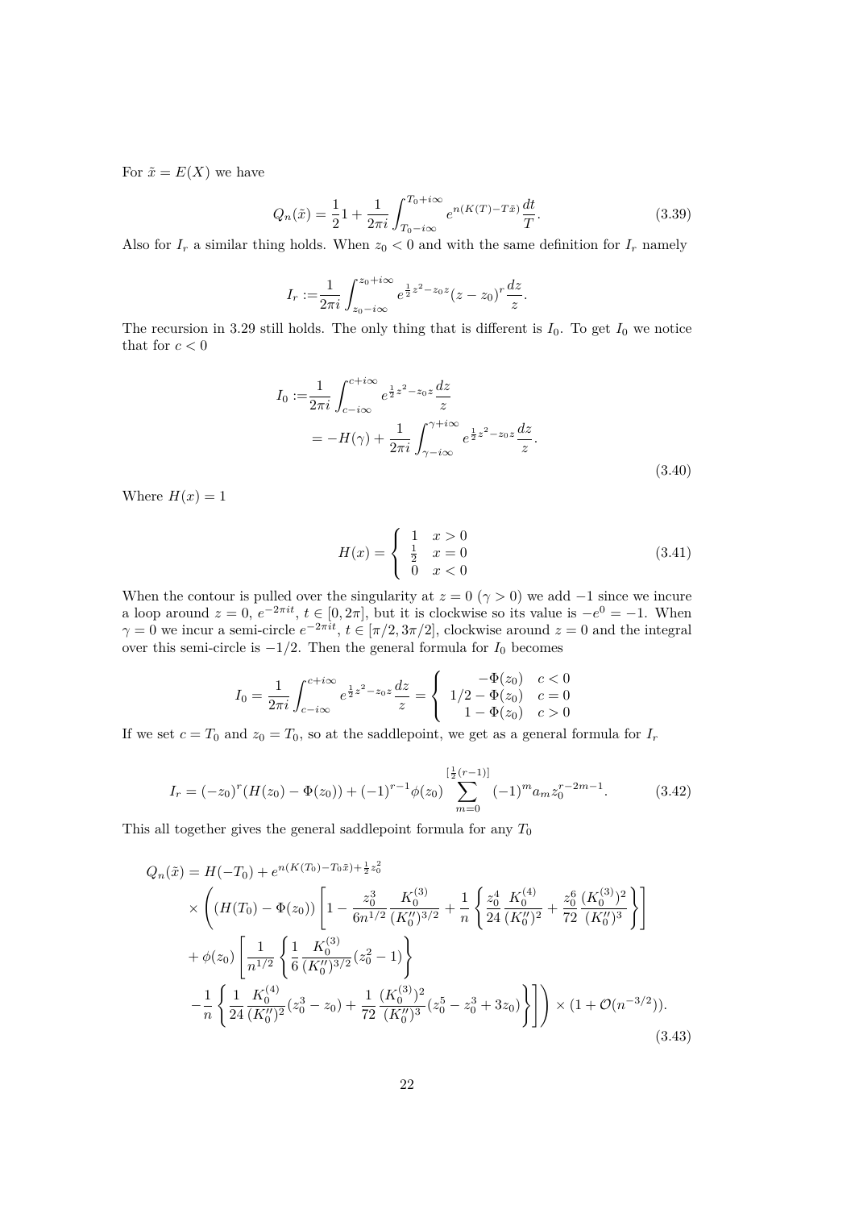For $\tilde{x} = E(X)$ we have

$$Q_n(\tilde{x}) = \frac{1}{2}1 + \frac{1}{2\pi i}\int_{T_0-i\infty}^{T_0+i\infty} e^{n(K(T)-T\tilde{x})}\frac{dt}{T}. \tag{3.39}$$

Also for $I_r$ a similar thing holds. When $z_0 < 0$ and with the same definition for $I_r$ namely

$$I_r := \frac{1}{2\pi i}\int_{z_0-i\infty}^{z_0+i\infty} e^{\frac{1}{2}z^2 - z_0 z}(z-z_0)^r \frac{dz}{z}.$$

The recursion in 3.29 still holds. The only thing that is different is $I_0$. To get $I_0$ we notice that for $c < 0$

$$\begin{aligned} I_0 :=& \frac{1}{2\pi i}\int_{c-i\infty}^{c+i\infty} e^{\frac{1}{2}z^2 - z_0 z}\frac{dz}{z} \\ &= -H(\gamma) + \frac{1}{2\pi i}\int_{\gamma-i\infty}^{\gamma+i\infty} e^{\frac{1}{2}z^2 - z_0 z}\frac{dz}{z}. \end{aligned} \tag{3.40}$$

Where $H(x) = 1$

$$H(x) = \begin{cases} 1 & x > 0 \\ \frac{1}{2} & x = 0 \\ 0 & x < 0 \end{cases} \tag{3.41}$$

When the contour is pulled over the singularity at $z = 0$ ($\gamma > 0$) we add $-1$ since we incure a loop around $z = 0$, $e^{-2\pi i t}$, $t \in [0, 2\pi]$, but it is clockwise so its value is $-e^0 = -1$. When $\gamma = 0$ we incur a semi-circle $e^{-2\pi i t}$, $t \in [\pi/2, 3\pi/2]$, clockwise around $z = 0$ and the integral over this semi-circle is $-1/2$. Then the general formula for $I_0$ becomes

$$I_0 = \frac{1}{2\pi i}\int_{c-i\infty}^{c+i\infty} e^{\frac{1}{2}z^2 - z_0 z}\frac{dz}{z} = \begin{cases} -\Phi(z_0) & c < 0 \\ 1/2 - \Phi(z_0) & c = 0 \\ 1 - \Phi(z_0) & c > 0 \end{cases}$$

If we set $c = T_0$ and $z_0 = T_0$, so at the saddlepoint, we get as a general formula for $I_r$

$$I_r = (-z_0)^r (H(z_0) - \Phi(z_0)) + (-1)^{r-1}\phi(z_0)\sum_{m=0}^{[\frac{1}{2}(r-1)]}(-1)^m a_m z_0^{r-2m-1}. \tag{3.42}$$

This all together gives the general saddlepoint formula for any $T_0$

$$\begin{aligned} Q_n(\tilde{x}) =& H(-T_0) + e^{n(K(T_0) - T_0\tilde{x}) + \frac{1}{2}z_0^2} \\ &\times \Bigg( (H(T_0) - \Phi(z_0)) \left[ 1 - \frac{z_0^3}{6n^{1/2}}\frac{K_0^{(3)}}{(K_0'')^{3/2}} + \frac{1}{n}\left\{ \frac{z_0^4}{24}\frac{K_0^{(4)}}{(K_0'')^2} + \frac{z_0^6}{72}\frac{(K_0^{(3)})^2}{(K_0'')^3} \right\} \right] \\ &+ \phi(z_0)\left[ \frac{1}{n^{1/2}}\left\{ \frac{1}{6}\frac{K_0^{(3)}}{(K_0'')^{3/2}}(z_0^2 - 1) \right\} \right. \\ &\left. -\frac{1}{n}\left\{ \frac{1}{24}\frac{K_0^{(4)}}{(K_0'')^2}(z_0^3 - z_0) + \frac{1}{72}\frac{(K_0^{(3)})^2}{(K_0'')^3}(z_0^5 - z_0^3 + 3z_0) \right\} \right] \Bigg) \times (1 + \mathcal{O}(n^{-3/2})). \end{aligned} \tag{3.43}$$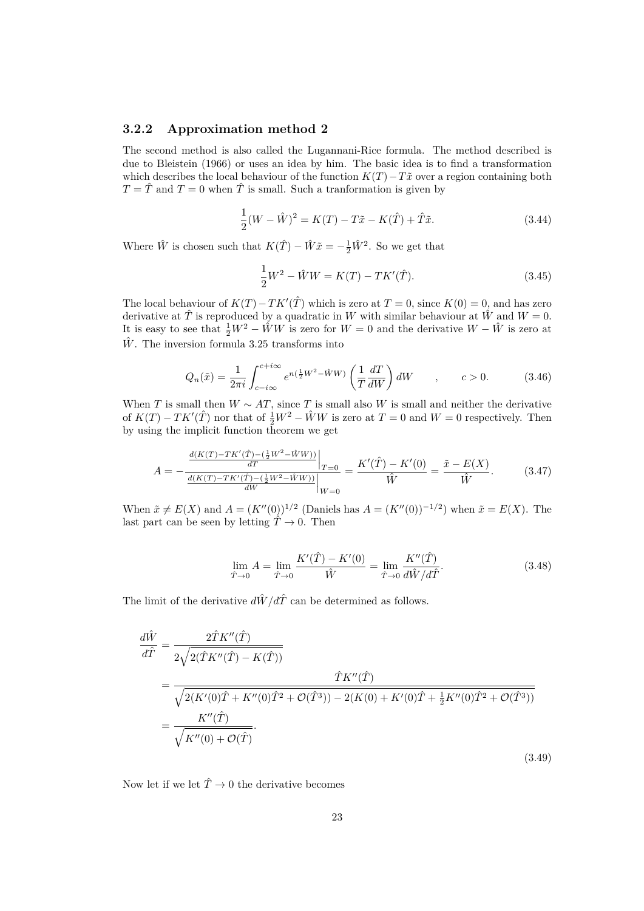### 3.2.2 Approximation method 2

The second method is also called the Lugannani-Rice formula. The method described is due to Bleistein (1966) or uses an idea by him. The basic idea is to find a transformation which describes the local behaviour of the function $K(T) - T\tilde{x}$ over a region containing both $T = \hat{T}$ and $T = 0$ when $\hat{T}$ is small. Such a tranformation is given by

$$\frac{1}{2}(W - \hat{W})^2 = K(T) - T\tilde{x} - K(\hat{T}) + \hat{T}\tilde{x}. \tag{3.44}$$

Where $\hat{W}$ is chosen such that $K(\hat{T}) - \hat{W}\tilde{x} = -\frac{1}{2}\hat{W}^2$. So we get that

$$\frac{1}{2}W^2 - \hat{W}W = K(T) - TK'(\hat{T}). \tag{3.45}$$

The local behaviour of $K(T) - TK'(\hat{T})$ which is zero at $T = 0$, since $K(0) = 0$, and has zero derivative at $\hat{T}$ is reproduced by a quadratic in $W$ with similar behaviour at $\hat{W}$ and $W = 0$. It is easy to see that $\frac{1}{2}W^2 - \hat{W}W$ is zero for $W = 0$ and the derivative $W - \hat{W}$ is zero at $\hat{W}$. The inversion formula 3.25 transforms into

$$Q_n(\tilde{x}) = \frac{1}{2\pi i}\int_{c-i\infty}^{c+i\infty} e^{n(\frac{1}{2}W^2 - \hat{W}W)}\left(\frac{1}{T}\frac{dT}{dW}\right)dW \qquad , \qquad c > 0. \tag{3.46}$$

When $T$ is small then $W \sim AT$, since $T$ is small also $W$ is small and neither the derivative of $K(T) - TK'(\hat{T})$ nor that of $\frac{1}{2}W^2 - \hat{W}W$ is zero at $T = 0$ and $W = 0$ respectively. Then by using the implicit function theorem we get

$$A = -\frac{\left.\frac{d(K(T) - TK'(\hat{T}) - (\frac{1}{2}W^2 - \hat{W}W))}{dT}\right|_{T=0}}{\left.\frac{d(K(T) - TK'(\hat{T}) - (\frac{1}{2}W^2 - \hat{W}W))}{dW}\right|_{W=0}} = \frac{K'(\hat{T}) - K'(0)}{\hat{W}} = \frac{\tilde{x} - E(X)}{\hat{W}}. \tag{3.47}$$

When $\tilde{x} \neq E(X)$ and $A = (K''(0))^{1/2}$ (Daniels has $A = (K''(0))^{-1/2}$) when $\tilde{x} = E(X)$. The last part can be seen by letting $\hat{T} \to 0$. Then

$$\lim_{\hat{T}\to 0} A = \lim_{\hat{T}\to 0}\frac{K'(\hat{T}) - K'(0)}{\hat{W}} = \lim_{\hat{T}\to 0}\frac{K''(\hat{T})}{d\hat{W}/d\hat{T}}. \tag{3.48}$$

The limit of the derivative $d\hat{W}/d\hat{T}$ can be determined as follows.

$$\begin{aligned}
\frac{d\hat{W}}{d\hat{T}} &= \frac{2\hat{T}K''(\hat{T})}{2\sqrt{2(\hat{T}K''(\hat{T}) - K(\hat{T}))}} \\
&= \frac{\hat{T}K''(\hat{T})}{\sqrt{2(K'(0)\hat{T} + K''(0)\hat{T}^2 + \mathcal{O}(\hat{T}^3)) - 2(K(0) + K'(0)\hat{T} + \frac{1}{2}K''(0)\hat{T}^2 + \mathcal{O}(\hat{T}^3))}} \\
&= \frac{K''(\hat{T})}{\sqrt{K''(0) + \mathcal{O}(\hat{T})}}.
\end{aligned} \tag{3.49}$$

Now let if we let $\hat{T} \to 0$ the derivative becomes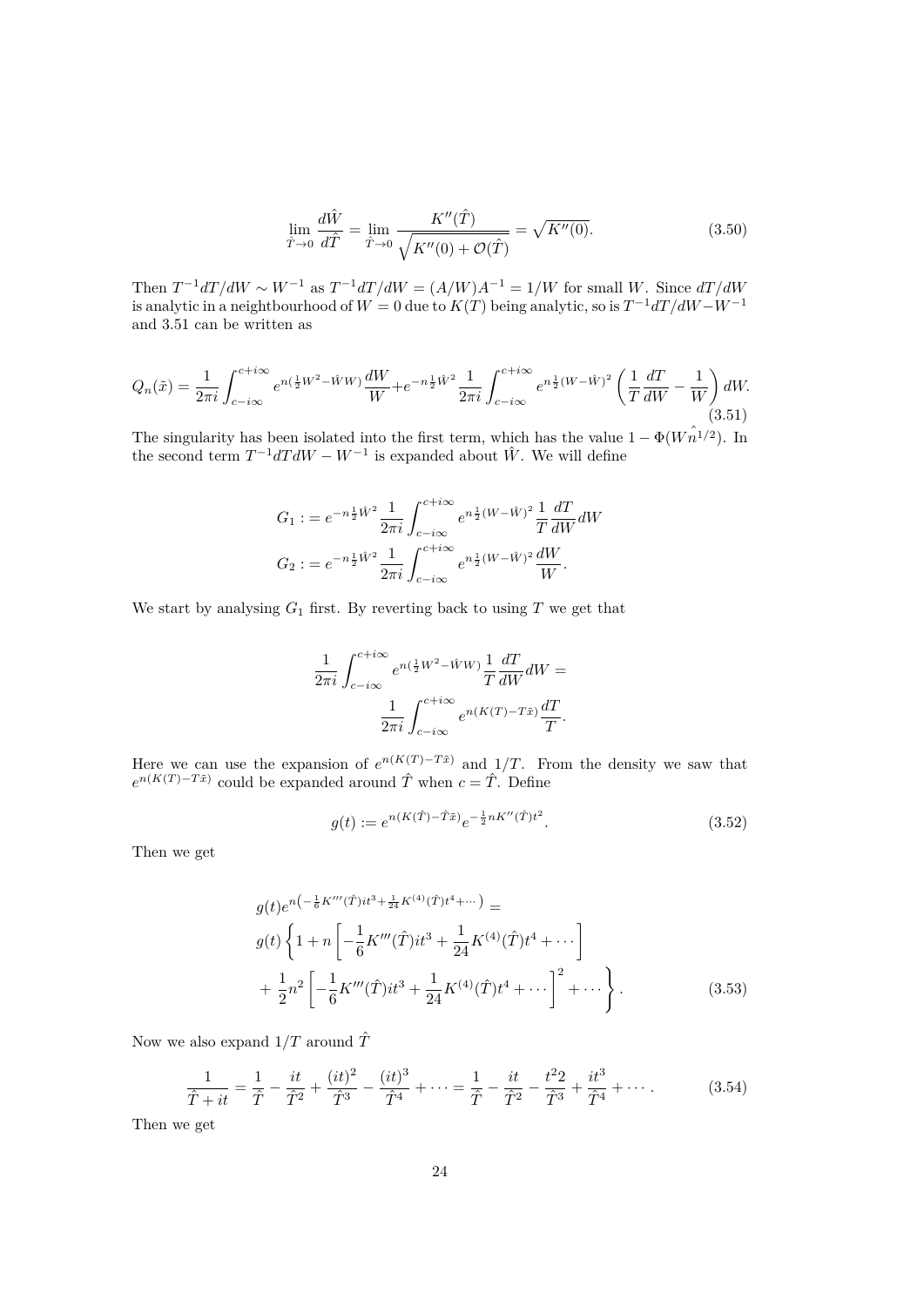$$\lim_{\hat{T}\to 0} \frac{d\hat{W}}{d\hat{T}} = \lim_{\hat{T}\to 0} \frac{K''(\hat{T})}{\sqrt{K''(0) + \mathcal{O}(\hat{T})}} = \sqrt{K''(0)}. \tag{3.50}$$

Then $T^{-1}dT/dW \sim W^{-1}$ as $T^{-1}dT/dW = (A/W)A^{-1} = 1/W$ for small $W$. Since $dT/dW$ is analytic in a neightbourhood of $W = 0$ due to $K(T)$ being analytic, so is $T^{-1}dT/dW - W^{-1}$ and 3.51 can be written as

$$Q_n(\tilde{x}) = \frac{1}{2\pi i}\int_{c-i\infty}^{c+i\infty} e^{n(\frac{1}{2}W^2 - \hat{W}W)}\frac{dW}{W} + e^{-n\frac{1}{2}\hat{W}^2}\frac{1}{2\pi i}\int_{c-i\infty}^{c+i\infty} e^{n\frac{1}{2}(W-\hat{W})^2}\left(\frac{1}{T}\frac{dT}{dW} - \frac{1}{W}\right)dW. \tag{3.51}$$

The singularity has been isolated into the first term, which has the value $1 - \Phi(\hat{W n}^{1/2})$. In the second term $T^{-1}dTdW - W^{-1}$ is expanded about $\hat{W}$. We will define

$$G_1 := e^{-n\frac{1}{2}\hat{W}^2}\frac{1}{2\pi i}\int_{c-i\infty}^{c+i\infty} e^{n\frac{1}{2}(W-\hat{W})^2}\frac{1}{T}\frac{dT}{dW}dW$$
$$G_2 := e^{-n\frac{1}{2}\hat{W}^2}\frac{1}{2\pi i}\int_{c-i\infty}^{c+i\infty} e^{n\frac{1}{2}(W-\hat{W})^2}\frac{dW}{W}.$$

We start by analysing $G_1$ first. By reverting back to using $T$ we get that

$$\frac{1}{2\pi i}\int_{c-i\infty}^{c+i\infty} e^{n(\frac{1}{2}W^2 - \hat{W}W)}\frac{1}{T}\frac{dT}{dW}dW = \frac{1}{2\pi i}\int_{c-i\infty}^{c+i\infty} e^{n(K(T)-T\tilde{x})}\frac{dT}{T}.$$

Here we can use the expansion of $e^{n(K(T)-T\tilde{x})}$ and $1/T$. From the density we saw that $e^{n(K(T)-T\tilde{x})}$ could be expanded around $\hat{T}$ when $c = \hat{T}$. Define

$$g(t) := e^{n(K(\hat{T})-\hat{T}\tilde{x})}e^{-\frac{1}{2}nK''(\hat{T})t^2}. \tag{3.52}$$

Then we get

$$\begin{aligned}
&g(t)e^{n\left(-\frac{1}{6}K'''(\hat{T})it^3 + \frac{1}{24}K^{(4)}(\hat{T})t^4 + \cdots\right)} = \\
&g(t)\left\{1 + n\left[-\frac{1}{6}K'''(\hat{T})it^3 + \frac{1}{24}K^{(4)}(\hat{T})t^4 + \cdots\right]\right. \\
&\left. + \frac{1}{2}n^2\left[-\frac{1}{6}K'''(\hat{T})it^3 + \frac{1}{24}K^{(4)}(\hat{T})t^4 + \cdots\right]^2 + \cdots\right\}.
\end{aligned} \tag{3.53}$$

Now we also expand $1/T$ around $\hat{T}$

$$\frac{1}{\hat{T}+it} = \frac{1}{\hat{T}} - \frac{it}{\hat{T}^2} + \frac{(it)^2}{\hat{T}^3} - \frac{(it)^3}{\hat{T}^4} + \cdots = \frac{1}{\hat{T}} - \frac{it}{\hat{T}^2} - \frac{t^2 2}{\hat{T}^3} + \frac{it^3}{\hat{T}^4} + \cdots. \tag{3.54}$$

Then we get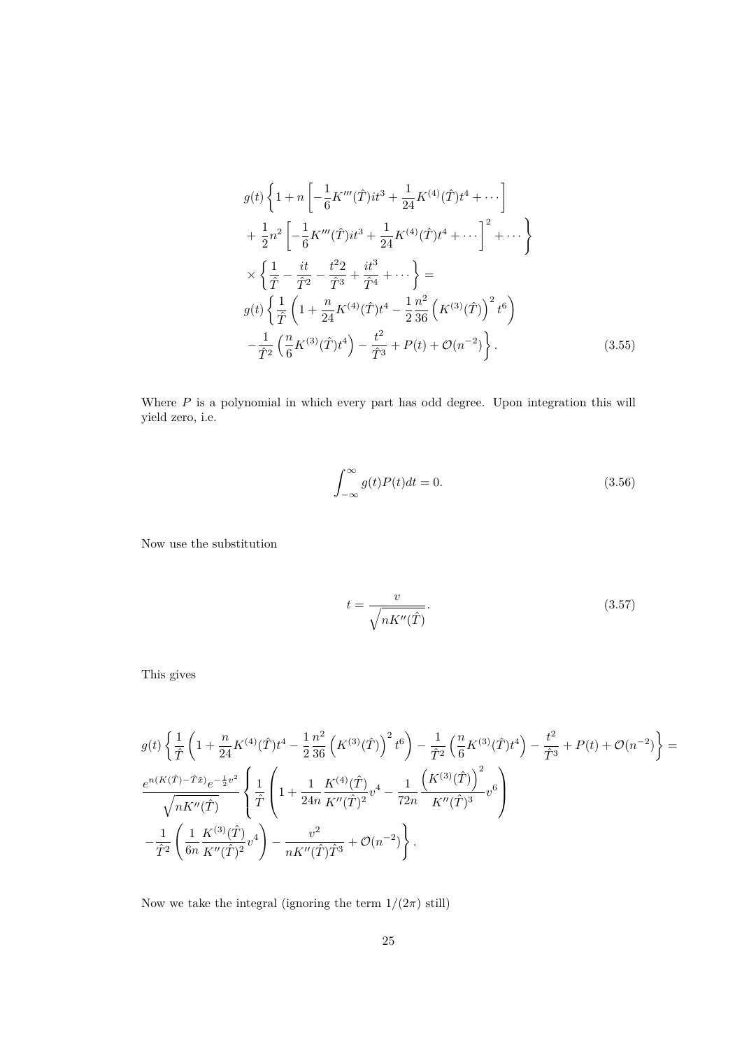$$
\begin{aligned}
&g(t)\left\{1+n\left[-\frac{1}{6}K'''(\hat{T})it^3+\frac{1}{24}K^{(4)}(\hat{T})t^4+\cdots\right]\right.\\
&\left.+\frac{1}{2}n^2\left[-\frac{1}{6}K'''(\hat{T})it^3+\frac{1}{24}K^{(4)}(\hat{T})t^4+\cdots\right]^2+\cdots\right\}\\
&\times\left\{\frac{1}{\hat{T}}-\frac{it}{\hat{T}^2}-\frac{t^2 2}{\hat{T}^3}+\frac{it^3}{\hat{T}^4}+\cdots\right\}=\\
&g(t)\left\{\frac{1}{\hat{T}}\left(1+\frac{n}{24}K^{(4)}(\hat{T})t^4-\frac{1}{2}\frac{n^2}{36}\left(K^{(3)}(\hat{T})\right)^2t^6\right)\right.\\
&\left.-\frac{1}{\hat{T}^2}\left(\frac{n}{6}K^{(3)}(\hat{T})t^4\right)-\frac{t^2}{\hat{T}^3}+P(t)+\mathcal{O}(n^{-2})\right\}.
\end{aligned}
\tag{3.55}
$$

Where $P$ is a polynomial in which every part has odd degree. Upon integration this will yield zero, i.e.

$$
\int_{-\infty}^{\infty} g(t)P(t)dt = 0. \tag{3.56}
$$

Now use the substitution

$$
t = \frac{v}{\sqrt{nK''(\hat{T})}}. \tag{3.57}
$$

This gives

$$
\begin{aligned}
&g(t)\left\{\frac{1}{\hat{T}}\left(1+\frac{n}{24}K^{(4)}(\hat{T})t^4-\frac{1}{2}\frac{n^2}{36}\left(K^{(3)}(\hat{T})\right)^2t^6\right)-\frac{1}{\hat{T}^2}\left(\frac{n}{6}K^{(3)}(\hat{T})t^4\right)-\frac{t^2}{\hat{T}^3}+P(t)+\mathcal{O}(n^{-2})\right\}=\\
&\frac{e^{n(K(\hat{T})-\hat{T}\bar{x})}e^{-\frac{1}{2}v^2}}{\sqrt{nK''(\hat{T})}}\left\{\frac{1}{\hat{T}}\left(1+\frac{1}{24n}\frac{K^{(4)}(\hat{T})}{K''(\hat{T})^2}v^4-\frac{1}{72n}\frac{\left(K^{(3)}(\hat{T})\right)^2}{K''(\hat{T})^3}v^6\right)\right.\\
&\left.-\frac{1}{\hat{T}^2}\left(\frac{1}{6n}\frac{K^{(3)}(\hat{T})}{K''(\hat{T})^2}v^4\right)-\frac{v^2}{nK''(\hat{T})\hat{T}^3}+\mathcal{O}(n^{-2})\right\}.
\end{aligned}
$$

Now we take the integral (ignoring the term $1/(2\pi)$ still)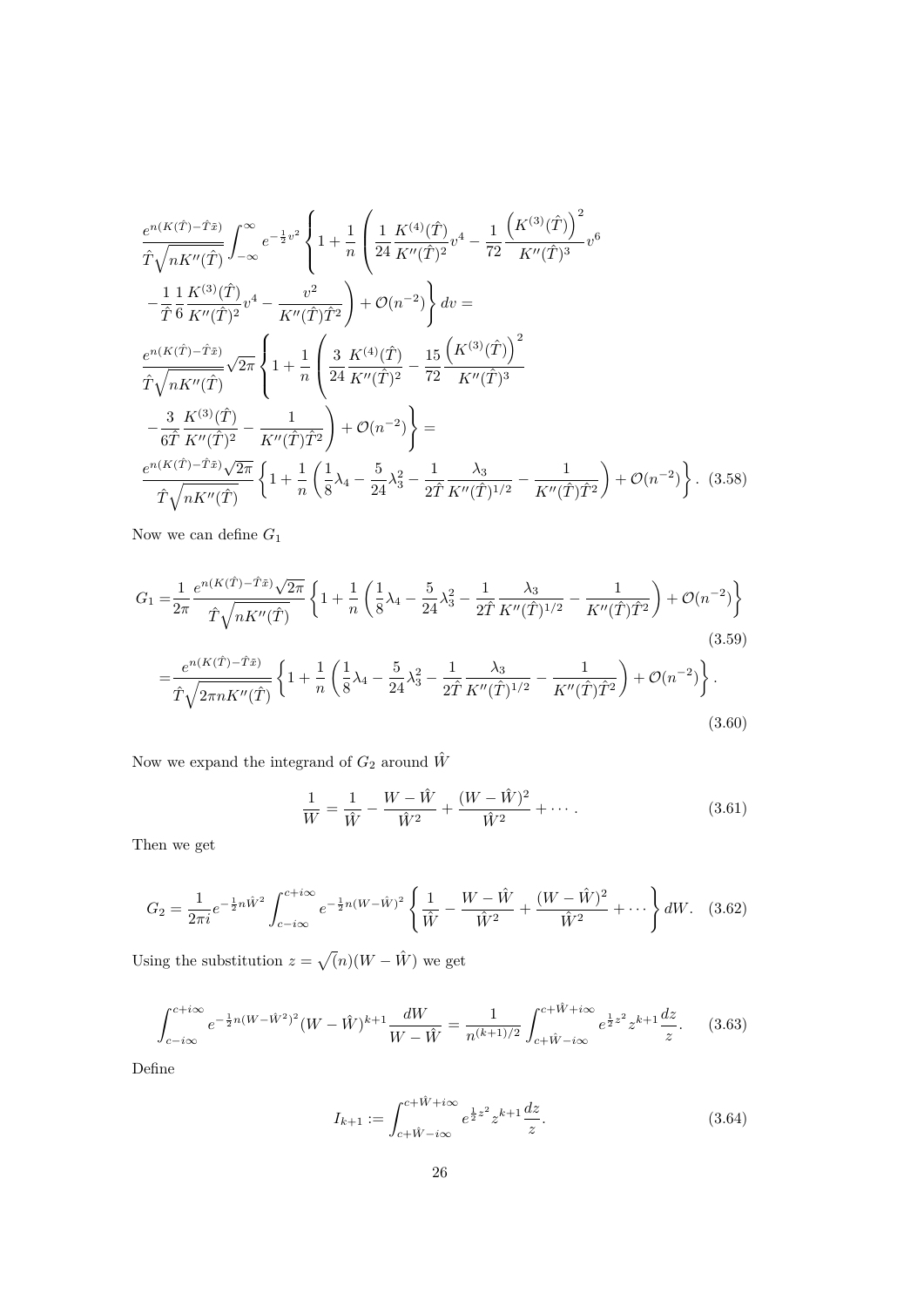$$
\begin{aligned}
&\frac{e^{n(K(\hat{T})-\hat{T}\bar{x})}}{\hat{T}\sqrt{nK''(\hat{T})}} \int_{-\infty}^{\infty} e^{-\frac{1}{2}v^2} \left\{ 1 + \frac{1}{n} \left( \frac{1}{24} \frac{K^{(4)}(\hat{T})}{K''(\hat{T})^2} v^4 - \frac{1}{72} \frac{\left(K^{(3)}(\hat{T})\right)^2}{K''(\hat{T})^3} v^6 \right.\right. \\
&\left.\left. - \frac{1}{\hat{T}} \frac{1}{6} \frac{K^{(3)}(\hat{T})}{K''(\hat{T})^2} v^4 - \frac{v^2}{K''(\hat{T})\hat{T}^2} \right) + \mathcal{O}(n^{-2}) \right\} dv = \\
&\frac{e^{n(K(\hat{T})-\hat{T}\bar{x})}}{\hat{T}\sqrt{nK''(\hat{T})}} \sqrt{2\pi} \left\{ 1 + \frac{1}{n} \left( \frac{3}{24} \frac{K^{(4)}(\hat{T})}{K''(\hat{T})^2} - \frac{15}{72} \frac{\left(K^{(3)}(\hat{T})\right)^2}{K''(\hat{T})^3} \right.\right. \\
&\left.\left. - \frac{3}{6\hat{T}} \frac{K^{(3)}(\hat{T})}{K''(\hat{T})^2} - \frac{1}{K''(\hat{T})\hat{T}^2} \right) + \mathcal{O}(n^{-2}) \right\} = \\
&\frac{e^{n(K(\hat{T})-\hat{T}\bar{x})}\sqrt{2\pi}}{\hat{T}\sqrt{nK''(\hat{T})}} \left\{ 1 + \frac{1}{n} \left( \frac{1}{8}\lambda_4 - \frac{5}{24}\lambda_3^2 - \frac{1}{2\hat{T}} \frac{\lambda_3}{K''(\hat{T})^{1/2}} - \frac{1}{K''(\hat{T})\hat{T}^2} \right) + \mathcal{O}(n^{-2}) \right\}. \quad (3.58)
\end{aligned}
$$

Now we can define $G_1$

$$
\begin{aligned}
G_1 =& \frac{1}{2\pi} \frac{e^{n(K(\hat{T})-\hat{T}\bar{x})}\sqrt{2\pi}}{\hat{T}\sqrt{nK''(\hat{T})}} \left\{ 1 + \frac{1}{n} \left( \frac{1}{8}\lambda_4 - \frac{5}{24}\lambda_3^2 - \frac{1}{2\hat{T}} \frac{\lambda_3}{K''(\hat{T})^{1/2}} - \frac{1}{K''(\hat{T})\hat{T}^2} \right) + \mathcal{O}(n^{-2}) \right\} \quad (3.59) \\
=& \frac{e^{n(K(\hat{T})-\hat{T}\bar{x})}}{\hat{T}\sqrt{2\pi nK''(\hat{T})}} \left\{ 1 + \frac{1}{n} \left( \frac{1}{8}\lambda_4 - \frac{5}{24}\lambda_3^2 - \frac{1}{2\hat{T}} \frac{\lambda_3}{K''(\hat{T})^{1/2}} - \frac{1}{K''(\hat{T})\hat{T}^2} \right) + \mathcal{O}(n^{-2}) \right\}. \quad (3.60)
\end{aligned}
$$

Now we expand the integrand of $G_2$ around $\hat{W}$

$$
\frac{1}{W} = \frac{1}{\hat{W}} - \frac{W-\hat{W}}{\hat{W}^2} + \frac{(W-\hat{W})^2}{\hat{W}^2} + \cdots . \quad (3.61)
$$

Then we get

$$
G_2 = \frac{1}{2\pi i} e^{-\frac{1}{2}n\hat{W}^2} \int_{c-i\infty}^{c+i\infty} e^{-\frac{1}{2}n(W-\hat{W})^2} \left\{ \frac{1}{\hat{W}} - \frac{W-\hat{W}}{\hat{W}^2} + \frac{(W-\hat{W})^2}{\hat{W}^2} + \cdots \right\} dW. \quad (3.62)
$$

Using the substitution $z = \sqrt(n)(W - \hat{W})$ we get

$$
\int_{c-i\infty}^{c+i\infty} e^{-\frac{1}{2}n(W-\hat{W}^2)^2} (W-\hat{W})^{k+1} \frac{dW}{W-\hat{W}} = \frac{1}{n^{(k+1)/2}} \int_{c+\hat{W}-i\infty}^{c+\hat{W}+i\infty} e^{\frac{1}{2}z^2} z^{k+1} \frac{dz}{z}. \quad (3.63)
$$

Define

$$
I_{k+1} := \int_{c+\hat{W}-i\infty}^{c+\hat{W}+i\infty} e^{\frac{1}{2}z^2} z^{k+1} \frac{dz}{z}. \quad (3.64)
$$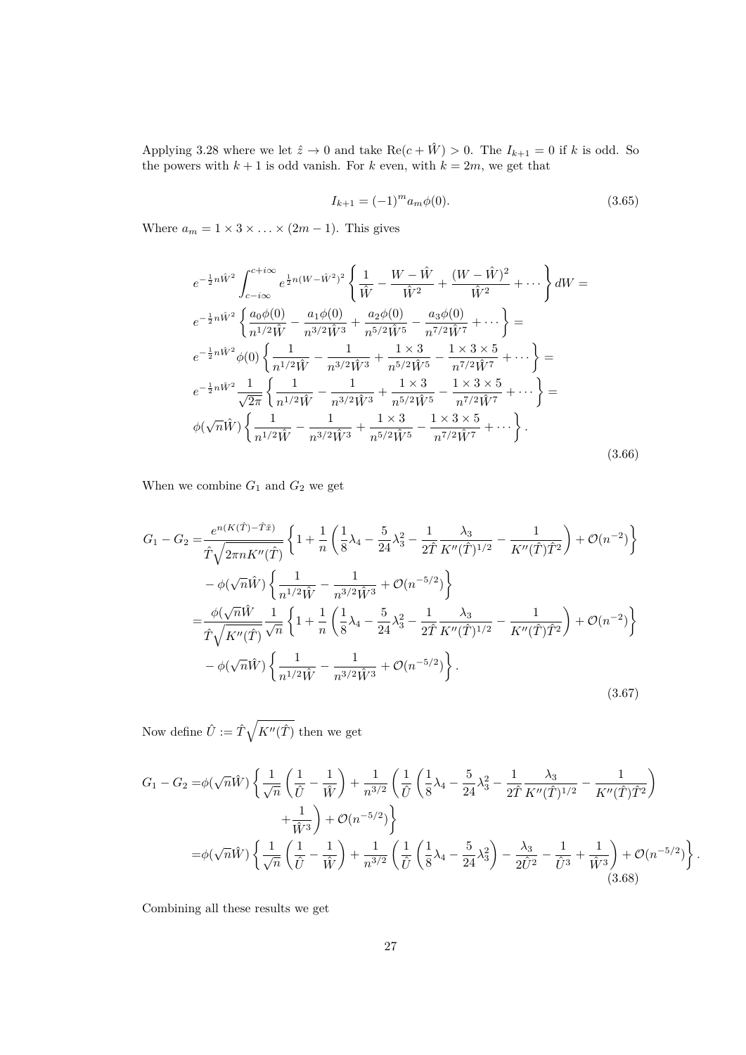Applying 3.28 where we let $\hat{z} \to 0$ and take $\text{Re}(c + \hat{W}) > 0$. The $I_{k+1} = 0$ if $k$ is odd. So the powers with $k+1$ is odd vanish. For $k$ even, with $k = 2m$, we get that

$$I_{k+1} = (-1)^m a_m \phi(0). \tag{3.65}$$

Where $a_m = 1 \times 3 \times \ldots \times (2m-1)$. This gives

$$\begin{aligned}
&e^{-\frac{1}{2}n\hat{W}^2} \int_{c-i\infty}^{c+i\infty} e^{\frac{1}{2}n(W-\hat{W}^2)^2} \left\{ \frac{1}{\hat{W}} - \frac{W-\hat{W}}{\hat{W}^2} + \frac{(W-\hat{W})^2}{\hat{W}^2} + \cdots \right\} dW = \\
&e^{-\frac{1}{2}n\hat{W}^2} \left\{ \frac{a_0\phi(0)}{n^{1/2}\hat{W}} - \frac{a_1\phi(0)}{n^{3/2}\hat{W}^3} + \frac{a_2\phi(0)}{n^{5/2}\hat{W}^5} - \frac{a_3\phi(0)}{n^{7/2}\hat{W}^7} + \cdots \right\} = \\
&e^{-\frac{1}{2}n\hat{W}^2} \phi(0) \left\{ \frac{1}{n^{1/2}\hat{W}} - \frac{1}{n^{3/2}\hat{W}^3} + \frac{1 \times 3}{n^{5/2}\hat{W}^5} - \frac{1 \times 3 \times 5}{n^{7/2}\hat{W}^7} + \cdots \right\} = \\
&e^{-\frac{1}{2}n\hat{W}^2} \frac{1}{\sqrt{2\pi}} \left\{ \frac{1}{n^{1/2}\hat{W}} - \frac{1}{n^{3/2}\hat{W}^3} + \frac{1 \times 3}{n^{5/2}\hat{W}^5} - \frac{1 \times 3 \times 5}{n^{7/2}\hat{W}^7} + \cdots \right\} = \\
&\phi(\sqrt{n}\hat{W}) \left\{ \frac{1}{n^{1/2}\hat{W}} - \frac{1}{n^{3/2}\hat{W}^3} + \frac{1 \times 3}{n^{5/2}\hat{W}^5} - \frac{1 \times 3 \times 5}{n^{7/2}\hat{W}^7} + \cdots \right\}.
\end{aligned} \tag{3.66}$$

When we combine $G_1$ and $G_2$ we get

$$\begin{aligned}
G_1 - G_2 =& \frac{e^{n(K(\hat{T}) - \hat{T}\bar{x})}}{\hat{T}\sqrt{2\pi n K''(\hat{T})}} \left\{ 1 + \frac{1}{n}\left( \frac{1}{8}\lambda_4 - \frac{5}{24}\lambda_3^2 - \frac{1}{2\hat{T}} \frac{\lambda_3}{K''(\hat{T})^{1/2}} - \frac{1}{K''(\hat{T})\hat{T}^2} \right) + \mathcal{O}(n^{-2}) \right\} \\
&- \phi(\sqrt{n}\hat{W}) \left\{ \frac{1}{n^{1/2}\hat{W}} - \frac{1}{n^{3/2}\hat{W}^3} + \mathcal{O}(n^{-5/2}) \right\} \\
=& \frac{\phi(\sqrt{n}\hat{W}}{\hat{T}\sqrt{K''(\hat{T})}} \frac{1}{\sqrt{n}} \left\{ 1 + \frac{1}{n}\left( \frac{1}{8}\lambda_4 - \frac{5}{24}\lambda_3^2 - \frac{1}{2\hat{T}} \frac{\lambda_3}{K''(\hat{T})^{1/2}} - \frac{1}{K''(\hat{T})\hat{T}^2} \right) + \mathcal{O}(n^{-2}) \right\} \\
&- \phi(\sqrt{n}\hat{W}) \left\{ \frac{1}{n^{1/2}\hat{W}} - \frac{1}{n^{3/2}\hat{W}^3} + \mathcal{O}(n^{-5/2}) \right\}.
\end{aligned} \tag{3.67}$$

Now define $\hat{U} := \hat{T}\sqrt{K''(\hat{T})}$ then we get

$$\begin{aligned}
G_1 - G_2 =& \phi(\sqrt{n}\hat{W}) \left\{ \frac{1}{\sqrt{n}}\left( \frac{1}{\hat{U}} - \frac{1}{\hat{W}} \right) + \frac{1}{n^{3/2}}\left( \frac{1}{\hat{U}}\left( \frac{1}{8}\lambda_4 - \frac{5}{24}\lambda_3^2 - \frac{1}{2\hat{T}} \frac{\lambda_3}{K''(\hat{T})^{1/2}} - \frac{1}{K''(\hat{T})\hat{T}^2} \right) \right.\right. \\
&\left.\left. + \frac{1}{\hat{W}^3} \right) + \mathcal{O}(n^{-5/2}) \right\} \\
=& \phi(\sqrt{n}\hat{W}) \left\{ \frac{1}{\sqrt{n}}\left( \frac{1}{\hat{U}} - \frac{1}{\hat{W}} \right) + \frac{1}{n^{3/2}}\left( \frac{1}{\hat{U}}\left( \frac{1}{8}\lambda_4 - \frac{5}{24}\lambda_3^2 \right) - \frac{\lambda_3}{2\hat{U}^2} - \frac{1}{\hat{U}^3} + \frac{1}{\hat{W}^3} \right) + \mathcal{O}(n^{-5/2}) \right\}.
\end{aligned} \tag{3.68}$$

Combining all these results we get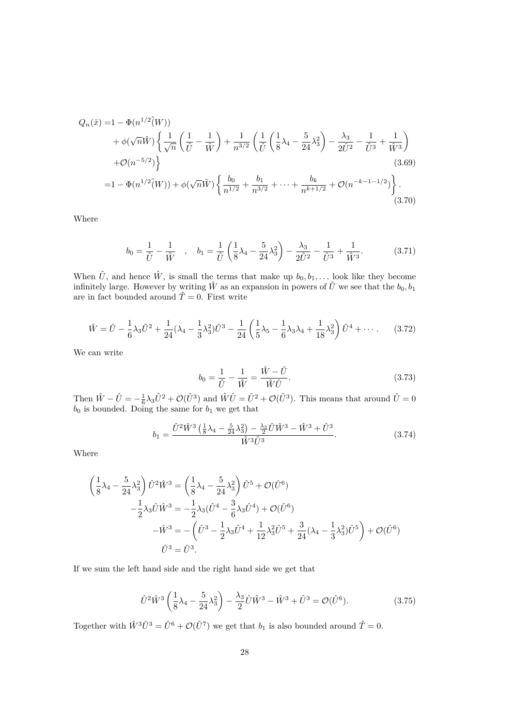$$
\begin{aligned}
Q_n(\tilde{x}) =& 1 - \Phi(n^{1/2}\hat{(}W)) \\
&+ \phi(\sqrt{n}\hat{W})\left\{ \frac{1}{\sqrt{n}}\left(\frac{1}{\hat{U}} - \frac{1}{\hat{W}}\right) + \frac{1}{n^{3/2}}\left(\frac{1}{\hat{U}}\left(\frac{1}{8}\lambda_4 - \frac{5}{24}\lambda_3^2\right) - \frac{\lambda_3}{2\hat{U}^2} - \frac{1}{\hat{U}^3} + \frac{1}{\hat{W}^3}\right)\right. \\
&\left. + \mathcal{O}(n^{-5/2}) \right\} \qquad (3.69) \\
=& 1 - \Phi(n^{1/2}\hat{(}W)) + \phi(\sqrt{n}\hat{W})\left\{ \frac{b_0}{n^{1/2}} + \frac{b_1}{n^{3/2}} + \cdots + \frac{b_k}{n^{k+1/2}} + \mathcal{O}(n^{-k-1-1/2}) \right\}. \qquad (3.70)
\end{aligned}
$$

Where

$$
b_0 = \frac{1}{\hat{U}} - \frac{1}{\hat{W}} \quad , \quad b_1 = \frac{1}{\hat{U}}\left(\frac{1}{8}\lambda_4 - \frac{5}{24}\lambda_3^2\right) - \frac{\lambda_3}{2\hat{U}^2} - \frac{1}{\hat{U}^3} + \frac{1}{\hat{W}^3}. \qquad (3.71)
$$

When $\hat{U}$, and hence $\hat{W}$, is small the terms that make up $b_0, b_1, \ldots$ look like they become infinitely large. However by writing $\hat{W}$ as an expansion in powers of $\hat{U}$ we see that the $b_0, b_1$ are in fact bounded around $\hat{T} = 0$. First write

$$
\hat{W} = \hat{U} - \frac{1}{6}\lambda_3\hat{U}^2 + \frac{1}{24}(\lambda_4 - \frac{1}{3}\lambda_3^2)\hat{U}^3 - \frac{1}{24}\left(\frac{1}{5}\lambda_5 - \frac{1}{6}\lambda_3\lambda_4 + \frac{1}{18}\lambda_3^2\right)\hat{U}^4 + \cdots. \qquad (3.72)
$$

We can write

$$
b_0 = \frac{1}{\hat{U}} - \frac{1}{\hat{W}} = \frac{\hat{W} - \hat{U}}{\hat{W}\hat{U}}. \qquad (3.73)
$$

Then $\hat{W} - \hat{U} = -\frac{1}{6}\lambda_3\hat{U}^2 + \mathcal{O}(\hat{U}^3)$ and $\hat{W}\hat{U} = \hat{U}^2 + \mathcal{O}(\hat{U}^3)$. This means that around $\hat{U} = 0$ $b_0$ is bounded. Doing the same for $b_1$ we get that

$$
b_1 = \frac{\hat{U}^2\hat{W}^3\left(\frac{1}{8}\lambda_4 - \frac{5}{24}\lambda_3^2\right) - \frac{\lambda_3}{2}\hat{U}\hat{W}^3 - \hat{W}^3 + \hat{U}^3}{\hat{W}^3\hat{U}^3}. \qquad (3.74)
$$

Where

$$
\begin{aligned}
\left(\frac{1}{8}\lambda_4 - \frac{5}{24}\lambda_3^2\right)\hat{U}^2\hat{W}^3 &= \left(\frac{1}{8}\lambda_4 - \frac{5}{24}\lambda_3^2\right)\hat{U}^5 + \mathcal{O}(\hat{U}^6) \\
-\frac{1}{2}\lambda_3\hat{U}\hat{W}^3 &= -\frac{1}{2}\lambda_3(\hat{U}^4 - \frac{3}{6}\lambda_3\hat{U}^4) + \mathcal{O}(\hat{U}^6) \\
-\hat{W}^3 &= -\left(\hat{U}^3 - \frac{1}{2}\lambda_3\hat{U}^4 + \frac{1}{12}\lambda_3^2\hat{U}^5 + \frac{3}{24}(\lambda_4 - \frac{1}{3}\lambda_3^2)\hat{U}^5\right) + \mathcal{O}(\hat{U}^6) \\
\hat{U}^3 &= \hat{U}^3.
\end{aligned}
$$

If we sum the left hand side and the right hand side we get that

$$
\hat{U}^2\hat{W}^3\left(\frac{1}{8}\lambda_4 - \frac{5}{24}\lambda_3^2\right) - \frac{\lambda_3}{2}\hat{U}\hat{W}^3 - \hat{W}^3 + \hat{U}^3 = \mathcal{O}(\hat{U}^6). \qquad (3.75)
$$

Together with $\hat{W}^3\hat{U}^3 = \hat{U}^6 + \mathcal{O}(\hat{U}^7)$ we get that $b_1$ is also bounded around $\hat{T} = 0$.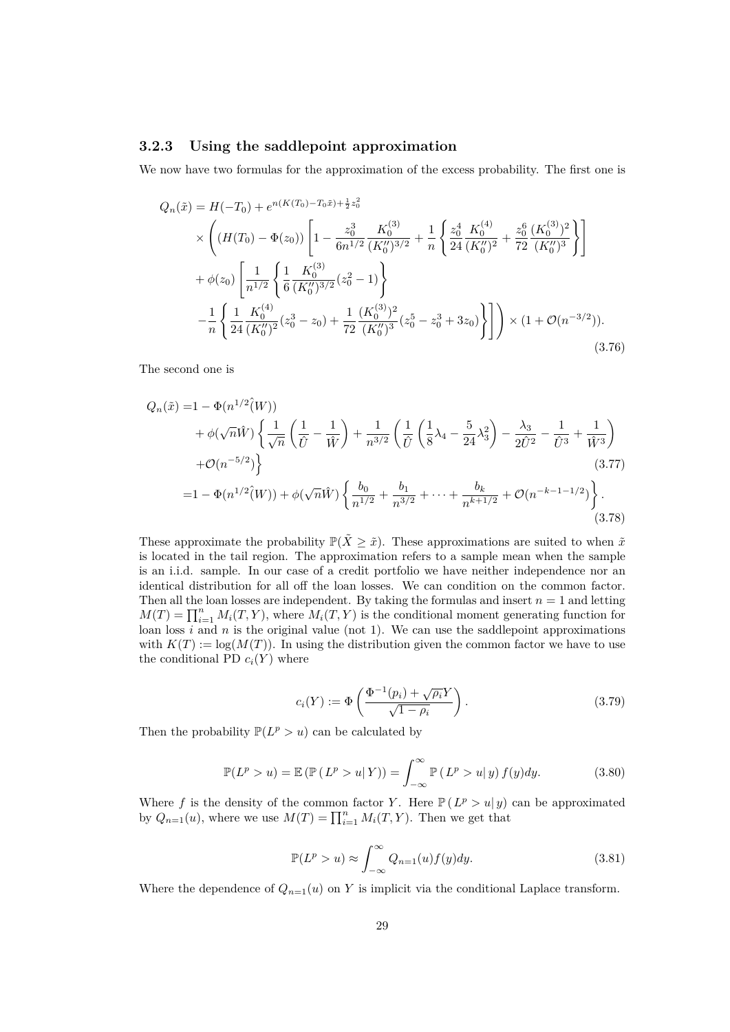### 3.2.3 Using the saddlepoint approximation

We now have two formulas for the approximation of the excess probability. The first one is

$$
\begin{aligned}
Q_n(\tilde{x}) = {} & H(-T_0) + e^{n(K(T_0)-T_0\tilde{x})+\frac{1}{2}z_0^2} \\
& \times \left( (H(T_0) - \Phi(z_0)) \left[ 1 - \frac{z_0^3}{6n^{1/2}} \frac{K_0^{(3)}}{(K_0'')^{3/2}} + \frac{1}{n} \left\{ \frac{z_0^4}{24} \frac{K_0^{(4)}}{(K_0'')^2} + \frac{z_0^6}{72} \frac{(K_0^{(3)})^2}{(K_0'')^3} \right\} \right] \right. \\
& + \phi(z_0) \left[ \frac{1}{n^{1/2}} \left\{ \frac{1}{6} \frac{K_0^{(3)}}{(K_0'')^{3/2}} (z_0^2 - 1) \right\} \right. \\
& \left. \left. - \frac{1}{n} \left\{ \frac{1}{24} \frac{K_0^{(4)}}{(K_0'')^2} (z_0^3 - z_0) + \frac{1}{72} \frac{(K_0^{(3)})^2}{(K_0'')^3} (z_0^5 - z_0^3 + 3z_0) \right\} \right] \right) \times (1 + \mathcal{O}(n^{-3/2})).
\end{aligned}
\tag{3.76}
$$

The second one is

$$
\begin{aligned}
Q_n(\tilde{x}) = {} & 1 - \Phi(n^{1/2}\hat{(}W)) \\
& + \phi(\sqrt{n}\hat{W}) \left\{ \frac{1}{\sqrt{n}} \left( \frac{1}{\hat{U}} - \frac{1}{\hat{W}} \right) + \frac{1}{n^{3/2}} \left( \frac{1}{\hat{U}} \left( \frac{1}{8}\lambda_4 - \frac{5}{24}\lambda_3^2 \right) - \frac{\lambda_3}{2\hat{U}^2} - \frac{1}{\hat{U}^3} + \frac{1}{\hat{W}^3} \right) \right. \\
& \left. + \mathcal{O}(n^{-5/2}) \right\} 
\end{aligned}
\tag{3.77}
$$

$$
= 1 - \Phi(n^{1/2}\hat{(}W)) + \phi(\sqrt{n}\hat{W}) \left\{ \frac{b_0}{n^{1/2}} + \frac{b_1}{n^{3/2}} + \cdots + \frac{b_k}{n^{k+1/2}} + \mathcal{O}(n^{-k-1-1/2}) \right\}.
\tag{3.78}
$$

These approximate the probability $\mathbb{P}(\tilde{X} \geq \tilde{x})$. These approximations are suited to when $\tilde{x}$ is located in the tail region. The approximation refers to a sample mean when the sample is an i.i.d. sample. In our case of a credit portfolio we have neither independence nor an identical distribution for all off the loan losses. We can condition on the common factor. Then all the loan losses are independent. By taking the formulas and insert $n = 1$ and letting $M(T) = \prod_{i=1}^{n} M_i(T, Y)$, where $M_i(T, Y)$ is the conditional moment generating function for loan loss $i$ and $n$ is the original value (not 1). We can use the saddlepoint approximations with $K(T) := \log(M(T))$. In using the distribution given the common factor we have to use the conditional PD $c_i(Y)$ where

$$
c_i(Y) := \Phi\left( \frac{\Phi^{-1}(p_i) + \sqrt{\rho_i}Y}{\sqrt{1-\rho_i}} \right).
\tag{3.79}
$$

Then the probability $\mathbb{P}(L^p > u)$ can be calculated by

$$
\mathbb{P}(L^p > u) = \mathbb{E}\left(\mathbb{P}\left(L^p > u \middle| Y\right)\right) = \int_{-\infty}^{\infty} \mathbb{P}\left(L^p > u \middle| y\right) f(y) dy.
\tag{3.80}
$$

Where $f$ is the density of the common factor $Y$. Here $\mathbb{P}\left(L^p > u \middle| y\right)$ can be approximated by $Q_{n=1}(u)$, where we use $M(T) = \prod_{i=1}^{n} M_i(T, Y)$. Then we get that

$$
\mathbb{P}(L^p > u) \approx \int_{-\infty}^{\infty} Q_{n=1}(u) f(y) dy.
\tag{3.81}
$$

Where the dependence of $Q_{n=1}(u)$ on $Y$ is implicit via the conditional Laplace transform.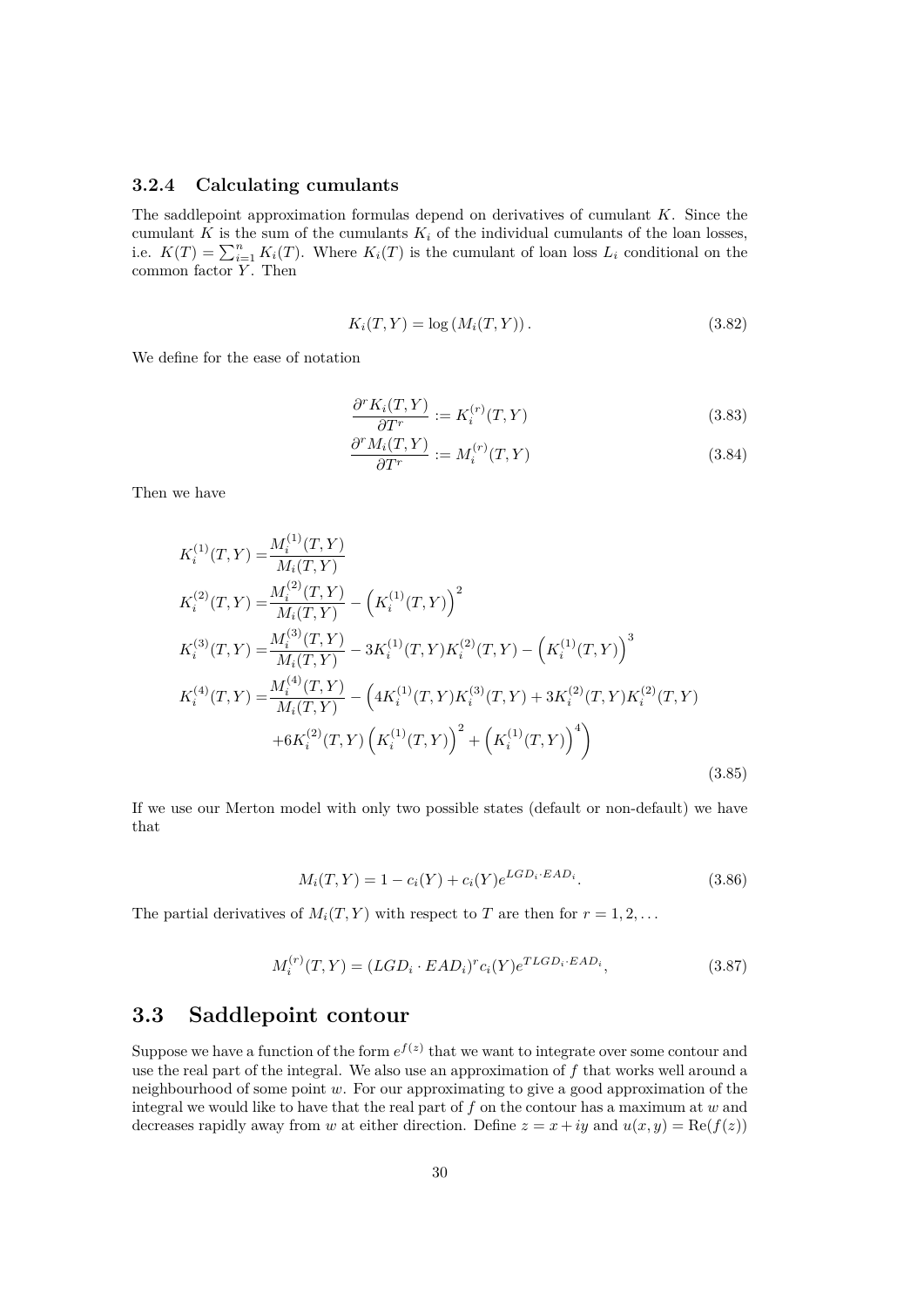### 3.2.4 Calculating cumulants

The saddlepoint approximation formulas depend on derivatives of cumulant $K$. Since the cumulant $K$ is the sum of the cumulants $K_i$ of the individual cumulants of the loan losses, i.e. $K(T) = \sum_{i=1}^{n} K_i(T)$. Where $K_i(T)$ is the cumulant of loan loss $L_i$ conditional on the common factor $Y$. Then

$$K_i(T, Y) = \log\left(M_i(T, Y)\right). \tag{3.82}$$

We define for the ease of notation

$$\frac{\partial^r K_i(T, Y)}{\partial T^r} := K_i^{(r)}(T, Y) \tag{3.83}$$

$$\frac{\partial^r M_i(T, Y)}{\partial T^r} := M_i^{(r)}(T, Y) \tag{3.84}$$

Then we have

$$\begin{aligned}
K_i^{(1)}(T, Y) =& \frac{M_i^{(1)}(T, Y)}{M_i(T, Y)} \\
K_i^{(2)}(T, Y) =& \frac{M_i^{(2)}(T, Y)}{M_i(T, Y)} - \left(K_i^{(1)}(T, Y)\right)^2 \\
K_i^{(3)}(T, Y) =& \frac{M_i^{(3)}(T, Y)}{M_i(T, Y)} - 3K_i^{(1)}(T, Y)K_i^{(2)}(T, Y) - \left(K_i^{(1)}(T, Y)\right)^3 \\
K_i^{(4)}(T, Y) =& \frac{M_i^{(4)}(T, Y)}{M_i(T, Y)} - \Big(4K_i^{(1)}(T, Y)K_i^{(3)}(T, Y) + 3K_i^{(2)}(T, Y)K_i^{(2)}(T, Y) \\
&+ 6K_i^{(2)}(T, Y)\left(K_i^{(1)}(T, Y)\right)^2 + \left(K_i^{(1)}(T, Y)\right)^4\Big)
\end{aligned} \tag{3.85}$$

If we use our Merton model with only two possible states (default or non-default) we have that

$$M_i(T, Y) = 1 - c_i(Y) + c_i(Y)e^{LGD_i \cdot EAD_i}. \tag{3.86}$$

The partial derivatives of $M_i(T, Y)$ with respect to $T$ are then for $r = 1, 2, \ldots$

$$M_i^{(r)}(T, Y) = (LGD_i \cdot EAD_i)^r c_i(Y)e^{T LGD_i \cdot EAD_i}, \tag{3.87}$$

## 3.3 Saddlepoint contour

Suppose we have a function of the form $e^{f(z)}$ that we want to integrate over some contour and use the real part of the integral. We also use an approximation of $f$ that works well around a neighbourhood of some point $w$. For our approximating to give a good approximation of the integral we would like to have that the real part of $f$ on the contour has a maximum at $w$ and decreases rapidly away from $w$ at either direction. Define $z = x + iy$ and $u(x, y) = \text{Re}(f(z))$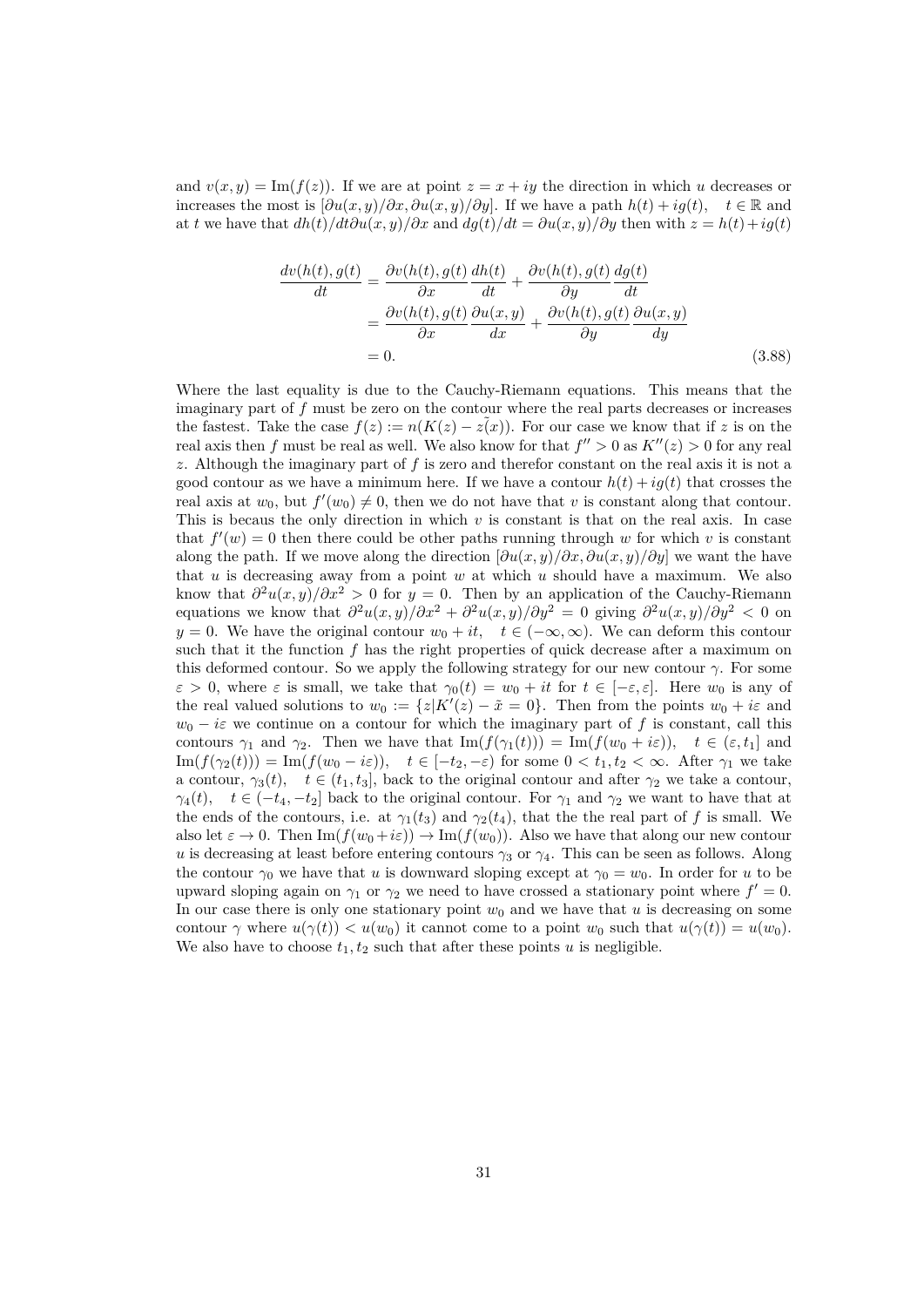and $v(x,y) = \text{Im}(f(z))$. If we are at point $z = x + iy$ the direction in which $u$ decreases or increases the most is $[\partial u(x,y)/\partial x, \partial u(x,y)/\partial y]$. If we have a path $h(t) + ig(t), \quad t \in \mathbb{R}$ and at $t$ we have that $dh(t)/dt\partial u(x,y)/\partial x$ and $dg(t)/dt = \partial u(x,y)/\partial y$ then with $z = h(t) + ig(t)$

$$
\begin{aligned}
\frac{dv(h(t), g(t)}{dt} &= \frac{\partial v(h(t), g(t)}{\partial x}\frac{dh(t)}{dt} + \frac{\partial v(h(t), g(t)}{\partial y}\frac{dg(t)}{dt} \\
&= \frac{\partial v(h(t), g(t)}{\partial x}\frac{\partial u(x,y)}{dx} + \frac{\partial v(h(t), g(t)}{\partial y}\frac{\partial u(x,y)}{dy} \\
&= 0. \qquad (3.88)
\end{aligned}
$$

Where the last equality is due to the Cauchy-Riemann equations. This means that the imaginary part of $f$ must be zero on the contour where the real parts decreases or increases the fastest. Take the case $f(z) := n(K(z) - \tilde{z(x)})$. For our case we know that if $z$ is on the real axis then $f$ must be real as well. We also know for that $f'' > 0$ as $K''(z) > 0$ for any real $z$. Although the imaginary part of $f$ is zero and therefor constant on the real axis it is not a good contour as we have a minimum here. If we have a contour $h(t) + ig(t)$ that crosses the real axis at $w_0$, but $f'(w_0) \neq 0$, then we do not have that $v$ is constant along that contour. This is becaus the only direction in which $v$ is constant is that on the real axis. In case that $f'(w) = 0$ then there could be other paths running through $w$ for which $v$ is constant along the path. If we move along the direction $[\partial u(x,y)/\partial x, \partial u(x,y)/\partial y]$ we want the have that $u$ is decreasing away from a point $w$ at which $u$ should have a maximum. We also know that $\partial^2 u(x,y)/\partial x^2 > 0$ for $y = 0$. Then by an application of the Cauchy-Riemann equations we know that $\partial^2 u(x,y)/\partial x^2 + \partial^2 u(x,y)/\partial y^2 = 0$ giving $\partial^2 u(x,y)/\partial y^2 < 0$ on $y = 0$. We have the original contour $w_0 + it, \quad t \in (-\infty, \infty)$. We can deform this contour such that it the function $f$ has the right properties of quick decrease after a maximum on this deformed contour. So we apply the following strategy for our new contour $\gamma$. For some $\varepsilon > 0$, where $\varepsilon$ is small, we take that $\gamma_0(t) = w_0 + it$ for $t \in [-\varepsilon, \varepsilon]$. Here $w_0$ is any of the real valued solutions to $w_0 := \{z | K'(z) - \tilde{x} = 0\}$. Then from the points $w_0 + i\varepsilon$ and $w_0 - i\varepsilon$ we continue on a contour for which the imaginary part of $f$ is constant, call this contours $\gamma_1$ and $\gamma_2$. Then we have that $\text{Im}(f(\gamma_1(t))) = \text{Im}(f(w_0 + i\varepsilon)), \quad t \in (\varepsilon, t_1]$ and $\text{Im}(f(\gamma_2(t))) = \text{Im}(f(w_0 - i\varepsilon)), \quad t \in [-t_2, -\varepsilon)$ for some $0 < t_1, t_2 < \infty$. After $\gamma_1$ we take a contour, $\gamma_3(t), \quad t \in (t_1, t_3]$, back to the original contour and after $\gamma_2$ we take a contour, $\gamma_4(t), \quad t \in (-t_4, -t_2]$ back to the original contour. For $\gamma_1$ and $\gamma_2$ we want to have that at the ends of the contours, i.e. at $\gamma_1(t_3)$ and $\gamma_2(t_4)$, that the the real part of $f$ is small. We also let $\varepsilon \to 0$. Then $\text{Im}(f(w_0 + i\varepsilon)) \to \text{Im}(f(w_0))$. Also we have that along our new contour $u$ is decreasing at least before entering contours $\gamma_3$ or $\gamma_4$. This can be seen as follows. Along the contour $\gamma_0$ we have that $u$ is downward sloping except at $\gamma_0 = w_0$. In order for $u$ to be upward sloping again on $\gamma_1$ or $\gamma_2$ we need to have crossed a stationary point where $f' = 0$. In our case there is only one stationary point $w_0$ and we have that $u$ is decreasing on some contour $\gamma$ where $u(\gamma(t)) < u(w_0)$ it cannot come to a point $w_0$ such that $u(\gamma(t)) = u(w_0)$. We also have to choose $t_1, t_2$ such that after these points $u$ is negligible.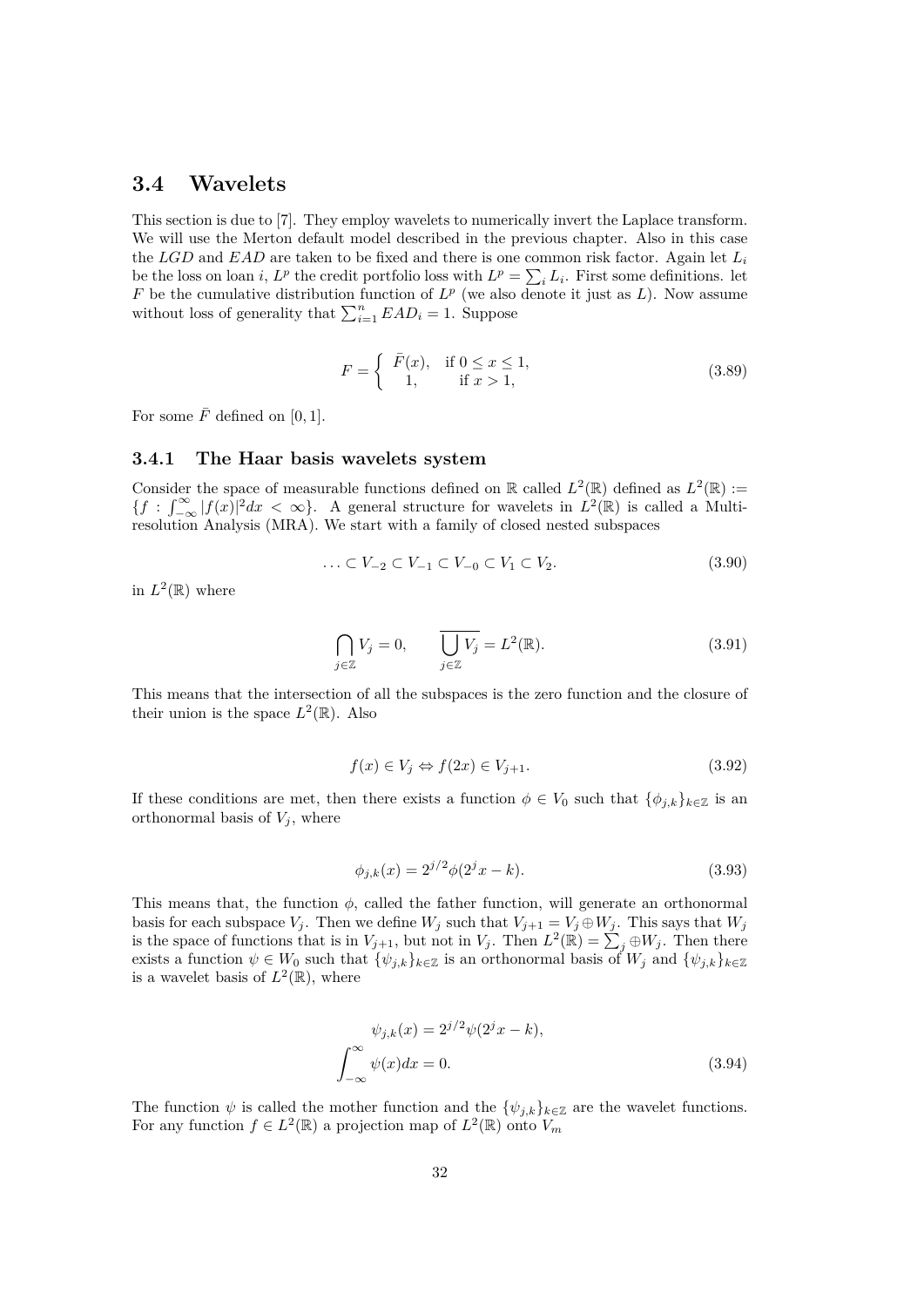## 3.4 Wavelets

This section is due to [7]. They employ wavelets to numerically invert the Laplace transform. We will use the Merton default model described in the previous chapter. Also in this case the $LGD$ and $EAD$ are taken to be fixed and there is one common risk factor. Again let $L_i$ be the loss on loan $i$, $L^p$ the credit portfolio loss with $L^p = \sum_i L_i$. First some definitions. let $F$ be the cumulative distribution function of $L^p$ (we also denote it just as $L$). Now assume without loss of generality that $\sum_{i=1}^{n} EAD_i = 1$. Suppose

$$F = \begin{cases} \bar{F}(x), & \text{if } 0 \leq x \leq 1, \\ 1, & \text{if } x > 1, \end{cases} \tag{3.89}$$

For some $\bar{F}$ defined on $[0, 1]$.

### 3.4.1 The Haar basis wavelets system

Consider the space of measurable functions defined on $\mathbb{R}$ called $L^2(\mathbb{R})$ defined as $L^2(\mathbb{R}) := \{f : \int_{-\infty}^{\infty} |f(x)|^2 dx < \infty\}$. A general structure for wavelets in $L^2(\mathbb{R})$ is called a Multi-resolution Analysis (MRA). We start with a family of closed nested subspaces

$$\ldots \subset V_{-2} \subset V_{-1} \subset V_{-0} \subset V_1 \subset V_2. \tag{3.90}$$

in $L^2(\mathbb{R})$ where

$$\bigcap_{j \in \mathbb{Z}} V_j = 0, \qquad \overline{\bigcup_{j \in \mathbb{Z}} V_j} = L^2(\mathbb{R}). \tag{3.91}$$

This means that the intersection of all the subspaces is the zero function and the closure of their union is the space $L^2(\mathbb{R})$. Also

$$f(x) \in V_j \Leftrightarrow f(2x) \in V_{j+1}. \tag{3.92}$$

If these conditions are met, then there exists a function $\phi \in V_0$ such that $\{\phi_{j,k}\}_{k \in \mathbb{Z}}$ is an orthonormal basis of $V_j$, where

$$\phi_{j,k}(x) = 2^{j/2} \phi(2^j x - k). \tag{3.93}$$

This means that, the function $\phi$, called the father function, will generate an orthonormal basis for each subspace $V_j$. Then we define $W_j$ such that $V_{j+1} = V_j \oplus W_j$. This says that $W_j$ is the space of functions that is in $V_{j+1}$, but not in $V_j$. Then $L^2(\mathbb{R}) = \sum_j \oplus W_j$. Then there exists a function $\psi \in W_0$ such that $\{\psi_{j,k}\}_{k \in \mathbb{Z}}$ is an orthonormal basis of $W_j$ and $\{\psi_{j,k}\}_{k \in \mathbb{Z}}$ is a wavelet basis of $L^2(\mathbb{R})$, where

$$\begin{aligned} \psi_{j,k}(x) &= 2^{j/2} \psi(2^j x - k), \\ \int_{-\infty}^{\infty} \psi(x) dx &= 0. \end{aligned} \tag{3.94}$$

The function $\psi$ is called the mother function and the $\{\psi_{j,k}\}_{k \in \mathbb{Z}}$ are the wavelet functions. For any function $f \in L^2(\mathbb{R})$ a projection map of $L^2(\mathbb{R})$ onto $V_m$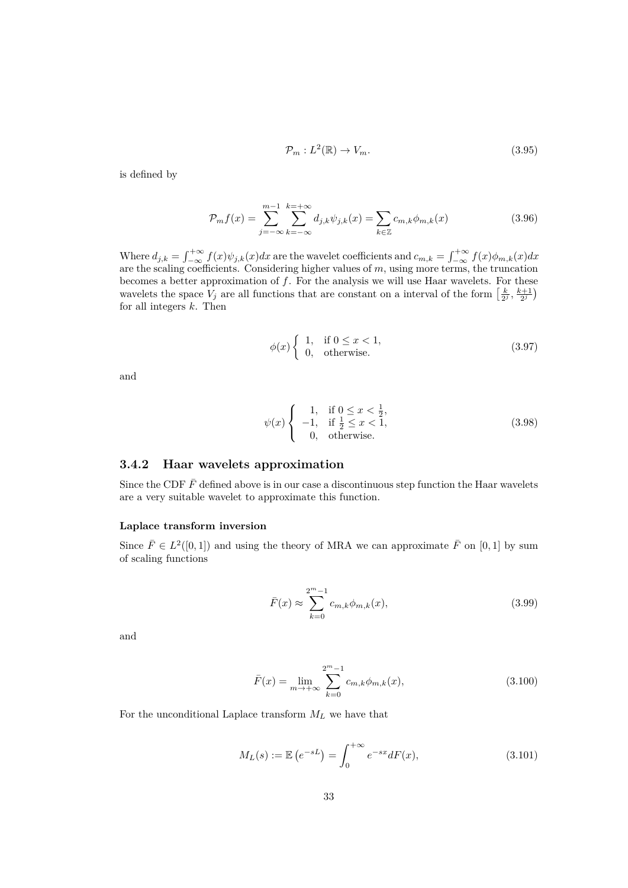$$
\mathcal{P}_m : L^2(\mathbb{R}) \to V_m. \tag{3.95}
$$

is defined by

$$
\mathcal{P}_m f(x) = \sum_{j=-\infty}^{m-1} \sum_{k=-\infty}^{k=+\infty} d_{j,k} \psi_{j,k}(x) = \sum_{k \in \mathbb{Z}} c_{m,k} \phi_{m,k}(x) \tag{3.96}
$$

Where $d_{j,k} = \int_{-\infty}^{+\infty} f(x)\psi_{j,k}(x)dx$ are the wavelet coefficients and $c_{m,k} = \int_{-\infty}^{+\infty} f(x)\phi_{m,k}(x)dx$ are the scaling coefficients. Considering higher values of $m$, using more terms, the truncation becomes a better approximation of $f$. For the analysis we will use Haar wavelets. For these wavelets the space $V_j$ are all functions that are constant on a interval of the form $\left[\frac{k}{2^j}, \frac{k+1}{2^j}\right)$ for all integers $k$. Then

$$
\phi(x) \begin{cases} 1, & \text{if } 0 \leq x < 1, \\ 0, & \text{otherwise.} \end{cases} \tag{3.97}
$$

and

$$
\psi(x) \begin{cases} 1, & \text{if } 0 \leq x < \frac{1}{2}, \\ -1, & \text{if } \frac{1}{2} \leq x < 1, \\ 0, & \text{otherwise.} \end{cases} \tag{3.98}
$$

### 3.4.2 Haar wavelets approximation

Since the CDF $\bar{F}$ defined above is in our case a discontinuous step function the Haar wavelets are a very suitable wavelet to approximate this function.

#### Laplace transform inversion

Since $\bar{F} \in L^2([0,1])$ and using the theory of MRA we can approximate $\bar{F}$ on $[0,1]$ by sum of scaling functions

$$
\bar{F}(x) \approx \sum_{k=0}^{2^m-1} c_{m,k}\phi_{m,k}(x), \tag{3.99}
$$

and

$$
\bar{F}(x) = \lim_{m \to +\infty} \sum_{k=0}^{2^m-1} c_{m,k}\phi_{m,k}(x), \tag{3.100}
$$

For the unconditional Laplace transform $M_L$ we have that

$$
M_L(s) := \mathbb{E}\left(e^{-sL}\right) = \int_0^{+\infty} e^{-sx} dF(x), \tag{3.101}
$$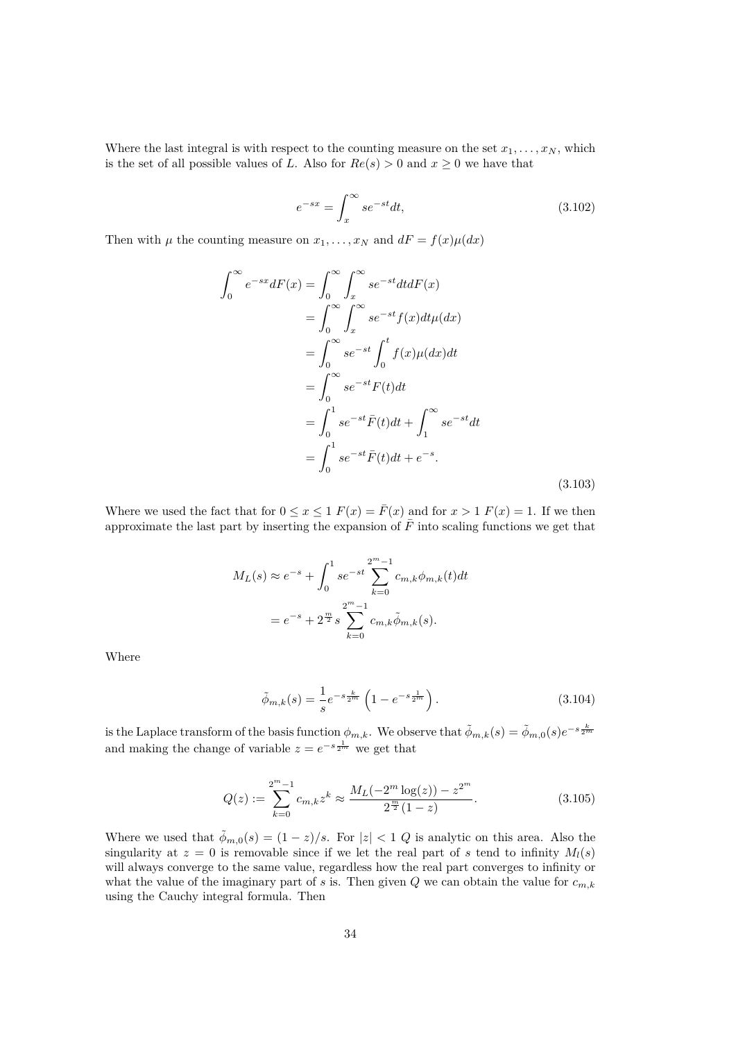Where the last integral is with respect to the counting measure on the set $x_1, \ldots, x_N$, which is the set of all possible values of $L$. Also for $Re(s) > 0$ and $x \geq 0$ we have that

$$e^{-sx} = \int_x^\infty se^{-st}dt, \tag{3.102}$$

Then with $\mu$ the counting measure on $x_1, \ldots, x_N$ and $dF = f(x)\mu(dx)$

$$\begin{aligned}
\int_0^\infty e^{-sx}dF(x) &= \int_0^\infty \int_x^\infty se^{-st}dtdF(x) \\
&= \int_0^\infty \int_x^\infty se^{-st}f(x)dt\mu(dx) \\
&= \int_0^\infty se^{-st}\int_0^t f(x)\mu(dx)dt \\
&= \int_0^\infty se^{-st}F(t)dt \\
&= \int_0^1 se^{-st}\bar{F}(t)dt + \int_1^\infty se^{-st}dt \\
&= \int_0^1 se^{-st}\bar{F}(t)dt + e^{-s}.
\end{aligned} \tag{3.103}$$

Where we used the fact that for $0 \leq x \leq 1$ $F(x) = \bar{F}(x)$ and for $x > 1$ $F(x) = 1$. If we then approximate the last part by inserting the expansion of $\bar{F}$ into scaling functions we get that

$$\begin{aligned}
M_L(s) &\approx e^{-s} + \int_0^1 se^{-st}\sum_{k=0}^{2^m-1} c_{m,k}\phi_{m,k}(t)dt \\
&= e^{-s} + 2^{\frac{m}{2}}s\sum_{k=0}^{2^m-1} c_{m,k}\tilde{\phi}_{m,k}(s).
\end{aligned}$$

Where

$$\tilde{\phi}_{m,k}(s) = \frac{1}{s}e^{-s\frac{k}{2^m}}\left(1 - e^{-s\frac{1}{2^m}}\right). \tag{3.104}$$

is the Laplace transform of the basis function $\phi_{m,k}$. We observe that $\tilde{\phi}_{m,k}(s) = \tilde{\phi}_{m,0}(s)e^{-s\frac{k}{2^m}}$ and making the change of variable $z = e^{-s\frac{1}{2^m}}$ we get that

$$Q(z) := \sum_{k=0}^{2^m-1} c_{m,k}z^k \approx \frac{M_L(-2^m\log(z)) - z^{2^m}}{2^{\frac{m}{2}}(1-z)}. \tag{3.105}$$

Where we used that $\tilde{\phi}_{m,0}(s) = (1-z)/s$. For $|z| < 1$ $Q$ is analytic on this area. Also the singularity at $z = 0$ is removable since if we let the real part of $s$ tend to infinity $M_l(s)$ will always converge to the same value, regardless how the real part converges to infinity or what the value of the imaginary part of $s$ is. Then given $Q$ we can obtain the value for $c_{m,k}$ using the Cauchy integral formula. Then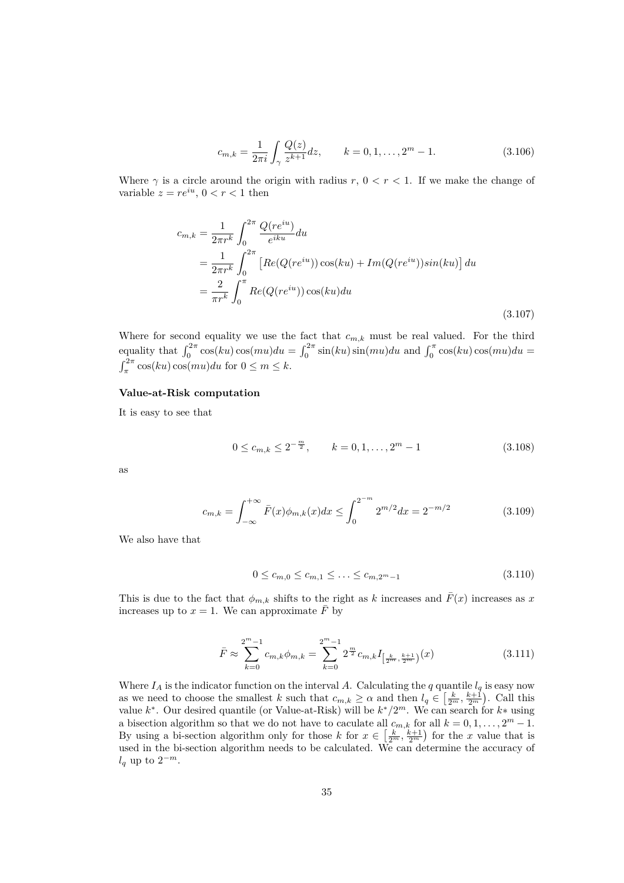$$c_{m,k} = \frac{1}{2\pi i}\int_{\gamma}\frac{Q(z)}{z^{k+1}}dz, \qquad k = 0, 1, \ldots, 2^m - 1. \tag{3.106}$$

Where $\gamma$ is a circle around the origin with radius $r$, $0 < r < 1$. If we make the change of variable $z = re^{iu}$, $0 < r < 1$ then

$$\begin{aligned} c_{m,k} &= \frac{1}{2\pi r^k}\int_0^{2\pi}\frac{Q(re^{iu})}{e^{iku}}du \\ &= \frac{1}{2\pi r^k}\int_0^{2\pi}\left[Re(Q(re^{iu}))\cos(ku) + Im(Q(re^{iu}))sin(ku)\right]du \\ &= \frac{2}{\pi r^k}\int_0^{\pi} Re(Q(re^{iu}))\cos(ku)du \end{aligned} \tag{3.107}$$

Where for second equality we use the fact that $c_{m,k}$ must be real valued. For the third equality that $\int_0^{2\pi}\cos(ku)\cos(mu)du = \int_0^{2\pi}\sin(ku)\sin(mu)du$ and $\int_0^{\pi}\cos(ku)\cos(mu)du = \int_{\pi}^{2\pi}\cos(ku)\cos(mu)du$ for $0 \leq m \leq k$.

**Value-at-Risk computation**

It is easy to see that

$$0 \leq c_{m,k} \leq 2^{-\frac{m}{2}}, \qquad k = 0, 1, \ldots, 2^m - 1 \tag{3.108}$$

as

$$c_{m,k} = \int_{-\infty}^{+\infty}\bar{F}(x)\phi_{m,k}(x)dx \leq \int_0^{2^{-m}} 2^{m/2}dx = 2^{-m/2} \tag{3.109}$$

We also have that

$$0 \leq c_{m,0} \leq c_{m,1} \leq \ldots \leq c_{m,2^m-1} \tag{3.110}$$

This is due to the fact that $\phi_{m,k}$ shifts to the right as $k$ increases and $\bar{F}(x)$ increases as $x$ increases up to $x = 1$. We can approximate $\bar{F}$ by

$$\bar{F} \approx \sum_{k=0}^{2^m-1} c_{m,k}\phi_{m,k} = \sum_{k=0}^{2^m-1} 2^{\frac{m}{2}}c_{m,k}I_{\left[\frac{k}{2^m},\frac{k+1}{2^m}\right)}(x) \tag{3.111}$$

Where $I_A$ is the indicator function on the interval $A$. Calculating the $q$ quantile $l_q$ is easy now as we need to choose the smallest $k$ such that $c_{m,k} \geq \alpha$ and then $l_q \in \left[\frac{k}{2^m}, \frac{k+1}{2^m}\right)$. Call this value $k^*$. Our desired quantile (or Value-at-Risk) will be $k^*/2^m$. We can search for $k*$ using a bisection algorithm so that we do not have to caculate all $c_{m,k}$ for all $k = 0, 1, \ldots, 2^m - 1$. By using a bi-section algorithm only for those $k$ for $x \in \left[\frac{k}{2^m}, \frac{k+1}{2^m}\right)$ for the $x$ value that is used in the bi-section algorithm needs to be calculated. We can determine the accuracy of $l_q$ up to $2^{-m}$.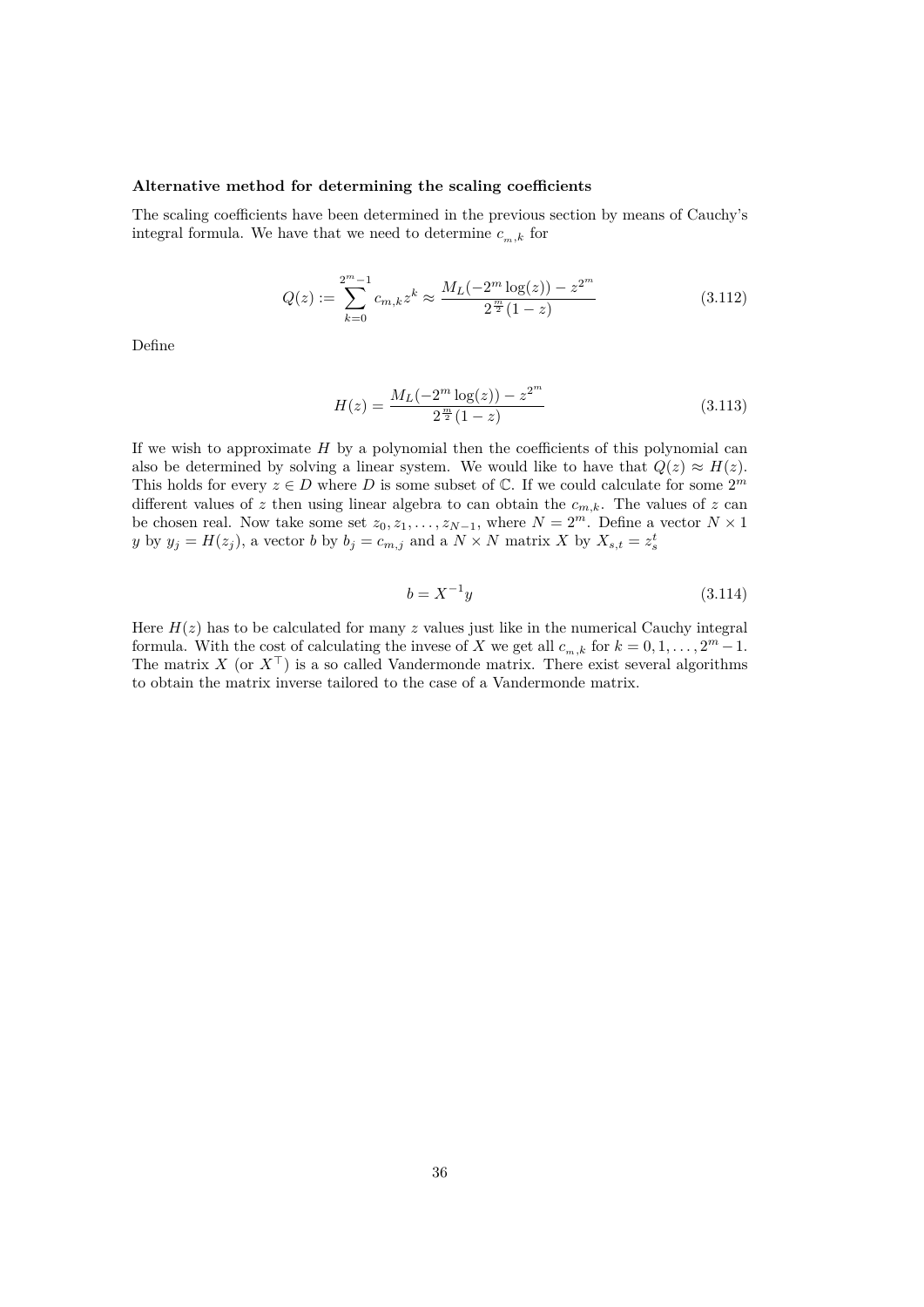**Alternative method for determining the scaling coefficients**

The scaling coefficients have been determined in the previous section by means of Cauchy's integral formula. We have that we need to determine $c_{m,k}$ for

$$Q(z) := \sum_{k=0}^{2^m-1} c_{m,k} z^k \approx \frac{M_L(-2^m \log(z)) - z^{2^m}}{2^{\frac{m}{2}}(1-z)} \tag{3.112}$$

Define

$$H(z) = \frac{M_L(-2^m \log(z)) - z^{2^m}}{2^{\frac{m}{2}}(1-z)} \tag{3.113}$$

If we wish to approximate $H$ by a polynomial then the coefficients of this polynomial can also be determined by solving a linear system. We would like to have that $Q(z) \approx H(z)$. This holds for every $z \in D$ where $D$ is some subset of $\mathbb{C}$. If we could calculate for some $2^m$ different values of $z$ then using linear algebra to can obtain the $c_{m,k}$. The values of $z$ can be chosen real. Now take some set $z_0, z_1, \ldots, z_{N-1}$, where $N = 2^m$. Define a vector $N \times 1$ $y$ by $y_j = H(z_j)$, a vector $b$ by $b_j = c_{m,j}$ and a $N \times N$ matrix $X$ by $X_{s,t} = z_s^t$

$$b = X^{-1} y \tag{3.114}$$

Here $H(z)$ has to be calculated for many $z$ values just like in the numerical Cauchy integral formula. With the cost of calculating the invese of $X$ we get all $c_{m,k}$ for $k = 0, 1, \ldots, 2^m - 1$. The matrix $X$ (or $X^\top$) is a so called Vandermonde matrix. There exist several algorithms to obtain the matrix inverse tailored to the case of a Vandermonde matrix.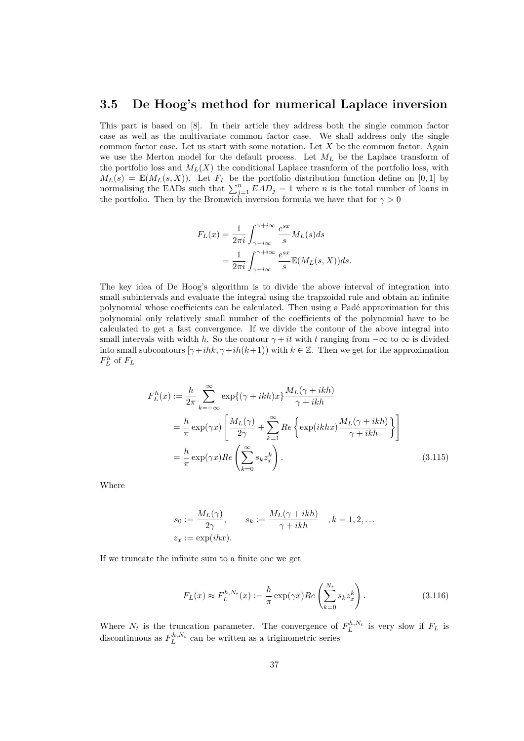## 3.5 De Hoog's method for numerical Laplace inversion

This part is based on [8]. In their article they address both the single common factor case as well as the multivariate common factor case. We shall address only the single common factor case. Let us start with some notation. Let $X$ be the common factor. Again we use the Merton model for the default process. Let $M_L$ be the Laplace transform of the portfolio loss and $M_L(X)$ the conditional Laplace trasnform of the portfolio loss, with $M_L(s) = \mathbb{E}(M_L(s,X))$. Let $F_L$ be the portfolio distribution function define on $[0,1]$ by normalising the EADs such that $\sum_{j=1}^{n} EAD_j = 1$ where $n$ is the total number of loans in the portfolio. Then by the Bromwich inversion formula we have that for $\gamma > 0$

$$
\begin{aligned}
F_L(x) &= \frac{1}{2\pi i}\int_{\gamma - i\infty}^{\gamma + i\infty} \frac{e^{sx}}{s} M_L(s) ds \\
&= \frac{1}{2\pi i}\int_{\gamma - i\infty}^{\gamma + i\infty} \frac{e^{sx}}{s} \mathbb{E}(M_L(s,X)) ds.
\end{aligned}
$$

The key idea of De Hoog's algorithm is to divide the above interval of integration into small subintervals and evaluate the integral using the trapzoidal rule and obtain an infinite polynomial whose coefficients can be calculated. Then using a Padé approximation for this polynomial only relatively small number of the coefficients of the polynomial have to be calculated to get a fast convergence. If we divide the contour of the above integral into small intervals with width $h$. So the contour $\gamma + it$ with $t$ ranging from $-\infty$ to $\infty$ is divided into small subcontours $[\gamma + ihk, \gamma + ih(k+1))$ with $k \in \mathbb{Z}$. Then we get for the approximation $F_L^h$ of $F_L$

$$
\begin{aligned}
F_L^h(x) &:= \frac{h}{2\pi}\sum_{k=-\infty}^{\infty} \exp\{(\gamma + ikh)x\} \frac{M_L(\gamma + ikh)}{\gamma + ikh} \\
&= \frac{h}{\pi}\exp(\gamma x)\left[\frac{M_L(\gamma)}{2\gamma} + \sum_{k=1}^{\infty} Re\left\{\exp(ikhx)\frac{M_L(\gamma + ikh)}{\gamma + ikh}\right\}\right] \\
&= \frac{h}{\pi}\exp(\gamma x) Re\left(\sum_{k=0}^{\infty} s_k z_x^k\right). \qquad (3.115)
\end{aligned}
$$

Where

$$
\begin{aligned}
&s_0 := \frac{M_L(\gamma)}{2\gamma}, \qquad s_k := \frac{M_L(\gamma + ikh)}{\gamma + ikh} \quad , k = 1, 2, \ldots \\
&z_x := \exp(ihx).
\end{aligned}
$$

If we truncate the infinite sum to a finite one we get

$$
F_L(x) \approx F_L^{h,N_t}(x) := \frac{h}{\pi}\exp(\gamma x) Re\left(\sum_{k=0}^{N_t} s_k z_x^k\right). \qquad (3.116)
$$

Where $N_t$ is the truncation parameter. The convergence of $F_L^{h,N_t}$ is very slow if $F_L$ is discontinuous as $F_L^{h,N_t}$ can be written as a triginometric series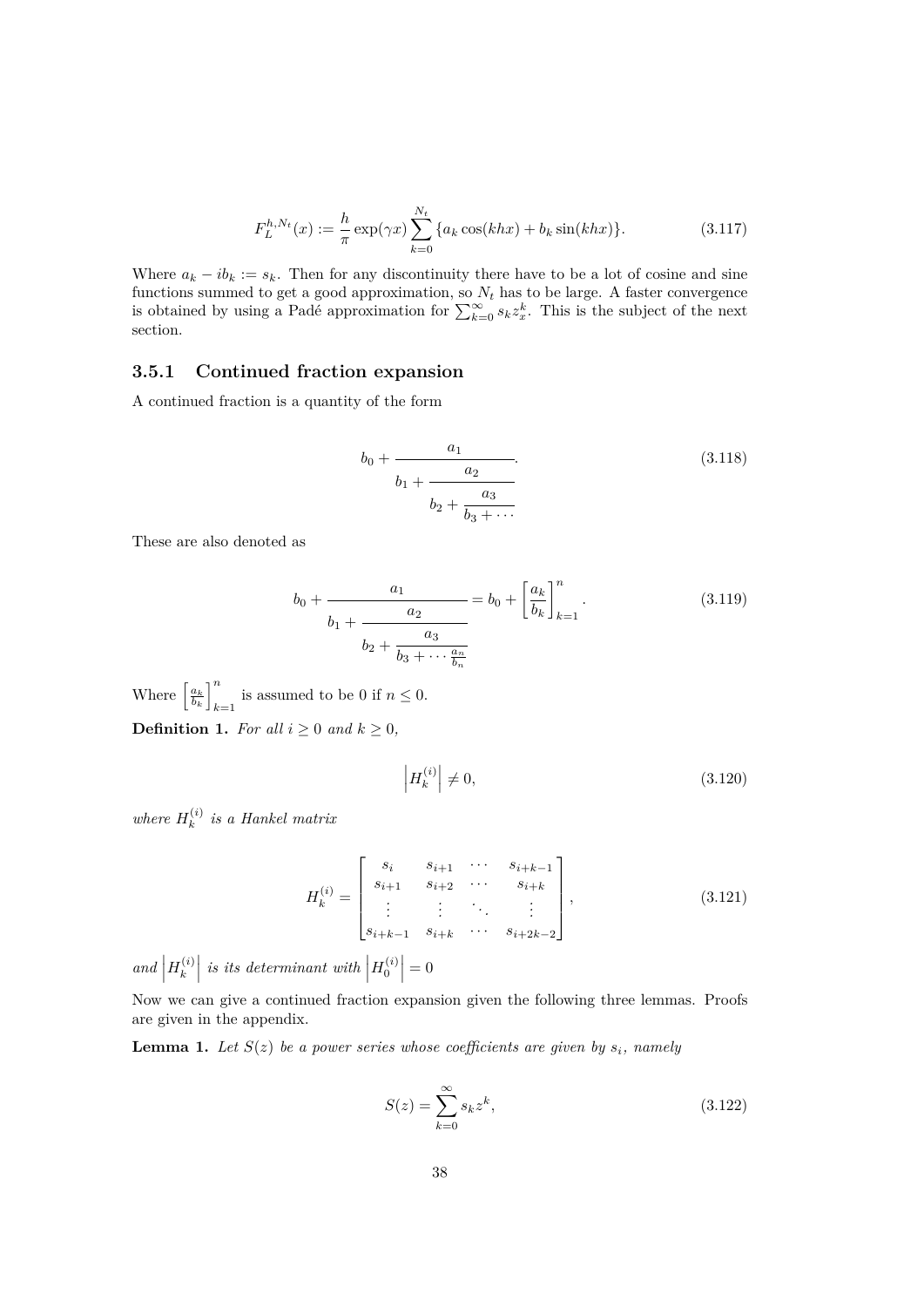$$F_L^{h,N_t}(x) := \frac{h}{\pi} \exp(\gamma x) \sum_{k=0}^{N_t} \{a_k \cos(khx) + b_k \sin(khx)\}. \tag{3.117}$$

Where $a_k - ib_k := s_k$. Then for any discontinuity there have to be a lot of cosine and sine functions summed to get a good approximation, so $N_t$ has to be large. A faster convergence is obtained by using a Padé approximation for $\sum_{k=0}^{\infty} s_k z_x^k$. This is the subject of the next section.

### 3.5.1 Continued fraction expansion

A continued fraction is a quantity of the form

$$b_0 + \cfrac{a_1}{b_1 + \cfrac{a_2}{b_2 + \cfrac{a_3}{b_3 + \cdots}}}. \tag{3.118}$$

These are also denoted as

$$b_0 + \cfrac{a_1}{b_1 + \cfrac{a_2}{b_2 + \cfrac{a_3}{b_3 + \cdots \frac{a_n}{b_n}}}} = b_0 + \left[\frac{a_k}{b_k}\right]_{k=1}^{n}. \tag{3.119}$$

Where $\left[\frac{a_k}{b_k}\right]_{k=1}^{n}$ is assumed to be 0 if $n \leq 0$.

**Definition 1.** *For all $i \geq 0$ and $k \geq 0$,*

$$\left|H_k^{(i)}\right| \neq 0, \tag{3.120}$$

*where $H_k^{(i)}$ is a Hankel matrix*

$$H_k^{(i)} = \begin{bmatrix} s_i & s_{i+1} & \cdots & s_{i+k-1} \\ s_{i+1} & s_{i+2} & \cdots & s_{i+k} \\ \vdots & \vdots & \ddots & \vdots \\ s_{i+k-1} & s_{i+k} & \cdots & s_{i+2k-2} \end{bmatrix}, \tag{3.121}$$

*and $\left|H_k^{(i)}\right|$ is its determinant with $\left|H_0^{(i)}\right| = 0$*

Now we can give a continued fraction expansion given the following three lemmas. Proofs are given in the appendix.

**Lemma 1.** *Let $S(z)$ be a power series whose coefficients are given by $s_i$, namely*

$$S(z) = \sum_{k=0}^{\infty} s_k z^k, \tag{3.122}$$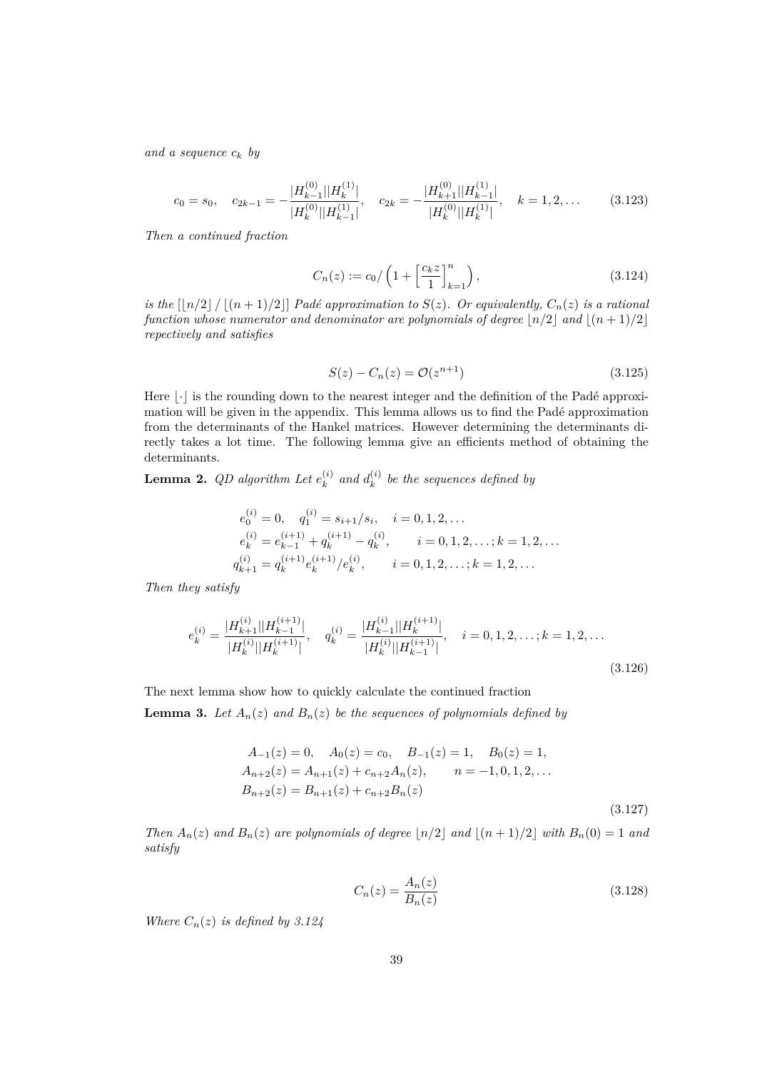*and a sequence $c_k$ by*

$$c_0 = s_0, \quad c_{2k-1} = -\frac{|H_{k-1}^{(0)}||H_k^{(1)}|}{|H_k^{(0)}||H_{k-1}^{(1)}|}, \quad c_{2k} = -\frac{|H_{k+1}^{(0)}||H_{k-1}^{(1)}|}{|H_k^{(0)}||H_k^{(1)}|}, \quad k = 1, 2, \ldots \tag{3.123}$$

*Then a continued fraction*

$$C_n(z) := c_0 / \left(1 + \left[\frac{c_k z}{1}\right]_{k=1}^{n}\right), \tag{3.124}$$

*is the $[\lfloor n/2 \rfloor / \lfloor (n+1)/2 \rfloor]$ Padé approximation to $S(z)$. Or equivalently, $C_n(z)$ is a rational function whose numerator and denominator are polynomials of degree $\lfloor n/2 \rfloor$ and $\lfloor (n+1)/2 \rfloor$ repectively and satisfies*

$$S(z) - C_n(z) = \mathcal{O}(z^{n+1}) \tag{3.125}$$

Here $\lfloor \cdot \rfloor$ is the rounding down to the nearest integer and the definition of the Padé approximation will be given in the appendix. This lemma allows us to find the Padé approximation from the determinants of the Hankel matrices. However determining the determinants directly takes a lot time. The following lemma give an efficients method of obtaining the determinants.

**Lemma 2.** *QD algorithm Let $e_k^{(i)}$ and $d_k^{(i)}$ be the sequences defined by*

$$\begin{aligned}
e_0^{(i)} &= 0, \quad q_1^{(i)} = s_{i+1}/s_i, \quad i = 0, 1, 2, \ldots \\
e_k^{(i)} &= e_{k-1}^{(i+1)} + q_k^{(i+1)} - q_k^{(i)}, \qquad i = 0, 1, 2, \ldots; k = 1, 2, \ldots \\
q_{k+1}^{(i)} &= q_k^{(i+1)} e_k^{(i+1)} / e_k^{(i)}, \qquad i = 0, 1, 2, \ldots; k = 1, 2, \ldots
\end{aligned}$$

*Then they satisfy*

$$e_k^{(i)} = \frac{|H_{k+1}^{(i)}||H_{k-1}^{(i+1)}|}{|H_k^{(i)}||H_k^{(i+1)}|}, \quad q_k^{(i)} = \frac{|H_{k-1}^{(i)}||H_k^{(i+1)}|}{|H_k^{(i)}||H_{k-1}^{(i+1)}|}, \quad i = 0, 1, 2, \ldots; k = 1, 2, \ldots \tag{3.126}$$

The next lemma show how to quickly calculate the continued fraction

**Lemma 3.** *Let $A_n(z)$ and $B_n(z)$ be the sequences of polynomials defined by*

$$\begin{aligned}
A_{-1}(z) &= 0, \quad A_0(z) = c_0, \quad B_{-1}(z) = 1, \quad B_0(z) = 1, \\
A_{n+2}(z) &= A_{n+1}(z) + c_{n+2} A_n(z), \qquad n = -1, 0, 1, 2, \ldots \\
B_{n+2}(z) &= B_{n+1}(z) + c_{n+2} B_n(z)
\end{aligned} \tag{3.127}$$

*Then $A_n(z)$ and $B_n(z)$ are polynomials of degree $\lfloor n/2 \rfloor$ and $\lfloor (n+1)/2 \rfloor$ with $B_n(0) = 1$ and satisfy*

$$C_n(z) = \frac{A_n(z)}{B_n(z)} \tag{3.128}$$

*Where $C_n(z)$ is defined by 3.124*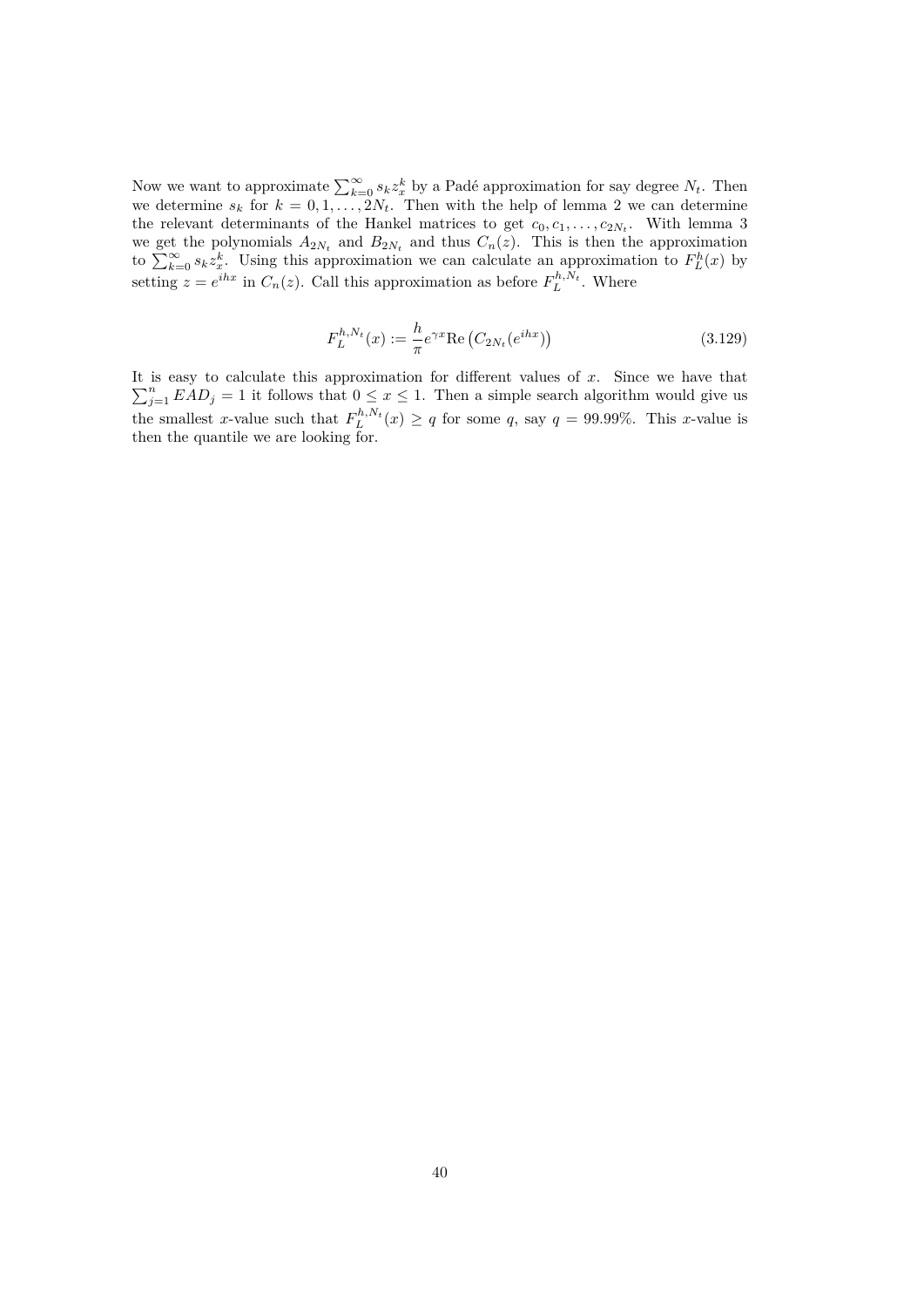Now we want to approximate $\sum_{k=0}^{\infty} s_k z_x^k$ by a Padé approximation for say degree $N_t$. Then we determine $s_k$ for $k = 0, 1, \ldots, 2N_t$. Then with the help of lemma 2 we can determine the relevant determinants of the Hankel matrices to get $c_0, c_1, \ldots, c_{2N_t}$. With lemma 3 we get the polynomials $A_{2N_t}$ and $B_{2N_t}$ and thus $C_n(z)$. This is then the approximation to $\sum_{k=0}^{\infty} s_k z_x^k$. Using this approximation we can calculate an approximation to $F_L^h(x)$ by setting $z = e^{ihx}$ in $C_n(z)$. Call this approximation as before $F_L^{h,N_t}$. Where

$$F_L^{h,N_t}(x) := \frac{h}{\pi} e^{\gamma x} \mathrm{Re}\left(C_{2N_t}(e^{ihx})\right) \tag{3.129}$$

It is easy to calculate this approximation for different values of $x$. Since we have that $\sum_{j=1}^{n} EAD_j = 1$ it follows that $0 \leq x \leq 1$. Then a simple search algorithm would give us the smallest $x$-value such that $F_L^{h,N_t}(x) \geq q$ for some $q$, say $q = 99.99\%$. This $x$-value is then the quantile we are looking for.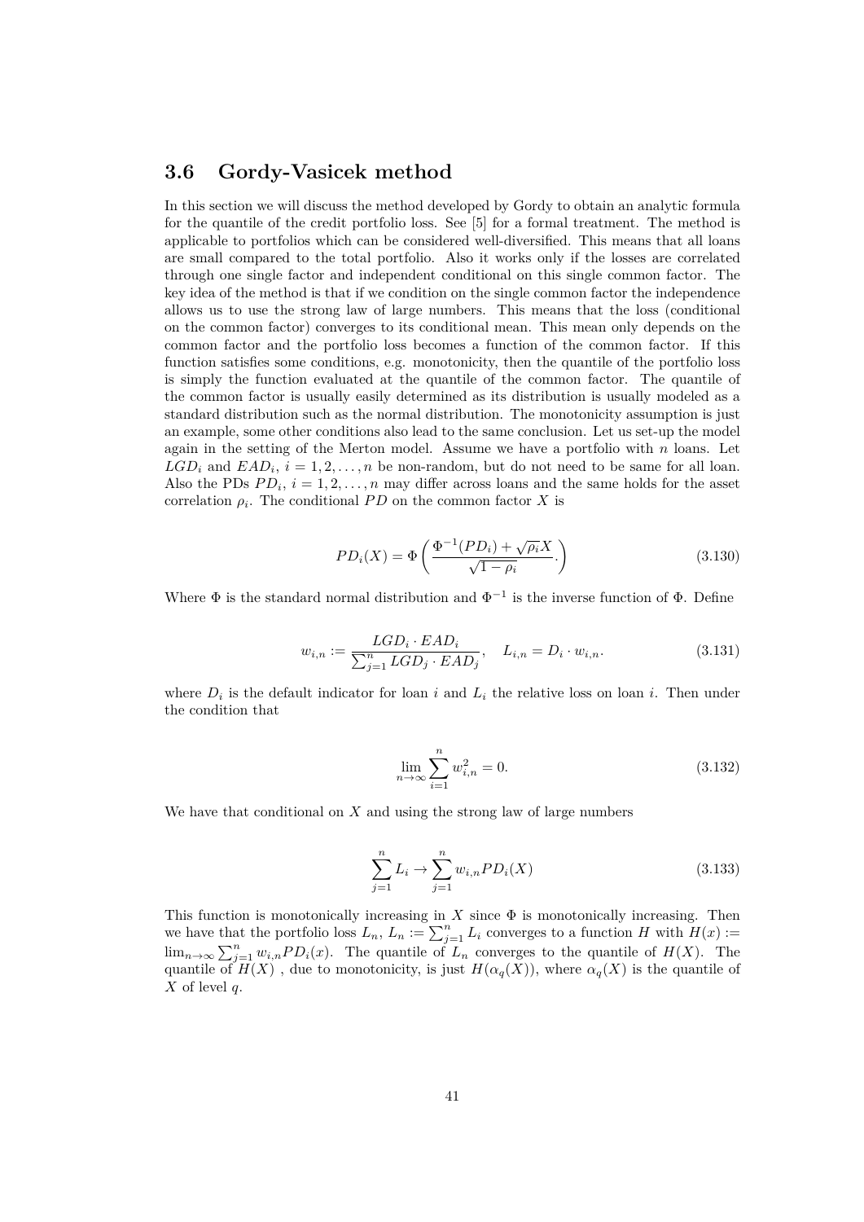### 3.6 Gordy-Vasicek method

In this section we will discuss the method developed by Gordy to obtain an analytic formula for the quantile of the credit portfolio loss. See [5] for a formal treatment. The method is applicable to portfolios which can be considered well-diversified. This means that all loans are small compared to the total portfolio. Also it works only if the losses are correlated through one single factor and independent conditional on this single common factor. The key idea of the method is that if we condition on the single common factor the independence allows us to use the strong law of large numbers. This means that the loss (conditional on the common factor) converges to its conditional mean. This mean only depends on the common factor and the portfolio loss becomes a function of the common factor. If this function satisfies some conditions, e.g. monotonicity, then the quantile of the portfolio loss is simply the function evaluated at the quantile of the common factor. The quantile of the common factor is usually easily determined as its distribution is usually modeled as a standard distribution such as the normal distribution. The monotonicity assumption is just an example, some other conditions also lead to the same conclusion. Let us set-up the model again in the setting of the Merton model. Assume we have a portfolio with $n$ loans. Let $LGD_i$ and $EAD_i$, $i = 1, 2, \ldots, n$ be non-random, but do not need to be same for all loan. Also the PDs $PD_i$, $i = 1, 2, \ldots, n$ may differ across loans and the same holds for the asset correlation $\rho_i$. The conditional $PD$ on the common factor $X$ is

$$PD_i(X) = \Phi\left(\frac{\Phi^{-1}(PD_i) + \sqrt{\rho_i}X}{\sqrt{1-\rho_i}}.\right) \tag{3.130}$$

Where $\Phi$ is the standard normal distribution and $\Phi^{-1}$ is the inverse function of $\Phi$. Define

$$w_{i,n} := \frac{LGD_i \cdot EAD_i}{\sum_{j=1}^{n} LGD_j \cdot EAD_j}, \quad L_{i,n} = D_i \cdot w_{i,n}. \tag{3.131}$$

where $D_i$ is the default indicator for loan $i$ and $L_i$ the relative loss on loan $i$. Then under the condition that

$$\lim_{n\to\infty} \sum_{i=1}^{n} w_{i,n}^2 = 0. \tag{3.132}$$

We have that conditional on $X$ and using the strong law of large numbers

$$\sum_{j=1}^{n} L_i \to \sum_{j=1}^{n} w_{i,n} PD_i(X) \tag{3.133}$$

This function is monotonically increasing in $X$ since $\Phi$ is monotonically increasing. Then we have that the portfolio loss $L_n$, $L_n := \sum_{j=1}^{n} L_i$ converges to a function $H$ with $H(x) := \lim_{n\to\infty} \sum_{j=1}^{n} w_{i,n} PD_i(x)$. The quantile of $L_n$ converges to the quantile of $H(X)$. The quantile of $H(X)$ , due to monotonicity, is just $H(\alpha_q(X))$, where $\alpha_q(X)$ is the quantile of $X$ of level $q$.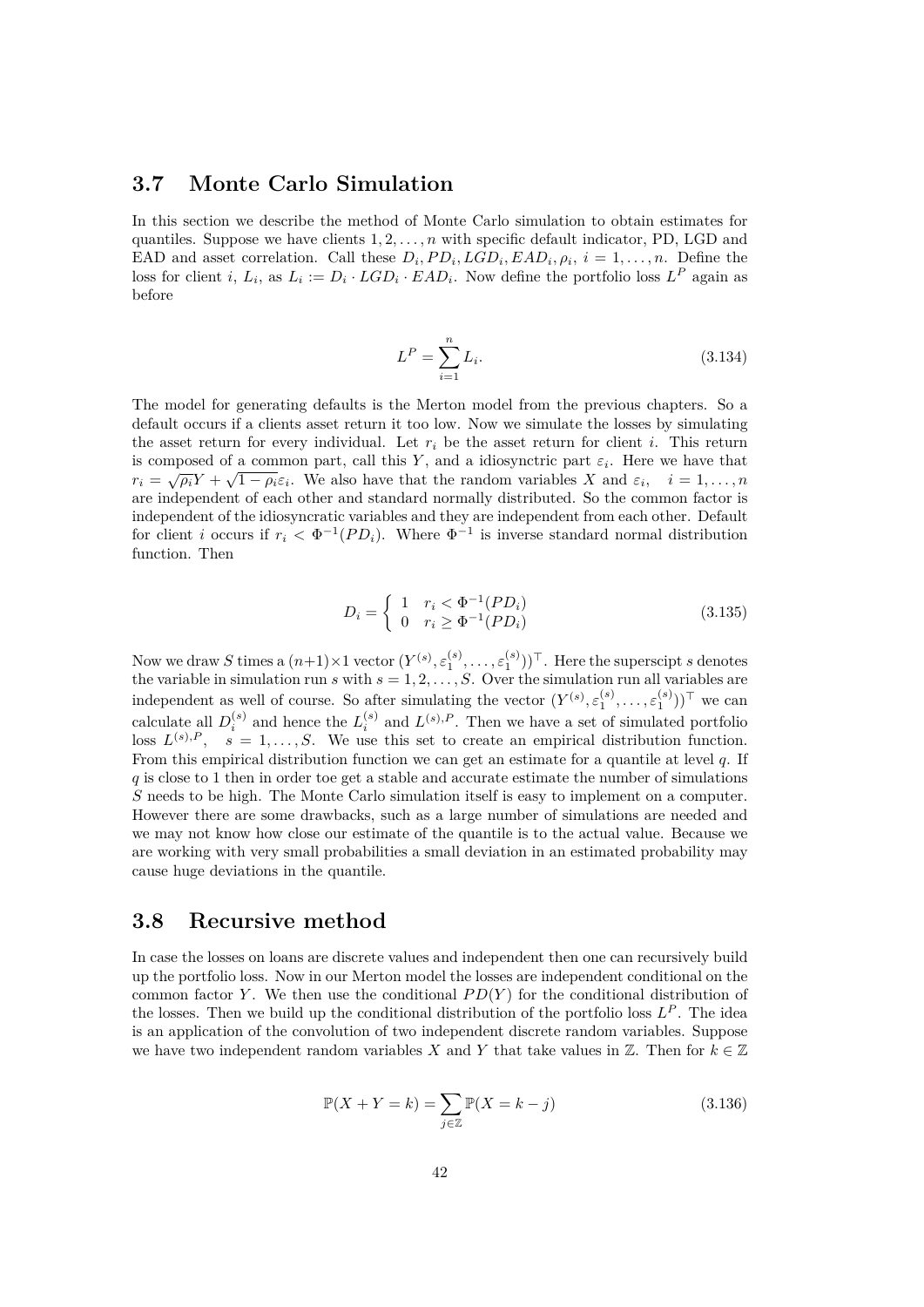## 3.7 Monte Carlo Simulation

In this section we describe the method of Monte Carlo simulation to obtain estimates for quantiles. Suppose we have clients $1, 2, \ldots, n$ with specific default indicator, PD, LGD and EAD and asset correlation. Call these $D_i, PD_i, LGD_i, EAD_i, \rho_i,\ i = 1, \ldots, n$. Define the loss for client $i$, $L_i$, as $L_i := D_i \cdot LGD_i \cdot EAD_i$. Now define the portfolio loss $L^P$ again as before

$$L^P = \sum_{i=1}^{n} L_i. \tag{3.134}$$

The model for generating defaults is the Merton model from the previous chapters. So a default occurs if a clients asset return it too low. Now we simulate the losses by simulating the asset return for every individual. Let $r_i$ be the asset return for client $i$. This return is composed of a common part, call this $Y$, and a idiosyncrtic part $\varepsilon_i$. Here we have that $r_i = \sqrt{\rho_i}Y + \sqrt{1-\rho_i}\varepsilon_i$. We also have that the random variables $X$ and $\varepsilon_i,\quad i = 1, \ldots, n$ are independent of each other and standard normally distributed. So the common factor is independent of the idiosyncratic variables and they are independent from each other. Default for client $i$ occurs if $r_i < \Phi^{-1}(PD_i)$. Where $\Phi^{-1}$ is inverse standard normal distribution function. Then

$$D_i = \begin{cases} 1 & r_i < \Phi^{-1}(PD_i) \\ 0 & r_i \geq \Phi^{-1}(PD_i) \end{cases} \tag{3.135}$$

Now we draw $S$ times a $(n+1)\times 1$ vector $(Y^{(s)}, \varepsilon_1^{(s)}, \ldots, \varepsilon_1^{(s)}))^\top$. Here the superscipt $s$ denotes the variable in simulation run $s$ with $s = 1, 2, \ldots, S$. Over the simulation run all variables are independent as well of course. So after simulating the vector $(Y^{(s)}, \varepsilon_1^{(s)}, \ldots, \varepsilon_1^{(s)}))^\top$ we can calculate all $D_i^{(s)}$ and hence the $L_i^{(s)}$ and $L^{(s),P}$. Then we have a set of simulated portfolio loss $L^{(s),P},\quad s = 1, \ldots, S$. We use this set to create an empirical distribution function. From this empirical distribution function we can get an estimate for a quantile at level $q$. If $q$ is close to 1 then in order toe get a stable and accurate estimate the number of simulations $S$ needs to be high. The Monte Carlo simulation itself is easy to implement on a computer. However there are some drawbacks, such as a large number of simulations are needed and we may not know how close our estimate of the quantile is to the actual value. Because we are working with very small probabilities a small deviation in an estimated probability may cause huge deviations in the quantile.

## 3.8 Recursive method

In case the losses on loans are discrete values and independent then one can recursively build up the portfolio loss. Now in our Merton model the losses are independent conditional on the common factor $Y$. We then use the conditional $PD(Y)$ for the conditional distribution of the losses. Then we build up the conditional distribution of the portfolio loss $L^P$. The idea is an application of the convolution of two independent discrete random variables. Suppose we have two independent random variables $X$ and $Y$ that take values in $\mathbb{Z}$. Then for $k \in \mathbb{Z}$

$$\mathbb{P}(X + Y = k) = \sum_{j \in \mathbb{Z}} \mathbb{P}(X = k - j) \tag{3.136}$$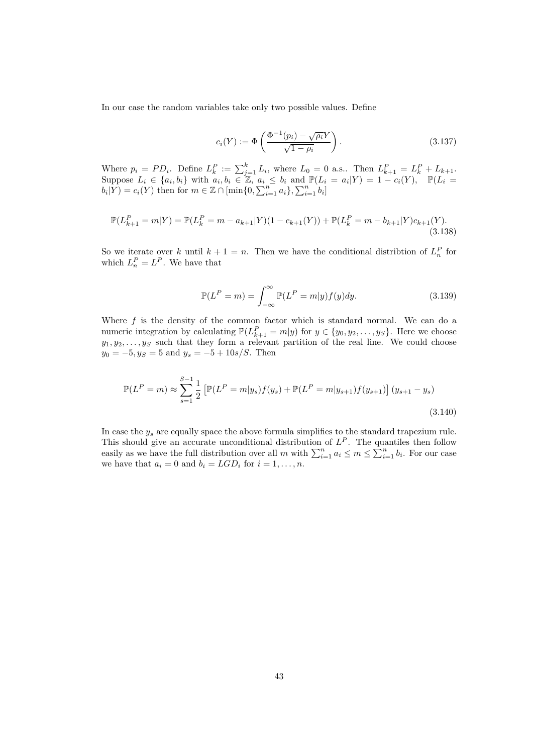In our case the random variables take only two possible values. Define

$$c_i(Y) := \Phi\left(\frac{\Phi^{-1}(p_i) - \sqrt{\rho_i}Y}{\sqrt{1-\rho_i}}\right). \tag{3.137}$$

Where $p_i = PD_i$. Define $L_k^P := \sum_{j=1}^{k} L_i$, where $L_0 = 0$ a.s.. Then $L_{k+1}^P = L_k^P + L_{k+1}$. Suppose $L_i \in \{a_i, b_i\}$ with $a_i, b_i \in \mathbb{Z}$, $a_i \leq b_i$ and $\mathbb{P}(L_i = a_i|Y) = 1 - c_i(Y)$, $\mathbb{P}(L_i = b_i|Y) = c_i(Y)$ then for $m \in \mathbb{Z} \cap [\min\{0, \sum_{i=1}^{n} a_i\}, \sum_{i=1}^{n} b_i]$

$$\mathbb{P}(L_{k+1}^P = m|Y) = \mathbb{P}(L_k^P = m - a_{k+1}|Y)(1 - c_{k+1}(Y)) + \mathbb{P}(L_k^P = m - b_{k+1}|Y)c_{k+1}(Y). \tag{3.138}$$

So we iterate over $k$ until $k + 1 = n$. Then we have the conditional distribtion of $L_n^P$ for which $L_n^P = L^P$. We have that

$$\mathbb{P}(L^P = m) = \int_{-\infty}^{\infty} \mathbb{P}(L^P = m|y)f(y)dy. \tag{3.139}$$

Where $f$ is the density of the common factor which is standard normal. We can do a numeric integration by calculating $\mathbb{P}(L_{k+1}^P = m|y)$ for $y \in \{y_0, y_2, \ldots, y_S\}$. Here we choose $y_1, y_2, \ldots, y_S$ such that they form a relevant partition of the real line. We could choose $y_0 = -5, y_S = 5$ and $y_s = -5 + 10s/S$. Then

$$\mathbb{P}(L^P = m) \approx \sum_{s=1}^{S-1} \frac{1}{2}\left[\mathbb{P}(L^P = m|y_s)f(y_s) + \mathbb{P}(L^P = m|y_{s+1})f(y_{s+1})\right](y_{s+1} - y_s) \tag{3.140}$$

In case the $y_s$ are equally space the above formula simplifies to the standard trapezium rule. This should give an accurate unconditional distribution of $L^P$. The quantiles then follow easily as we have the full distribution over all $m$ with $\sum_{i=1}^{n} a_i \leq m \leq \sum_{i=1}^{n} b_i$. For our case we have that $a_i = 0$ and $b_i = LGD_i$ for $i = 1, \ldots, n$.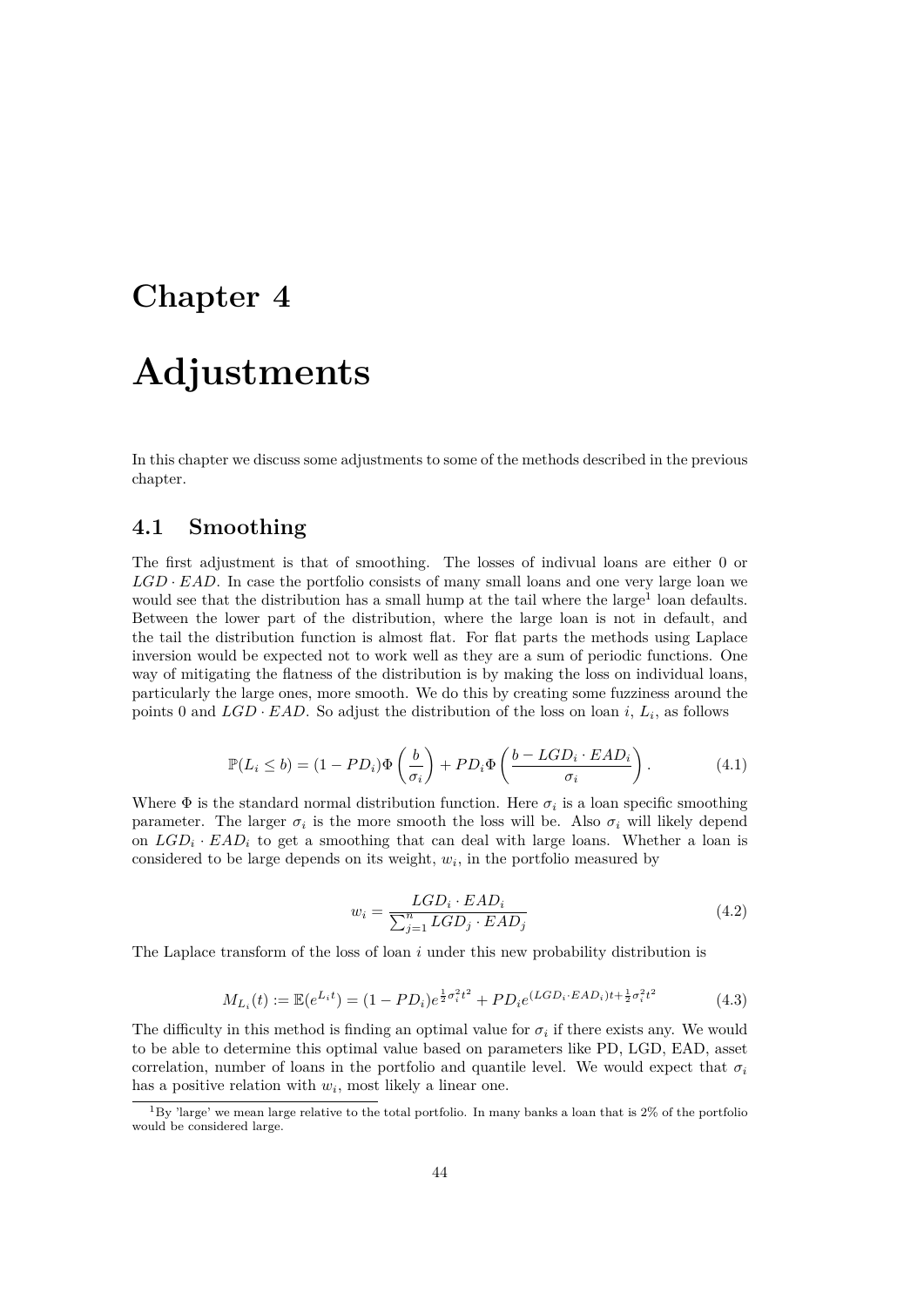# Chapter 4

# Adjustments

In this chapter we discuss some adjustments to some of the methods described in the previous chapter.

## 4.1 Smoothing

The first adjustment is that of smoothing. The losses of indivual loans are either 0 or $LGD \cdot EAD$. In case the portfolio consists of many small loans and one very large loan we would see that the distribution has a small hump at the tail where the large[1] loan defaults. Between the lower part of the distribution, where the large loan is not in default, and the tail the distribution function is almost flat. For flat parts the methods using Laplace inversion would be expected not to work well as they are a sum of periodic functions. One way of mitigating the flatness of the distribution is by making the loss on individual loans, particularly the large ones, more smooth. We do this by creating some fuzziness around the points 0 and $LGD \cdot EAD$. So adjust the distribution of the loss on loan $i$, $L_i$, as follows

$$\mathbb{P}(L_i \leq b) = (1 - PD_i)\Phi\left(\frac{b}{\sigma_i}\right) + PD_i\Phi\left(\frac{b - LGD_i \cdot EAD_i}{\sigma_i}\right). \tag{4.1}$$

Where $\Phi$ is the standard normal distribution function. Here $\sigma_i$ is a loan specific smoothing parameter. The larger $\sigma_i$ is the more smooth the loss will be. Also $\sigma_i$ will likely depend on $LGD_i \cdot EAD_i$ to get a smoothing that can deal with large loans. Whether a loan is considered to be large depends on its weight, $w_i$, in the portfolio measured by

$$w_i = \frac{LGD_i \cdot EAD_i}{\sum_{j=1}^{n} LGD_j \cdot EAD_j} \tag{4.2}$$

The Laplace transform of the loss of loan $i$ under this new probability distribution is

$$M_{L_i}(t) := \mathbb{E}(e^{L_i t}) = (1 - PD_i)e^{\frac{1}{2}\sigma_i^2 t^2} + PD_i e^{(LGD_i \cdot EAD_i)t + \frac{1}{2}\sigma_i^2 t^2} \tag{4.3}$$

The difficulty in this method is finding an optimal value for $\sigma_i$ if there exists any. We would to be able to determine this optimal value based on parameters like PD, LGD, EAD, asset correlation, number of loans in the portfolio and quantile level. We would expect that $\sigma_i$ has a positive relation with $w_i$, most likely a linear one.

[1] By 'large' we mean large relative to the total portfolio. In many banks a loan that is 2% of the portfolio would be considered large.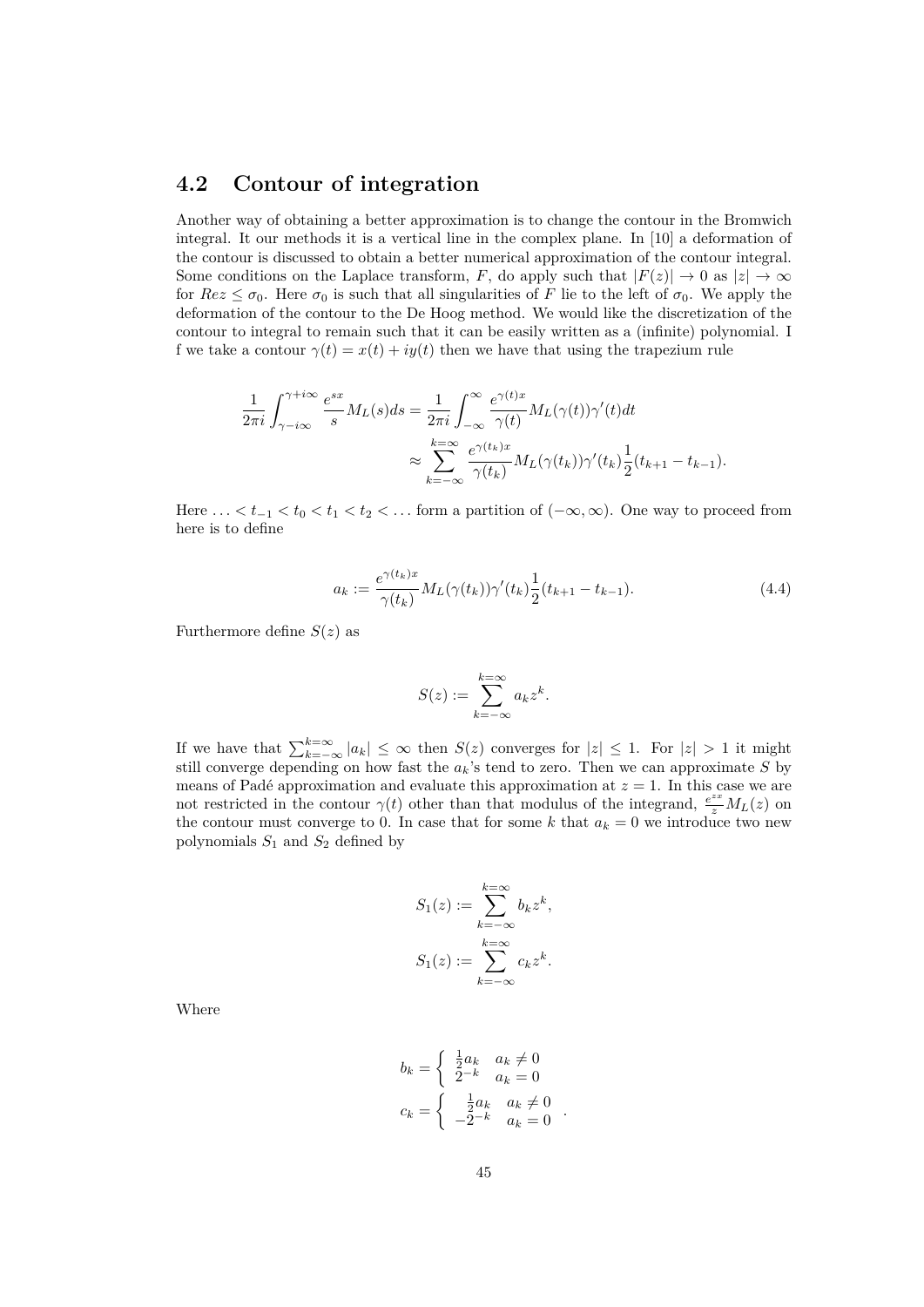## 4.2 Contour of integration

Another way of obtaining a better approximation is to change the contour in the Bromwich integral. It our methods it is a vertical line in the complex plane. In [10] a deformation of the contour is discussed to obtain a better numerical approximation of the contour integral. Some conditions on the Laplace transform, $F$, do apply such that $|F(z)| \to 0$ as $|z| \to \infty$ for $Re z \leq \sigma_0$. Here $\sigma_0$ is such that all singularities of $F$ lie to the left of $\sigma_0$. We apply the deformation of the contour to the De Hoog method. We would like the discretization of the contour to integral to remain such that it can be easily written as a (infinite) polynomial. I f we take a contour $\gamma(t) = x(t) + iy(t)$ then we have that using the trapezium rule

$$
\begin{aligned}
\frac{1}{2\pi i}\int_{\gamma-i\infty}^{\gamma+i\infty} \frac{e^{sx}}{s} M_L(s) ds &= \frac{1}{2\pi i}\int_{-\infty}^{\infty} \frac{e^{\gamma(t)x}}{\gamma(t)} M_L(\gamma(t))\gamma'(t) dt \\
&\approx \sum_{k=-\infty}^{k=\infty} \frac{e^{\gamma(t_k)x}}{\gamma(t_k)} M_L(\gamma(t_k))\gamma'(t_k)\frac{1}{2}(t_{k+1} - t_{k-1}).
\end{aligned}
$$

Here $\ldots < t_{-1} < t_0 < t_1 < t_2 < \ldots$ form a partition of $(-\infty, \infty)$. One way to proceed from here is to define

$$
a_k := \frac{e^{\gamma(t_k)x}}{\gamma(t_k)} M_L(\gamma(t_k))\gamma'(t_k)\frac{1}{2}(t_{k+1} - t_{k-1}). \tag{4.4}
$$

Furthermore define $S(z)$ as

$$
S(z) := \sum_{k=-\infty}^{k=\infty} a_k z^k.
$$

If we have that $\sum_{k=-\infty}^{k=\infty} |a_k| \leq \infty$ then $S(z)$ converges for $|z| \leq 1$. For $|z| > 1$ it might still converge depending on how fast the $a_k$'s tend to zero. Then we can approximate $S$ by means of Padé approximation and evaluate this approximation at $z = 1$. In this case we are not restricted in the contour $\gamma(t)$ other than that modulus of the integrand, $\frac{e^{zx}}{z} M_L(z)$ on the contour must converge to 0. In case that for some $k$ that $a_k = 0$ we introduce two new polynomials $S_1$ and $S_2$ defined by

$$
\begin{aligned}
S_1(z) &:= \sum_{k=-\infty}^{k=\infty} b_k z^k, \\
S_1(z) &:= \sum_{k=-\infty}^{k=\infty} c_k z^k.
\end{aligned}
$$

Where

$$
b_k = \begin{cases} \frac{1}{2}a_k & a_k \neq 0 \\ 2^{-k} & a_k = 0 \end{cases}
$$

$$
c_k = \begin{cases} \frac{1}{2}a_k & a_k \neq 0 \\ -2^{-k} & a_k = 0 \end{cases}.
$$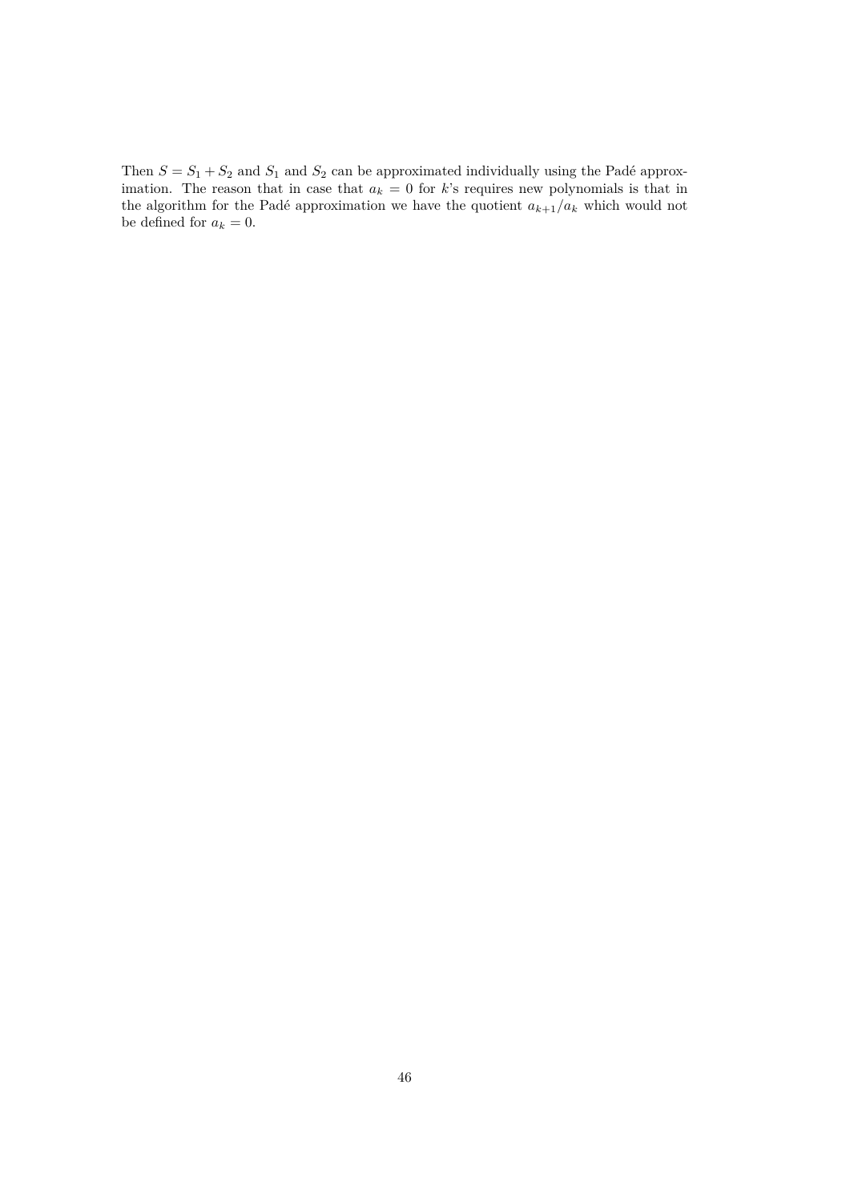Then $S = S_1 + S_2$ and $S_1$ and $S_2$ can be approximated individually using the Padé approximation. The reason that in case that $a_k = 0$ for $k$'s requires new polynomials is that in the algorithm for the Padé approximation we have the quotient $a_{k+1}/a_k$ which would not be defined for $a_k = 0$.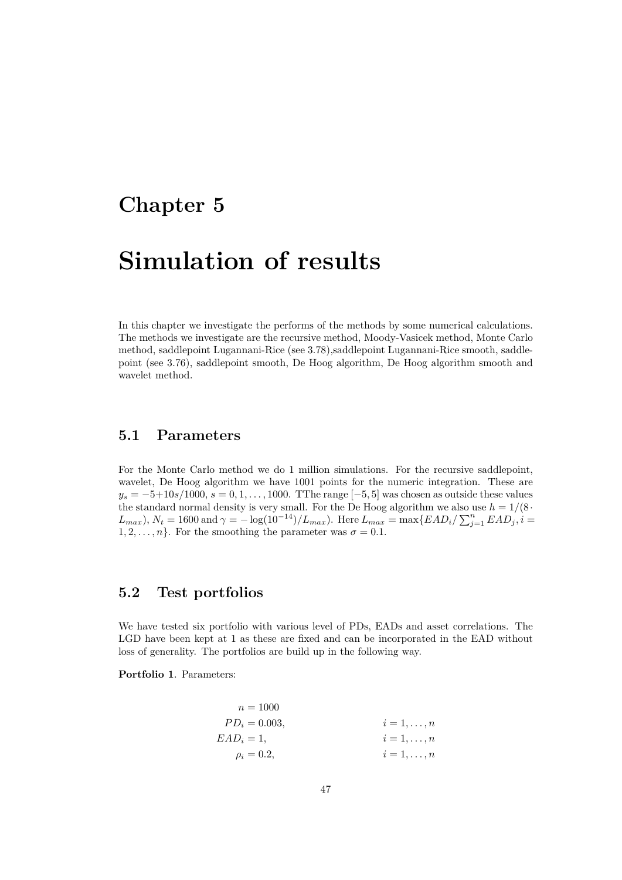# Chapter 5

# Simulation of results

In this chapter we investigate the performs of the methods by some numerical calculations. The methods we investigate are the recursive method, Moody-Vasicek method, Monte Carlo method, saddlepoint Lugannani-Rice (see 3.78),saddlepoint Lugannani-Rice smooth, saddlepoint (see 3.76), saddlepoint smooth, De Hoog algorithm, De Hoog algorithm smooth and wavelet method.

## 5.1 Parameters

For the Monte Carlo method we do 1 million simulations. For the recursive saddlepoint, wavelet, De Hoog algorithm we have 1001 points for the numeric integration. These are $y_s = -5+10s/1000$, $s = 0, 1, \ldots, 1000$. TThe range $[-5, 5]$ was chosen as outside these values the standard normal density is very small. For the De Hoog algorithm we also use $h = 1/(8 \cdot L_{max})$, $N_t = 1600$ and $\gamma = -\log(10^{-14})/L_{max})$. Here $L_{max} = \max\{EAD_i / \sum_{j=1}^{n} EAD_j, i = 1, 2, \ldots, n\}$. For the smoothing the parameter was $\sigma = 0.1$.

## 5.2 Test portfolios

We have tested six portfolio with various level of PDs, EADs and asset correlations. The LGD have been kept at 1 as these are fixed and can be incorporated in the EAD without loss of generality. The portfolios are build up in the following way.

**Portfolio 1**. Parameters:

$$
\begin{aligned}
n &= 1000 & & \\
PD_i &= 0.003, & & i = 1, \ldots, n \\
EAD_i &= 1, & & i = 1, \ldots, n \\
\rho_i &= 0.2, & & i = 1, \ldots, n
\end{aligned}
$$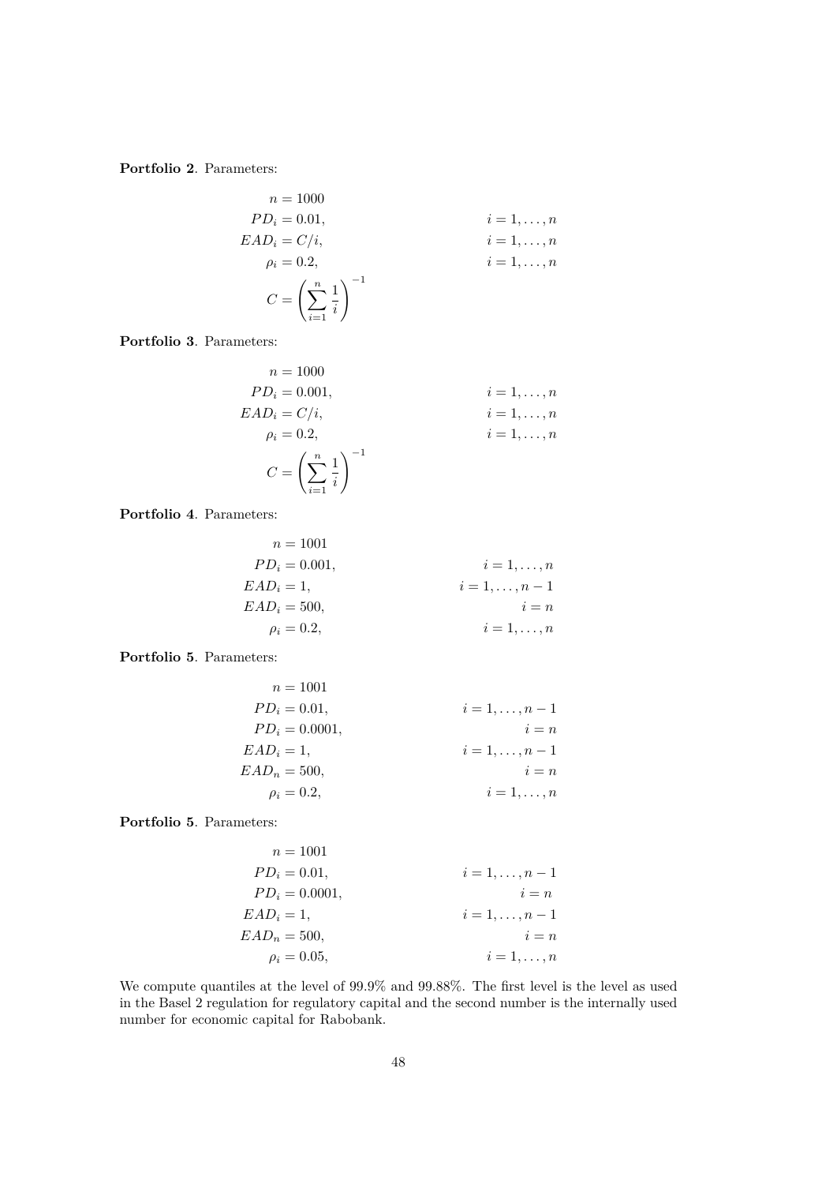**Portfolio 2**. Parameters:

$$
\begin{aligned}
n &= 1000 \\
PD_i &= 0.01, & i &= 1, \ldots, n \\
EAD_i &= C/i, & i &= 1, \ldots, n \\
\rho_i &= 0.2, & i &= 1, \ldots, n \\
C &= \left( \sum_{i=1}^{n} \frac{1}{i} \right)^{-1}
\end{aligned}
$$

**Portfolio 3**. Parameters:

$$
\begin{aligned}
n &= 1000 \\
PD_i &= 0.001, & i &= 1, \ldots, n \\
EAD_i &= C/i, & i &= 1, \ldots, n \\
\rho_i &= 0.2, & i &= 1, \ldots, n \\
C &= \left( \sum_{i=1}^{n} \frac{1}{i} \right)^{-1}
\end{aligned}
$$

**Portfolio 4**. Parameters:

$$
\begin{aligned}
n &= 1001 \\
PD_i &= 0.001, & i &= 1, \ldots, n \\
EAD_i &= 1, & i &= 1, \ldots, n-1 \\
EAD_i &= 500, & i &= n \\
\rho_i &= 0.2, & i &= 1, \ldots, n
\end{aligned}
$$

**Portfolio 5**. Parameters:

$$
\begin{aligned}
n &= 1001 \\
PD_i &= 0.01, & i &= 1, \ldots, n-1 \\
PD_i &= 0.0001, & i &= n \\
EAD_i &= 1, & i &= 1, \ldots, n-1 \\
EAD_n &= 500, & i &= n \\
\rho_i &= 0.2, & i &= 1, \ldots, n
\end{aligned}
$$

**Portfolio 5**. Parameters:

$$
\begin{aligned}
n &= 1001 \\
PD_i &= 0.01, & i &= 1, \ldots, n-1 \\
PD_i &= 0.0001, & i &= n \\
EAD_i &= 1, & i &= 1, \ldots, n-1 \\
EAD_n &= 500, & i &= n \\
\rho_i &= 0.05, & i &= 1, \ldots, n
\end{aligned}
$$

We compute quantiles at the level of 99.9% and 99.88%. The first level is the level as used in the Basel 2 regulation for regulatory capital and the second number is the internally used number for economic capital for Rabobank.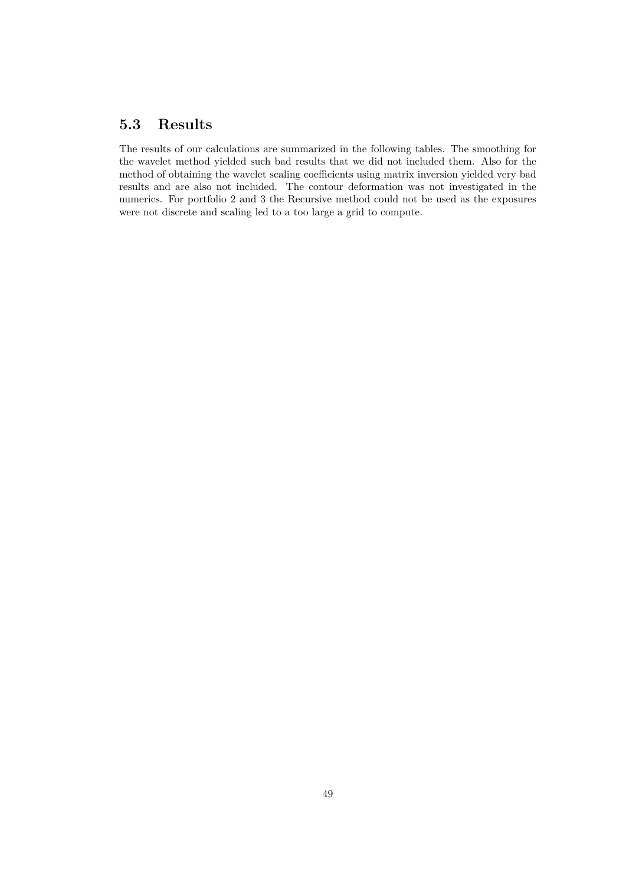## 5.3 Results

The results of our calculations are summarized in the following tables. The smoothing for the wavelet method yielded such bad results that we did not included them. Also for the method of obtaining the wavelet scaling coefficients using matrix inversion yielded very bad results and are also not included. The contour deformation was not investigated in the numerics. For portfolio 2 and 3 the Recursive method could not be used as the exposures were not discrete and scaling led to a too large a grid to compute.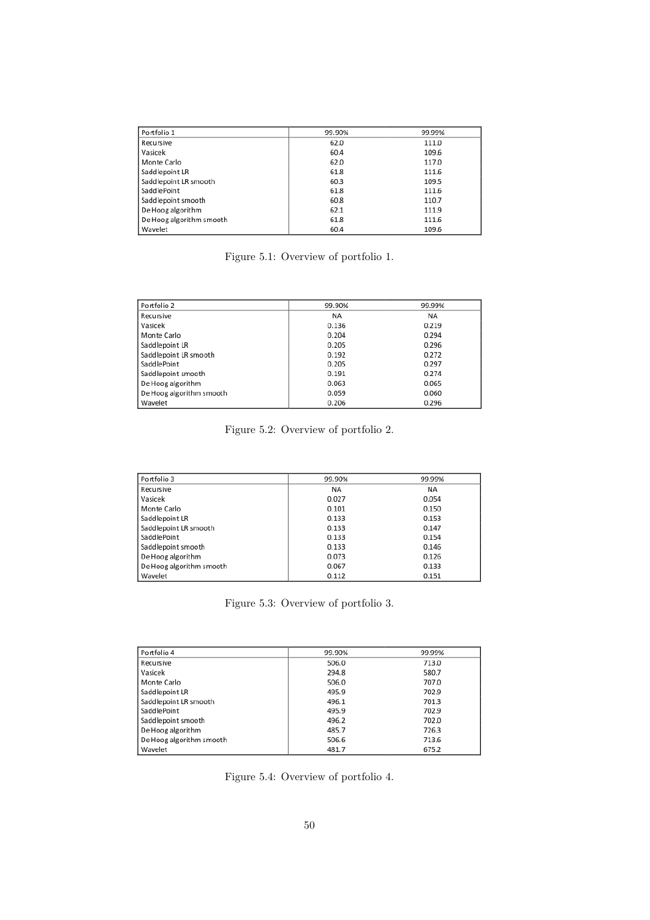| Portfolio 1 | 99.90% | 99.99% |
| --- | --- | --- |
| Recursive | 62.0 | 111.0 |
| Vasicek | 60.4 | 109.6 |
| Monte Carlo | 62.0 | 117.0 |
| Saddlepoint LR | 61.8 | 111.6 |
| Saddlepoint LR smooth | 60.3 | 109.5 |
| SaddlePoint | 61.8 | 111.6 |
| Saddlepoint smooth | 60.8 | 110.7 |
| De Hoog algorithm | 62.1 | 111.9 |
| De Hoog algorithm smooth | 61.8 | 111.6 |
| Wavelet | 60.4 | 109.6 |

Figure 5.1: Overview of portfolio 1.

| Portfolio 2 | 99.90% | 99.99% |
| --- | --- | --- |
| Recursive | NA | NA |
| Vasicek | 0.136 | 0.219 |
| Monte Carlo | 0.204 | 0.294 |
| Saddlepoint LR | 0.205 | 0.296 |
| Saddlepoint LR smooth | 0.192 | 0.272 |
| SaddlePoint | 0.205 | 0.297 |
| Saddlepoint smooth | 0.191 | 0.274 |
| De Hoog algorithm | 0.063 | 0.065 |
| De Hoog algorithm smooth | 0.059 | 0.060 |
| Wavelet | 0.206 | 0.296 |

Figure 5.2: Overview of portfolio 2.

| Portfolio 3 | 99.90% | 99.99% |
| --- | --- | --- |
| Recursive | NA | NA |
| Vasicek | 0.027 | 0.054 |
| Monte Carlo | 0.101 | 0.150 |
| Saddlepoint LR | 0.133 | 0.153 |
| Saddlepoint LR smooth | 0.133 | 0.147 |
| SaddlePoint | 0.133 | 0.154 |
| Saddlepoint smooth | 0.133 | 0.146 |
| De Hoog algorithm | 0.073 | 0.126 |
| De Hoog algorithm smooth | 0.067 | 0.133 |
| Wavelet | 0.112 | 0.151 |

Figure 5.3: Overview of portfolio 3.

| Portfolio 4 | 99.90% | 99.99% |
| --- | --- | --- |
| Recursive | 506.0 | 713.0 |
| Vasicek | 294.8 | 580.7 |
| Monte Carlo | 506.0 | 707.0 |
| Saddlepoint LR | 495.9 | 702.9 |
| Saddlepoint LR smooth | 496.1 | 701.3 |
| SaddlePoint | 495.9 | 702.9 |
| Saddlepoint smooth | 496.2 | 702.0 |
| De Hoog algorithm | 485.7 | 726.3 |
| De Hoog algorithm smooth | 506.6 | 713.6 |
| Wavelet | 481.7 | 675.2 |

Figure 5.4: Overview of portfolio 4.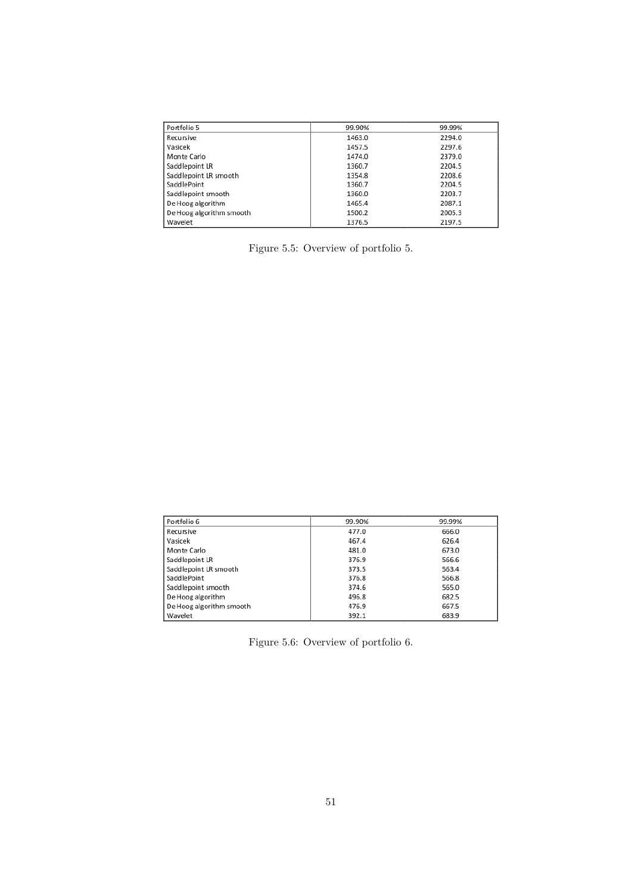| Portfolio 5 | 99.90% | 99.99% |
|---|---|---|
| Recursive | 1463.0 | 2294.0 |
| Vasicek | 1457.5 | 2297.6 |
| Monte Carlo | 1474.0 | 2379.0 |
| Saddlepoint LR | 1360.7 | 2204.5 |
| Saddlepoint LR smooth | 1354.8 | 2208.6 |
| SaddlePoint | 1360.7 | 2204.5 |
| Saddlepoint smooth | 1360.0 | 2203.7 |
| De Hoog algorithm | 1465.4 | 2087.1 |
| De Hoog algorithm smooth | 1500.2 | 2005.3 |
| Wavelet | 1376.5 | 2197.5 |

Figure 5.5: Overview of portfolio 5.

| Portfolio 6 | 99.90% | 99.99% |
|---|---|---|
| Recursive | 477.0 | 666.0 |
| Vasicek | 467.4 | 626.4 |
| Monte Carlo | 481.0 | 673.0 |
| Saddlepoint LR | 376.9 | 566.6 |
| Saddlepoint LR smooth | 373.5 | 563.4 |
| SaddlePoint | 376.8 | 566.8 |
| Saddlepoint smooth | 374.6 | 565.0 |
| De Hoog algorithm | 496.8 | 682.5 |
| De Hoog algorithm smooth | 476.9 | 667.5 |
| Wavelet | 392.1 | 683.9 |

Figure 5.6: Overview of portfolio 6.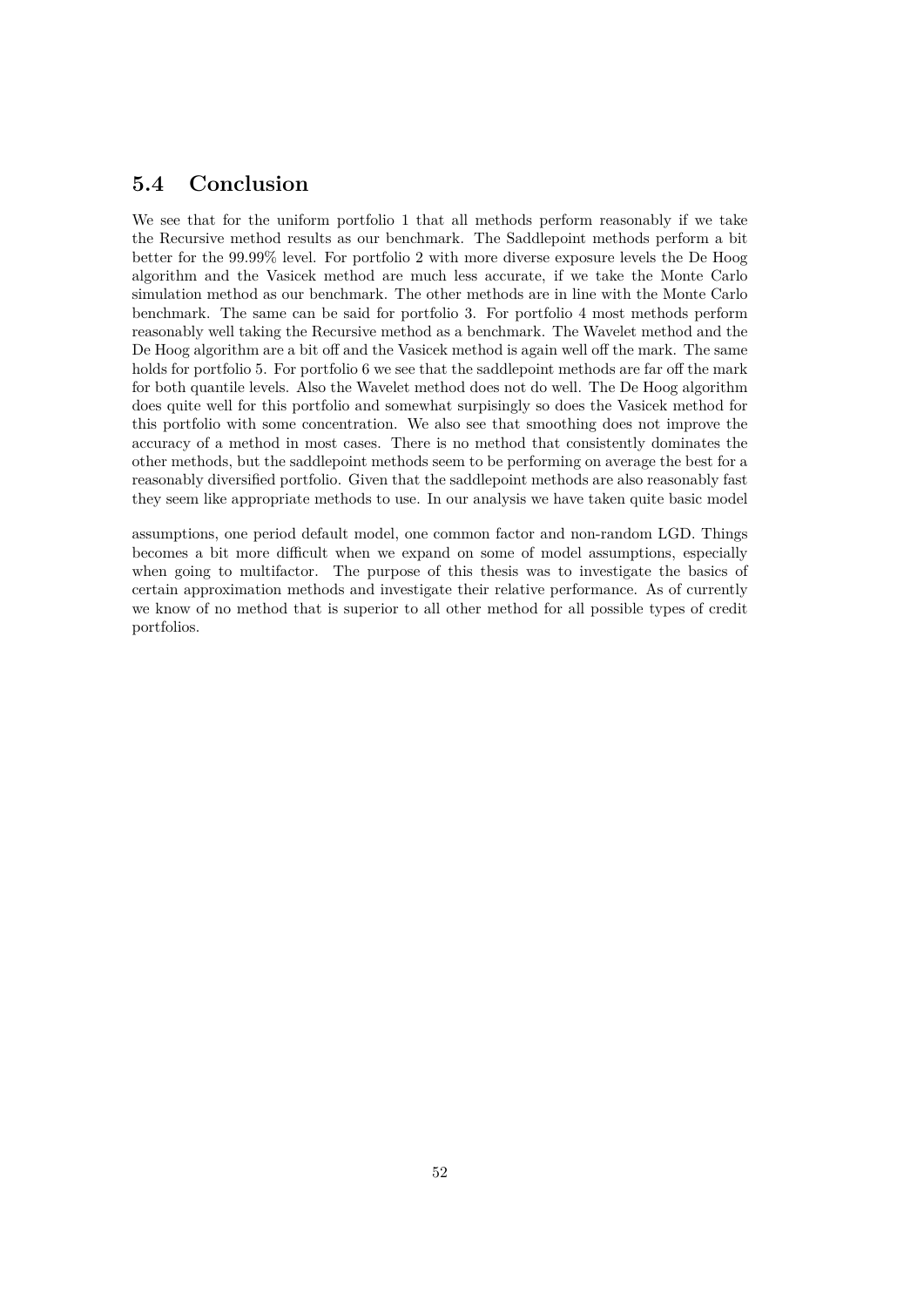## 5.4 Conclusion

We see that for the uniform portfolio 1 that all methods perform reasonably if we take the Recursive method results as our benchmark. The Saddlepoint methods perform a bit better for the 99.99% level. For portfolio 2 with more diverse exposure levels the De Hoog algorithm and the Vasicek method are much less accurate, if we take the Monte Carlo simulation method as our benchmark. The other methods are in line with the Monte Carlo benchmark. The same can be said for portfolio 3. For portfolio 4 most methods perform reasonably well taking the Recursive method as a benchmark. The Wavelet method and the De Hoog algorithm are a bit off and the Vasicek method is again well off the mark. The same holds for portfolio 5. For portfolio 6 we see that the saddlepoint methods are far off the mark for both quantile levels. Also the Wavelet method does not do well. The De Hoog algorithm does quite well for this portfolio and somewhat surpisingly so does the Vasicek method for this portfolio with some concentration. We also see that smoothing does not improve the accuracy of a method in most cases. There is no method that consistently dominates the other methods, but the saddlepoint methods seem to be performing on average the best for a reasonably diversified portfolio. Given that the saddlepoint methods are also reasonably fast they seem like appropriate methods to use. In our analysis we have taken quite basic model assumptions, one period default model, one common factor and non-random LGD. Things becomes a bit more difficult when we expand on some of model assumptions, especially when going to multifactor. The purpose of this thesis was to investigate the basics of certain approximation methods and investigate their relative performance. As of currently we know of no method that is superior to all other method for all possible types of credit portfolios.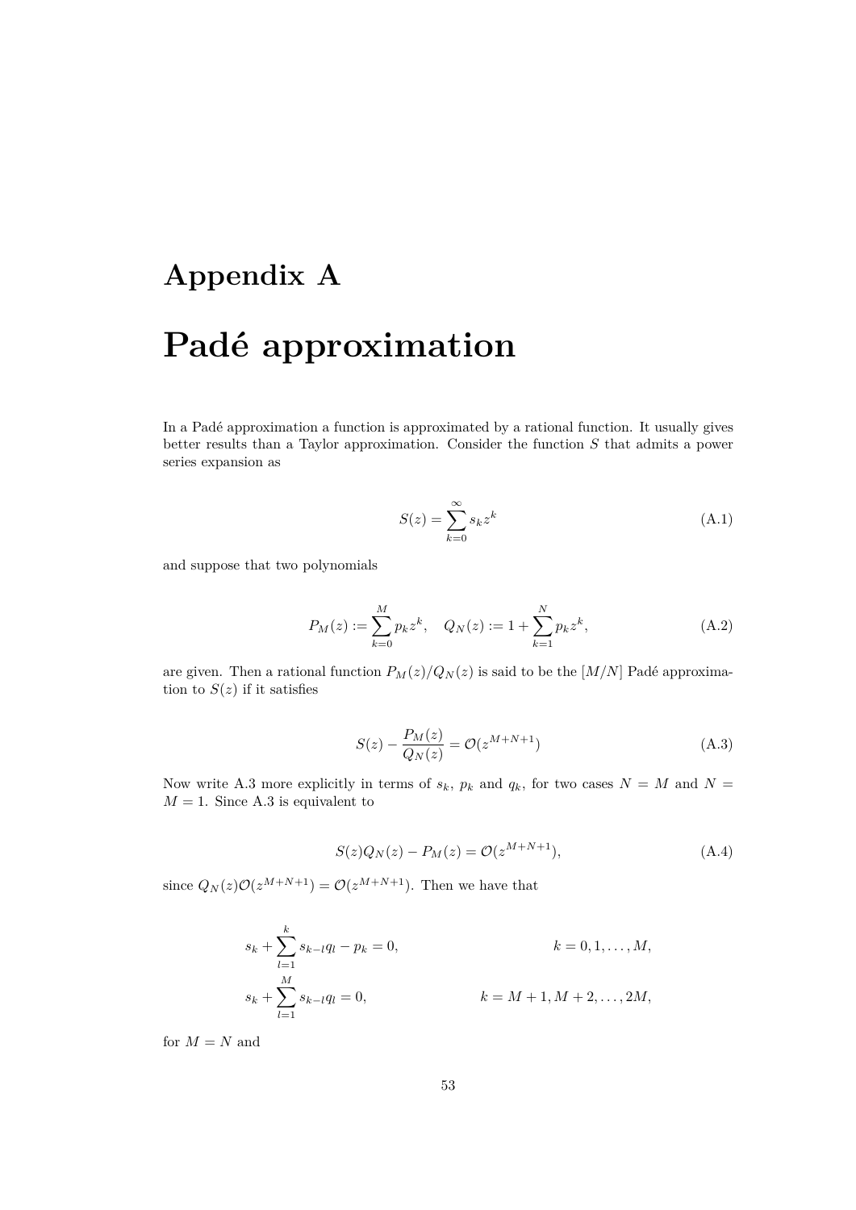# Appendix A

# Padé approximation

In a Padé approximation a function is approximated by a rational function. It usually gives better results than a Taylor approximation. Consider the function $S$ that admits a power series expansion as

$$S(z) = \sum_{k=0}^{\infty} s_k z^k \tag{A.1}$$

and suppose that two polynomials

$$P_M(z) := \sum_{k=0}^{M} p_k z^k, \quad Q_N(z) := 1 + \sum_{k=1}^{N} p_k z^k, \tag{A.2}$$

are given. Then a rational function $P_M(z)/Q_N(z)$ is said to be the $[M/N]$ Padé approximation to $S(z)$ if it satisfies

$$S(z) - \frac{P_M(z)}{Q_N(z)} = \mathcal{O}(z^{M+N+1}) \tag{A.3}$$

Now write A.3 more explicitly in terms of $s_k$, $p_k$ and $q_k$, for two cases $N = M$ and $N = M = 1$. Since A.3 is equivalent to

$$S(z)Q_N(z) - P_M(z) = \mathcal{O}(z^{M+N+1}), \tag{A.4}$$

since $Q_N(z)\mathcal{O}(z^{M+N+1}) = \mathcal{O}(z^{M+N+1})$. Then we have that

$$s_k + \sum_{l=1}^{k} s_{k-l} q_l - p_k = 0, \qquad k = 0, 1, \ldots, M,$$

$$s_k + \sum_{l=1}^{M} s_{k-l} q_l = 0, \qquad k = M+1, M+2, \ldots, 2M,$$

for $M = N$ and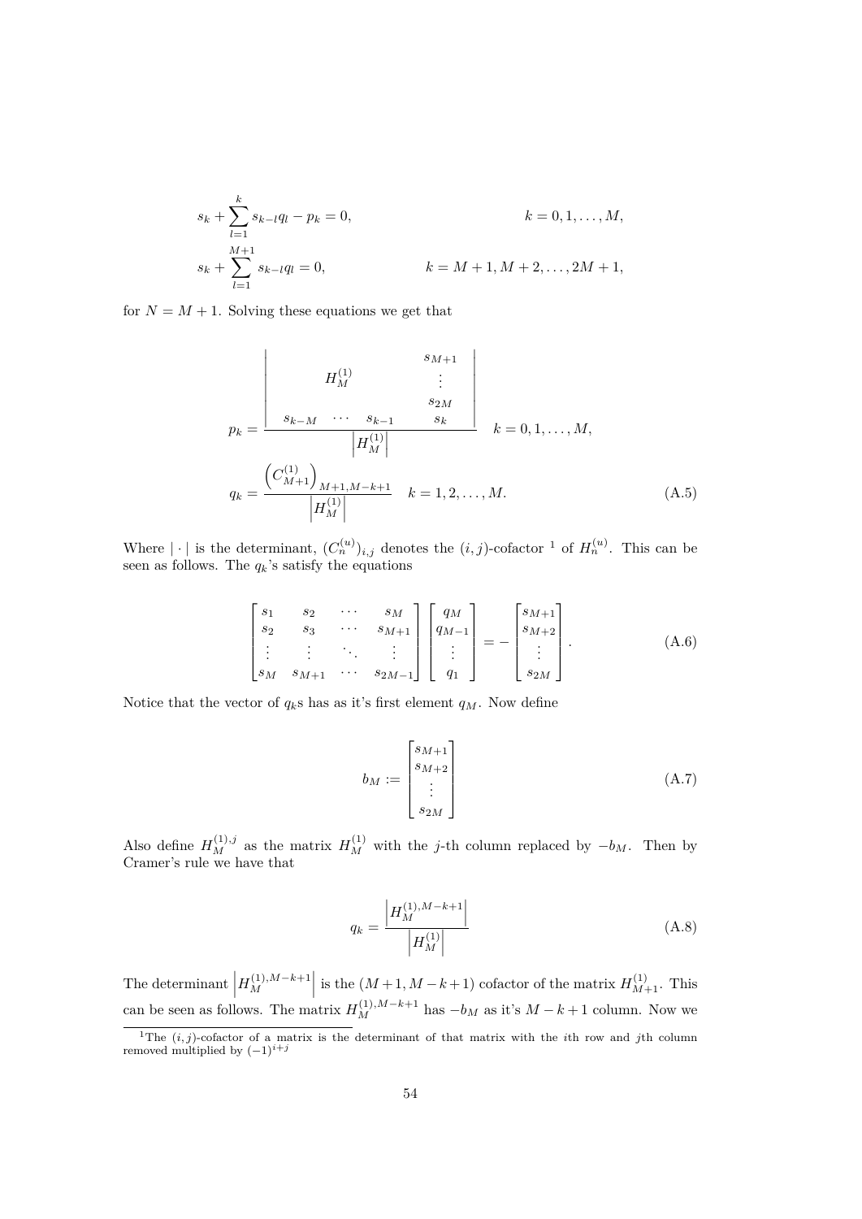$$
\begin{aligned}
&s_k + \sum_{l=1}^{k} s_{k-l} q_l - p_k = 0, && k = 0, 1, \dots, M, \\
&s_k + \sum_{l=1}^{M+1} s_{k-l} q_l = 0, && k = M+1, M+2, \dots, 2M+1,
\end{aligned}
$$

for $N = M + 1$. Solving these equations we get that

$$
p_k = \frac{\begin{vmatrix} & & & s_{M+1} \\ & H_M^{(1)} & & \vdots \\ & & & s_{2M} \\ s_{k-M} & \cdots & s_{k-1} & s_k \end{vmatrix}}{\left| H_M^{(1)} \right|} \quad k = 0, 1, \dots, M,
$$

$$
q_k = \frac{\left( C_{M+1}^{(1)} \right)_{M+1, M-k+1}}{\left| H_M^{(1)} \right|} \quad k = 1, 2, \dots, M. \tag{A.5}
$$

Where $|\cdot|$ is the determinant, $(C_n^{(u)})_{i,j}$ denotes the $(i,j)$-cofactor [1] of $H_n^{(u)}$. This can be seen as follows. The $q_k$'s satisfy the equations

$$
\begin{bmatrix} s_1 & s_2 & \cdots & s_M \\ s_2 & s_3 & \cdots & s_{M+1} \\ \vdots & \vdots & \ddots & \vdots \\ s_M & s_{M+1} & \cdots & s_{2M-1} \end{bmatrix} \begin{bmatrix} q_M \\ q_{M-1} \\ \vdots \\ q_1 \end{bmatrix} = - \begin{bmatrix} s_{M+1} \\ s_{M+2} \\ \vdots \\ s_{2M} \end{bmatrix}. \tag{A.6}
$$

Notice that the vector of $q_k$s has as it's first element $q_M$. Now define

$$
b_M := \begin{bmatrix} s_{M+1} \\ s_{M+2} \\ \vdots \\ s_{2M} \end{bmatrix} \tag{A.7}
$$

Also define $H_M^{(1),j}$ as the matrix $H_M^{(1)}$ with the $j$-th column replaced by $-b_M$. Then by Cramer's rule we have that

$$
q_k = \frac{\left| H_M^{(1),M-k+1} \right|}{\left| H_M^{(1)} \right|} \tag{A.8}
$$

The determinant $\left| H_M^{(1),M-k+1} \right|$ is the $(M+1, M-k+1)$ cofactor of the matrix $H_{M+1}^{(1)}$. This can be seen as follows. The matrix $H_M^{(1),M-k+1}$ has $-b_M$ as it's $M-k+1$ column. Now we

[1] The $(i,j)$-cofactor of a matrix is the determinant of that matrix with the $i$th row and $j$th column removed multiplied by $(-1)^{i+j}$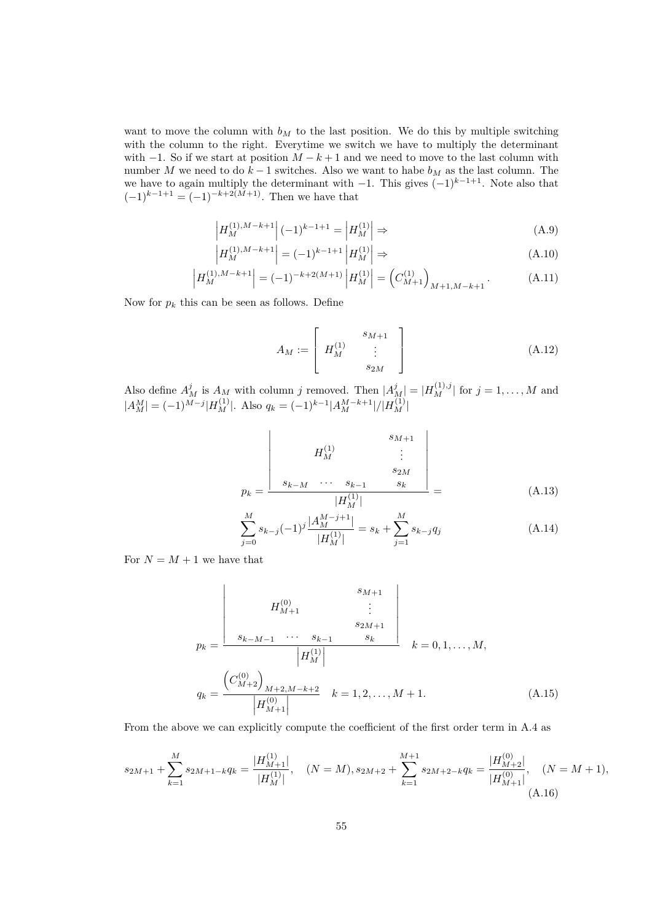want to move the column with $b_M$ to the last position. We do this by multiple switching with the column to the right. Everytime we switch we have to multiply the determinant with $-1$. So if we start at position $M-k+1$ and we need to move to the last column with number $M$ we need to do $k-1$ switches. Also we want to habe $b_M$ as the last column. The we have to again multiply the determinant with $-1$. This gives $(-1)^{k-1+1}$. Note also that $(-1)^{k-1+1} = (-1)^{-k+2(M+1)}$. Then we have that

$$\left|H_M^{(1),M-k+1}\right| (-1)^{k-1+1} = \left|H_M^{(1)}\right| \Rightarrow \tag{A.9}$$

$$\left|H_M^{(1),M-k+1}\right| = (-1)^{k-1+1} \left|H_M^{(1)}\right| \Rightarrow \tag{A.10}$$

$$\left|H_M^{(1),M-k+1}\right| = (-1)^{-k+2(M+1)} \left|H_M^{(1)}\right| = \left(C_{M+1}^{(1)}\right)_{M+1,M-k+1}. \tag{A.11}$$

Now for $p_k$ this can be seen as follows. Define

$$A_M := \begin{bmatrix} & s_{M+1} \\ H_M^{(1)} & \vdots \\ & s_{2M} \end{bmatrix} \tag{A.12}$$

Also define $A_M^j$ is $A_M$ with column $j$ removed. Then $|A_M^j| = |H_M^{(1),j}|$ for $j = 1, \ldots, M$ and $|A_M^M| = (-1)^{M-j}|H_M^{(1)}|$. Also $q_k = (-1)^{k-1}|A_M^{M-k+1}|/|H_M^{(1)}|$

$$p_k = \frac{\begin{vmatrix} & & & s_{M+1} \\ & H_M^{(1)} & & \vdots \\ & & & s_{2M} \\ s_{k-M} & \cdots & s_{k-1} & s_k \end{vmatrix}}{|H_M^{(1)}|} = \tag{A.13}$$

$$\sum_{j=0}^{M} s_{k-j}(-1)^j \frac{|A_M^{M-j+1}|}{|H_M^{(1)}|} = s_k + \sum_{j=1}^{M} s_{k-j} q_j \tag{A.14}$$

For $N = M+1$ we have that

$$p_k = \frac{\begin{vmatrix} & & & s_{M+1} \\ & H_{M+1}^{(0)} & & \vdots \\ & & & s_{2M+1} \\ s_{k-M-1} & \cdots & s_{k-1} & s_k \end{vmatrix}}{\left|H_M^{(1)}\right|} \quad k = 0, 1, \ldots, M,$$

$$q_k = \frac{\left(C_{M+2}^{(0)}\right)_{M+2,M-k+2}}{\left|H_{M+1}^{(0)}\right|} \quad k = 1, 2, \ldots, M+1. \tag{A.15}$$

From the above we can explicitly compute the coefficient of the first order term in A.4 as

$$s_{2M+1} + \sum_{k=1}^{M} s_{2M+1-k} q_k = \frac{|H_{M+1}^{(1)}|}{|H_M^{(1)}|}, \quad (N = M), s_{2M+2} + \sum_{k=1}^{M+1} s_{2M+2-k} q_k = \frac{|H_{M+2}^{(0)}|}{|H_{M+1}^{(0)}|}, \quad (N = M+1), \tag{A.16}$$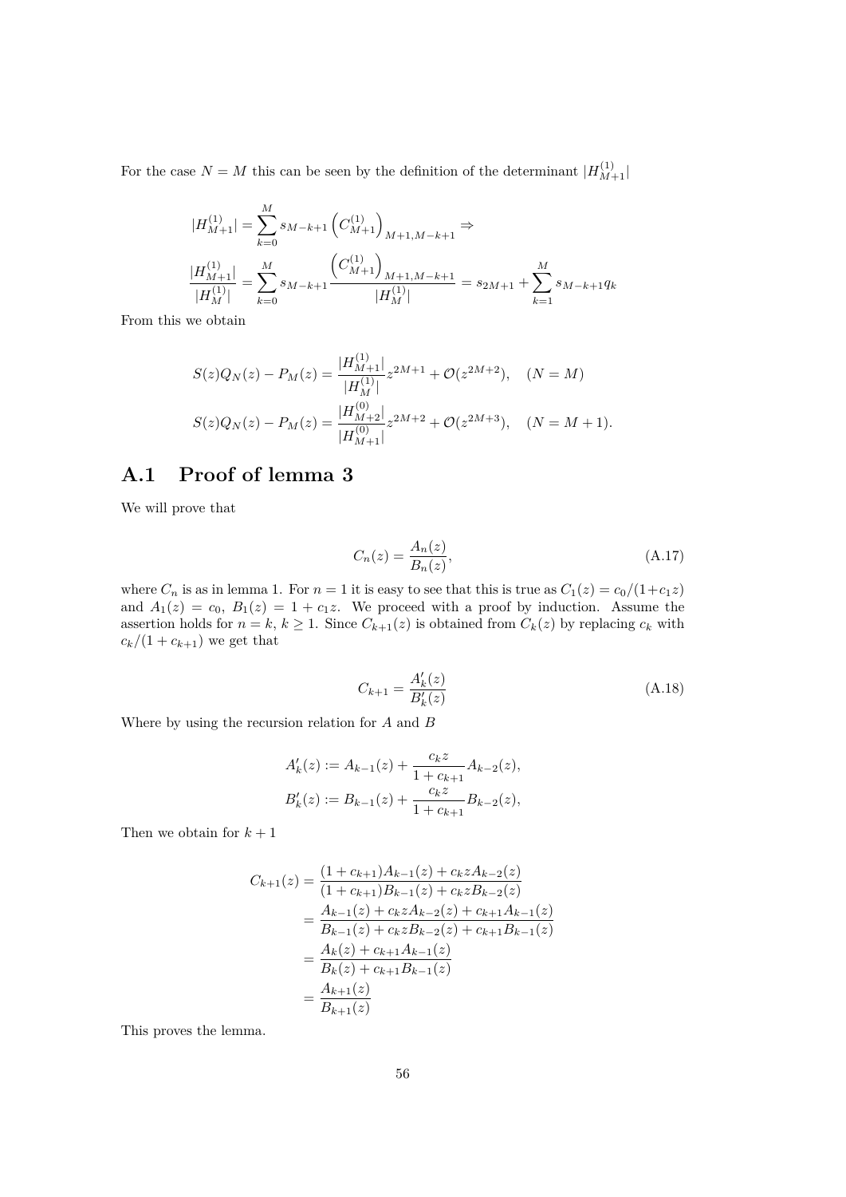For the case $N = M$ this can be seen by the definition of the determinant $|H_{M+1}^{(1)}|$

$$
|H_{M+1}^{(1)}| = \sum_{k=0}^{M} s_{M-k+1} \left(C_{M+1}^{(1)}\right)_{M+1,M-k+1} \Rightarrow
$$

$$
\frac{|H_{M+1}^{(1)}|}{|H_M^{(1)}|} = \sum_{k=0}^{M} s_{M-k+1} \frac{\left(C_{M+1}^{(1)}\right)_{M+1,M-k+1}}{|H_M^{(1)}|} = s_{2M+1} + \sum_{k=1}^{M} s_{M-k+1} q_k
$$

From this we obtain

$$
S(z)Q_N(z) - P_M(z) = \frac{|H_{M+1}^{(1)}|}{|H_M^{(1)}|} z^{2M+1} + \mathcal{O}(z^{2M+2}), \quad (N = M)
$$

$$
S(z)Q_N(z) - P_M(z) = \frac{|H_{M+2}^{(0)}|}{|H_{M+1}^{(0)}|} z^{2M+2} + \mathcal{O}(z^{2M+3}), \quad (N = M+1).
$$

## A.1 Proof of lemma 3

We will prove that

$$
C_n(z) = \frac{A_n(z)}{B_n(z)}, \tag{A.17}
$$

where $C_n$ is as in lemma 1. For $n = 1$ it is easy to see that this is true as $C_1(z) = c_0/(1+c_1 z)$ and $A_1(z) = c_0$, $B_1(z) = 1 + c_1 z$. We proceed with a proof by induction. Assume the assertion holds for $n = k$, $k \geq 1$. Since $C_{k+1}(z)$ is obtained from $C_k(z)$ by replacing $c_k$ with $c_k/(1 + c_{k+1})$ we get that

$$
C_{k+1} = \frac{A'_k(z)}{B'_k(z)} \tag{A.18}
$$

Where by using the recursion relation for $A$ and $B$

$$
A'_k(z) := A_{k-1}(z) + \frac{c_k z}{1 + c_{k+1}} A_{k-2}(z),
$$

$$
B'_k(z) := B_{k-1}(z) + \frac{c_k z}{1 + c_{k+1}} B_{k-2}(z),
$$

Then we obtain for $k + 1$

$$
\begin{aligned}
C_{k+1}(z) &= \frac{(1 + c_{k+1})A_{k-1}(z) + c_k z A_{k-2}(z)}{(1 + c_{k+1})B_{k-1}(z) + c_k z B_{k-2}(z)} \\
&= \frac{A_{k-1}(z) + c_k z A_{k-2}(z) + c_{k+1} A_{k-1}(z)}{B_{k-1}(z) + c_k z B_{k-2}(z) + c_{k+1} B_{k-1}(z)} \\
&= \frac{A_k(z) + c_{k+1} A_{k-1}(z)}{B_k(z) + c_{k+1} B_{k-1}(z)} \\
&= \frac{A_{k+1}(z)}{B_{k+1}(z)}
\end{aligned}
$$

This proves the lemma.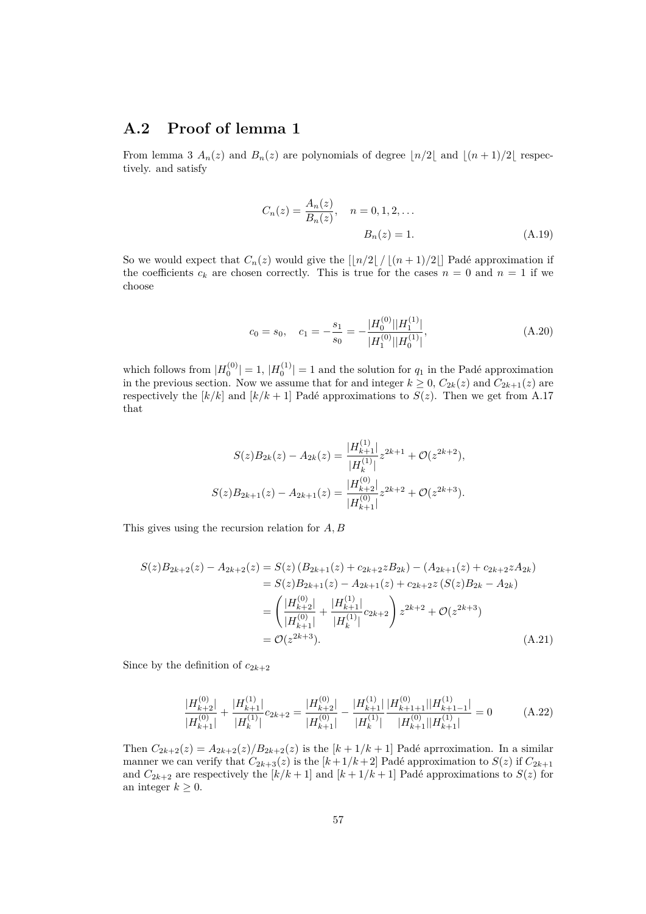## A.2 Proof of lemma 1

From lemma 3 $A_n(z)$ and $B_n(z)$ are polynomials of degree $\lfloor n/2 \rfloor$ and $\lfloor (n+1)/2 \rfloor$ respectively. and satisfy

$$C_n(z) = \frac{A_n(z)}{B_n(z)}, \quad n = 0, 1, 2, \dots$$
$$B_n(z) = 1. \tag{A.19}$$

So we would expect that $C_n(z)$ would give the $[\lfloor n/2 \rfloor / \lfloor (n+1)/2 \rfloor]$ Padé approximation if the coefficients $c_k$ are chosen correctly. This is true for the cases $n = 0$ and $n = 1$ if we choose

$$c_0 = s_0, \quad c_1 = -\frac{s_1}{s_0} = -\frac{|H_0^{(0)}||H_1^{(1)}|}{|H_1^{(0)}||H_0^{(1)}|}, \tag{A.20}$$

which follows from $|H_0^{(0)}| = 1$, $|H_0^{(1)}| = 1$ and the solution for $q_1$ in the Padé approximation in the previous section. Now we assume that for and integer $k \geq 0$, $C_{2k}(z)$ and $C_{2k+1}(z)$ are respectively the $[k/k]$ and $[k/k+1]$ Padé approximations to $S(z)$. Then we get from A.17 that

$$S(z)B_{2k}(z) - A_{2k}(z) = \frac{|H_{k+1}^{(1)}|}{|H_k^{(1)}|} z^{2k+1} + \mathcal{O}(z^{2k+2}),$$
$$S(z)B_{2k+1}(z) - A_{2k+1}(z) = \frac{|H_{k+2}^{(0)}|}{|H_{k+1}^{(0)}|} z^{2k+2} + \mathcal{O}(z^{2k+3}).$$

This gives using the recursion relation for $A, B$

$$\begin{aligned}
S(z)B_{2k+2}(z) - A_{2k+2}(z) &= S(z)\left(B_{2k+1}(z) + c_{2k+2}zB_{2k}\right) - \left(A_{2k+1}(z) + c_{2k+2}zA_{2k}\right) \\
&= S(z)B_{2k+1}(z) - A_{2k+1}(z) + c_{2k+2}z\left(S(z)B_{2k} - A_{2k}\right) \\
&= \left(\frac{|H_{k+2}^{(0)}|}{|H_{k+1}^{(0)}|} + \frac{|H_{k+1}^{(1)}|}{|H_k^{(1)}|}c_{2k+2}\right) z^{2k+2} + \mathcal{O}(z^{2k+3}) \\
&= \mathcal{O}(z^{2k+3}).
\end{aligned} \tag{A.21}$$

Since by the definition of $c_{2k+2}$

$$\frac{|H_{k+2}^{(0)}|}{|H_{k+1}^{(0)}|} + \frac{|H_{k+1}^{(1)}|}{|H_k^{(1)}|}c_{2k+2} = \frac{|H_{k+2}^{(0)}|}{|H_{k+1}^{(0)}|} - \frac{|H_{k+1}^{(1)}|}{|H_k^{(1)}|}\frac{|H_{k+1+1}^{(0)}||H_{k+1-1}^{(1)}|}{|H_{k+1}^{(0)}||H_{k+1}^{(1)}|} = 0 \tag{A.22}$$

Then $C_{2k+2}(z) = A_{2k+2}(z)/B_{2k+2}(z)$ is the $[k+1/k+1]$ Padé aprroximation. In a similar manner we can verify that $C_{2k+3}(z)$ is the $[k+1/k+2]$ Padé approximation to $S(z)$ if $C_{2k+1}$ and $C_{2k+2}$ are respectively the $[k/k+1]$ and $[k+1/k+1]$ Padé approximations to $S(z)$ for an integer $k \geq 0$.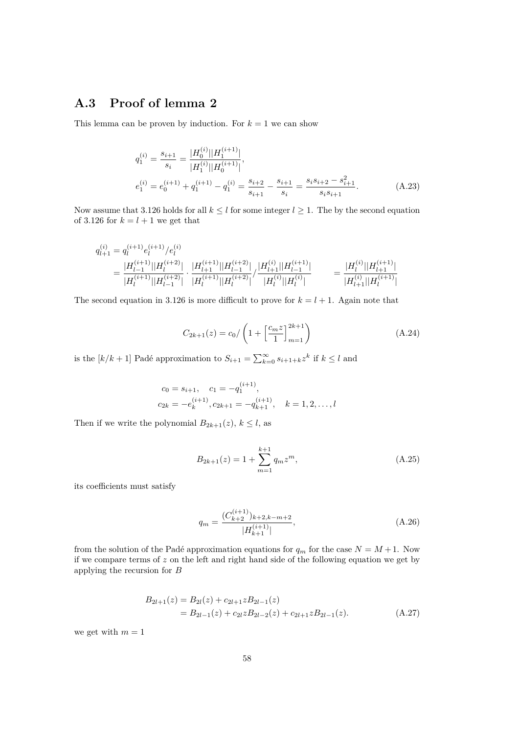## A.3 Proof of lemma 2

This lemma can be proven by induction. For $k = 1$ we can show

$$
\begin{aligned}
q_1^{(i)} &= \frac{s_{i+1}}{s_i} = \frac{|H_0^{(i)}||H_1^{(i+1)}|}{|H_1^{(i)}||H_0^{(i+1)}|}, \\
e_1^{(i)} &= e_0^{(i+1)} + q_1^{(i+1)} - q_1^{(i)} = \frac{s_{i+2}}{s_{i+1}} - \frac{s_{i+1}}{s_i} = \frac{s_i s_{i+2} - s_{i+1}^2}{s_i s_{i+1}}.
\end{aligned}
\tag{A.23}
$$

Now assume that 3.126 holds for all $k \leq l$ for some integer $l \geq 1$. The by the second equation of 3.126 for $k = l + 1$ we get that

$$
\begin{aligned}
q_{l+1}^{(i)} &= q_l^{(i+1)} e_l^{(i+1)} / e_l^{(i)} \\
&= \frac{|H_{l-1}^{(i+1)}||H_l^{(i+2)}|}{|H_l^{(i+1)}||H_{l-1}^{(i+2)}|} \cdot \frac{|H_{l+1}^{(i+1)}||H_{l-1}^{(i+2)}|}{|H_l^{(i+1)}||H_l^{(i+2)}|} / \frac{|H_{l+1}^{(i)}||H_{l-1}^{(i+1)}|}{|H_l^{(i)}||H_l^{(i)}|} \qquad = \frac{|H_l^{(i)}||H_{l+1}^{(i+1)}|}{|H_{l+1}^{(i)}||H_l^{(i+1)}|}
\end{aligned}
$$

The second equation in 3.126 is more difficult to prove for $k = l + 1$. Again note that

$$
C_{2k+1}(z) = c_0 / \left(1 + \left[\frac{c_m z}{1}\right]_{m=1}^{2k+1}\right) \tag{A.24}
$$

is the $[k/k+1]$ Padé approximation to $S_{i+1} = \sum_{k=0}^{\infty} s_{i+1+k} z^k$ if $k \leq l$ and

$$
\begin{aligned}
&c_0 = s_{i+1}, \quad c_1 = -q_1^{(i+1)}, \\
&c_{2k} = -e_k^{(i+1)}, c_{2k+1} = -q_{k+1}^{(i+1)}, \quad k = 1, 2, \ldots, l
\end{aligned}
$$

Then if we write the polynomial $B_{2k+1}(z)$, $k \leq l$, as

$$
B_{2k+1}(z) = 1 + \sum_{m=1}^{k+1} q_m z^m, \tag{A.25}
$$

its coefficients must satisfy

$$
q_m = \frac{(C_{k+2}^{(i+1)})_{k+2,k-m+2}}{|H_{k+1}^{(i+1)}|}, \tag{A.26}
$$

from the solution of the Padé approximation equations for $q_m$ for the case $N = M + 1$. Now if we compare terms of $z$ on the left and right hand side of the following equation we get by applying the recursion for $B$

$$
\begin{aligned}
B_{2l+1}(z) &= B_{2l}(z) + c_{2l+1} z B_{2l-1}(z) \\
&= B_{2l-1}(z) + c_{2l} z B_{2l-2}(z) + c_{2l+1} z B_{2l-1}(z).
\end{aligned}
\tag{A.27}
$$

we get with $m = 1$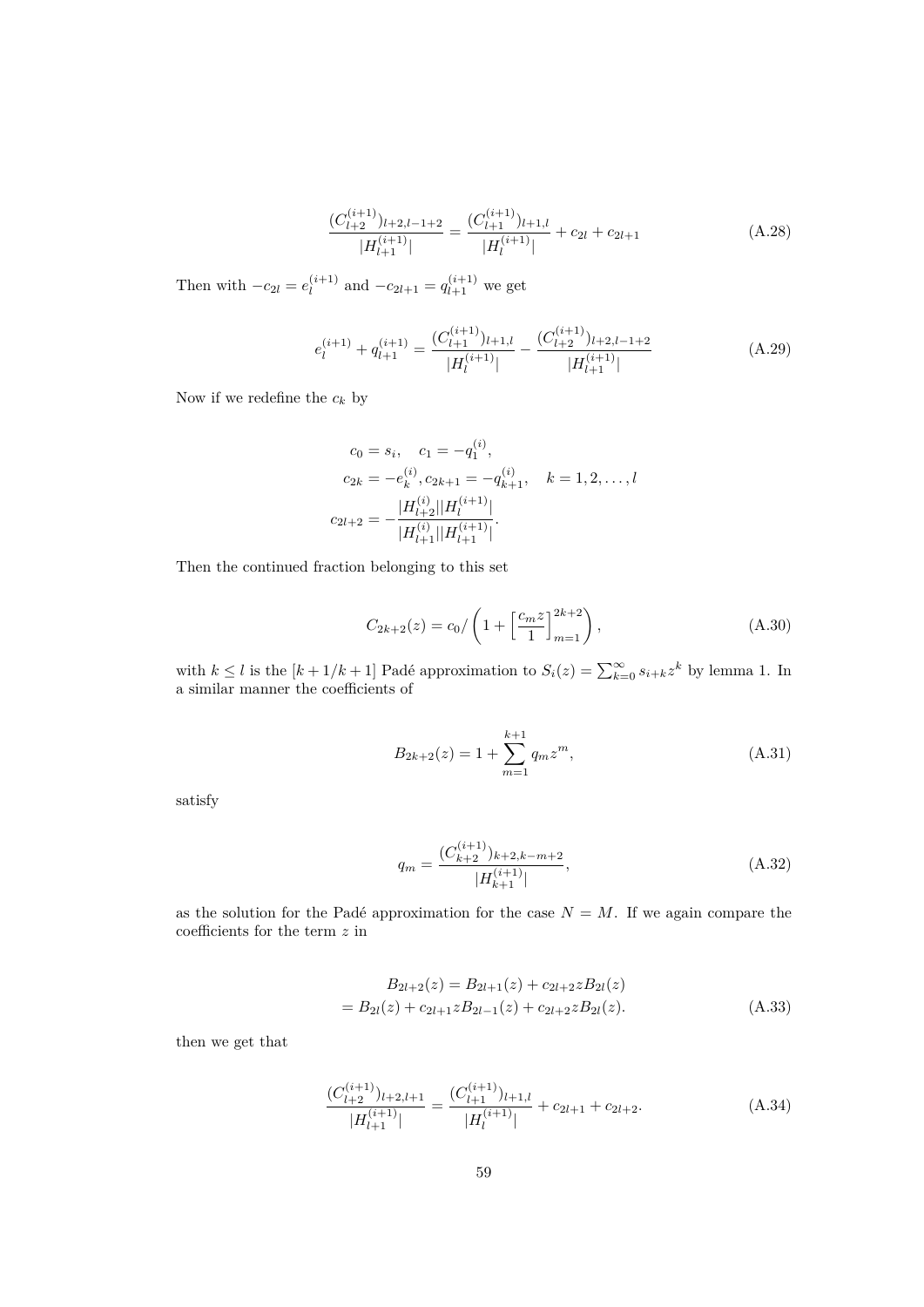$$\frac{(C_{l+2}^{(i+1)})_{l+2,l-1+2}}{|H_{l+1}^{(i+1)}|} = \frac{(C_{l+1}^{(i+1)})_{l+1,l}}{|H_l^{(i+1)}|} + c_{2l} + c_{2l+1} \tag{A.28}$$

Then with $-c_{2l} = e_l^{(i+1)}$ and $-c_{2l+1} = q_{l+1}^{(i+1)}$ we get

$$e_l^{(i+1)} + q_{l+1}^{(i+1)} = \frac{(C_{l+1}^{(i+1)})_{l+1,l}}{|H_l^{(i+1)}|} - \frac{(C_{l+2}^{(i+1)})_{l+2,l-1+2}}{|H_{l+1}^{(i+1)}|} \tag{A.29}$$

Now if we redefine the $c_k$ by

$$\begin{aligned}
c_0 &= s_i, \quad c_1 = -q_1^{(i)}, \\
c_{2k} &= -e_k^{(i)}, c_{2k+1} = -q_{k+1}^{(i)}, \quad k = 1, 2, \ldots, l \\
c_{2l+2} &= -\frac{|H_{l+2}^{(i)}||H_l^{(i+1)}|}{|H_{l+1}^{(i)}||H_{l+1}^{(i+1)}|}.
\end{aligned}$$

Then the continued fraction belonging to this set

$$C_{2k+2}(z) = c_0 / \left(1 + \left[\frac{c_m z}{1}\right]_{m=1}^{2k+2}\right), \tag{A.30}$$

with $k \leq l$ is the $[k+1/k+1]$ Padé approximation to $S_i(z) = \sum_{k=0}^{\infty} s_{i+k} z^k$ by lemma 1. In a similar manner the coefficients of

$$B_{2k+2}(z) = 1 + \sum_{m=1}^{k+1} q_m z^m, \tag{A.31}$$

satisfy

$$q_m = \frac{(C_{k+2}^{(i+1)})_{k+2,k-m+2}}{|H_{k+1}^{(i+1)}|}, \tag{A.32}$$

as the solution for the Padé approximation for the case $N = M$. If we again compare the coefficients for the term $z$ in

$$\begin{aligned}
B_{2l+2}(z) &= B_{2l+1}(z) + c_{2l+2} z B_{2l}(z) \\
&= B_{2l}(z) + c_{2l+1} z B_{2l-1}(z) + c_{2l+2} z B_{2l}(z).
\end{aligned} \tag{A.33}$$

then we get that

$$\frac{(C_{l+2}^{(i+1)})_{l+2,l+1}}{|H_{l+1}^{(i+1)}|} = \frac{(C_{l+1}^{(i+1)})_{l+1,l}}{|H_l^{(i+1)}|} + c_{2l+1} + c_{2l+2}. \tag{A.34}$$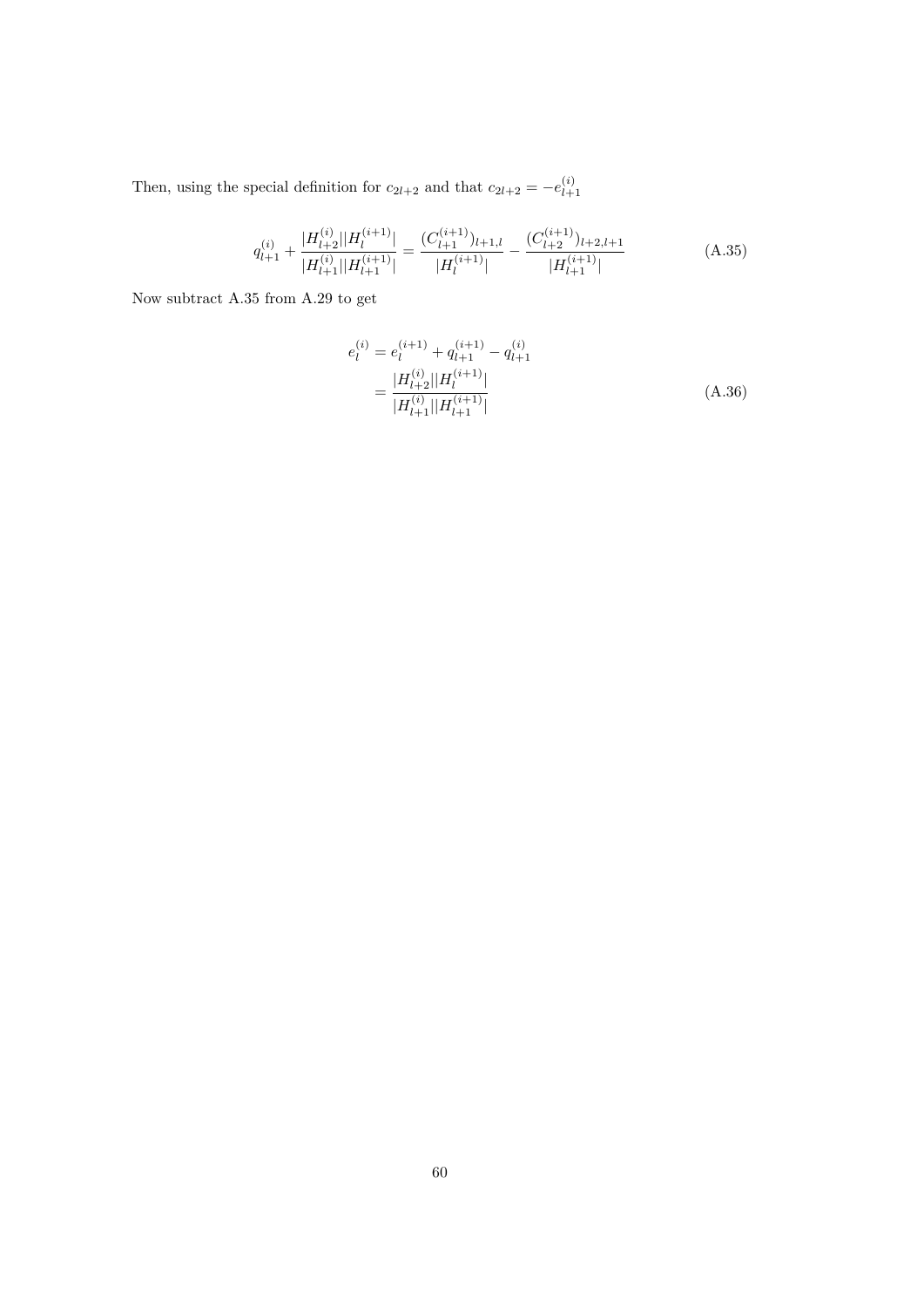Then, using the special definition for $c_{2l+2}$ and that $c_{2l+2} = -e^{(i)}_{l+1}$

$$q^{(i)}_{l+1} + \frac{|H^{(i)}_{l+2}||H^{(i+1)}_{l}|}{|H^{(i)}_{l+1}||H^{(i+1)}_{l+1}|} = \frac{(C^{(i+1)}_{l+1})_{l+1,l}}{|H^{(i+1)}_{l}|} - \frac{(C^{(i+1)}_{l+2})_{l+2,l+1}}{|H^{(i+1)}_{l+1}|} \tag{A.35}$$

Now subtract A.35 from A.29 to get

$$\begin{aligned} e^{(i)}_{l} &= e^{(i+1)}_{l} + q^{(i+1)}_{l+1} - q^{(i)}_{l+1} \\ &= \frac{|H^{(i)}_{l+2}||H^{(i+1)}_{l}|}{|H^{(i)}_{l+1}||H^{(i+1)}_{l+1}|} \end{aligned} \tag{A.36}$$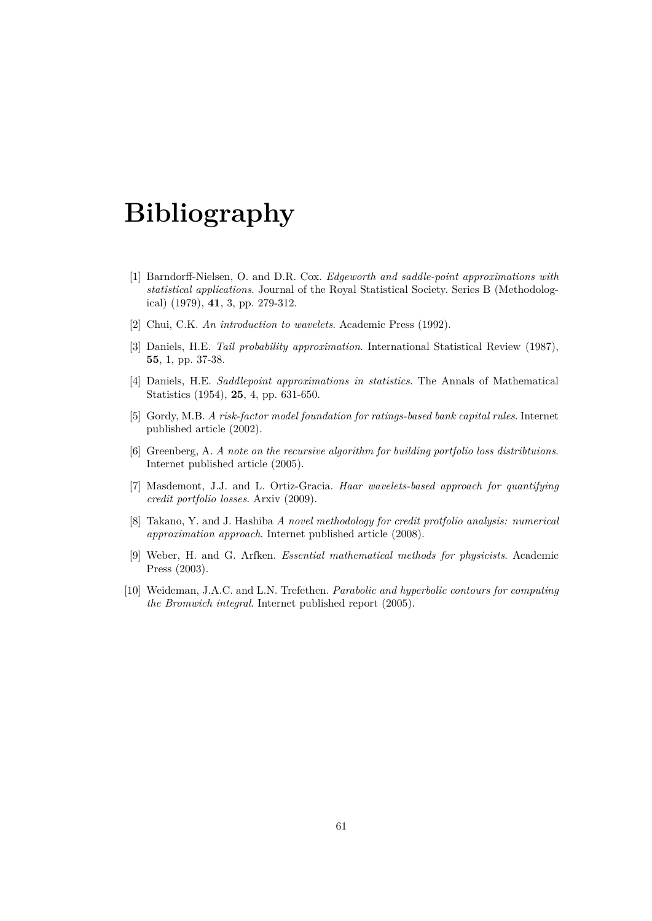# Bibliography

[1] Barndorff-Nielsen, O. and D.R. Cox. *Edgeworth and saddle-point approximations with statistical applications*. Journal of the Royal Statistical Society. Series B (Methodological) (1979), **41**, 3, pp. 279-312.

[2] Chui, C.K. *An introduction to wavelets*. Academic Press (1992).

[3] Daniels, H.E. *Tail probability approximation*. International Statistical Review (1987), **55**, 1, pp. 37-38.

[4] Daniels, H.E. *Saddlepoint approximations in statistics*. The Annals of Mathematical Statistics (1954), **25**, 4, pp. 631-650.

[5] Gordy, M.B. *A risk-factor model foundation for ratings-based bank capital rules*. Internet published article (2002).

[6] Greenberg, A. *A note on the recursive algorithm for building portfolio loss distribtuions*. Internet published article (2005).

[7] Masdemont, J.J. and L. Ortiz-Gracia. *Haar wavelets-based approach for quantifying credit portfolio losses*. Arxiv (2009).

[8] Takano, Y. and J. Hashiba *A novel methodology for credit protfolio analysis: numerical approximation approach*. Internet published article (2008).

[9] Weber, H. and G. Arfken. *Essential mathematical methods for physicists*. Academic Press (2003).

[10] Weideman, J.A.C. and L.N. Trefethen. *Parabolic and hyperbolic contours for computing the Bromwich integral*. Internet published report (2005).